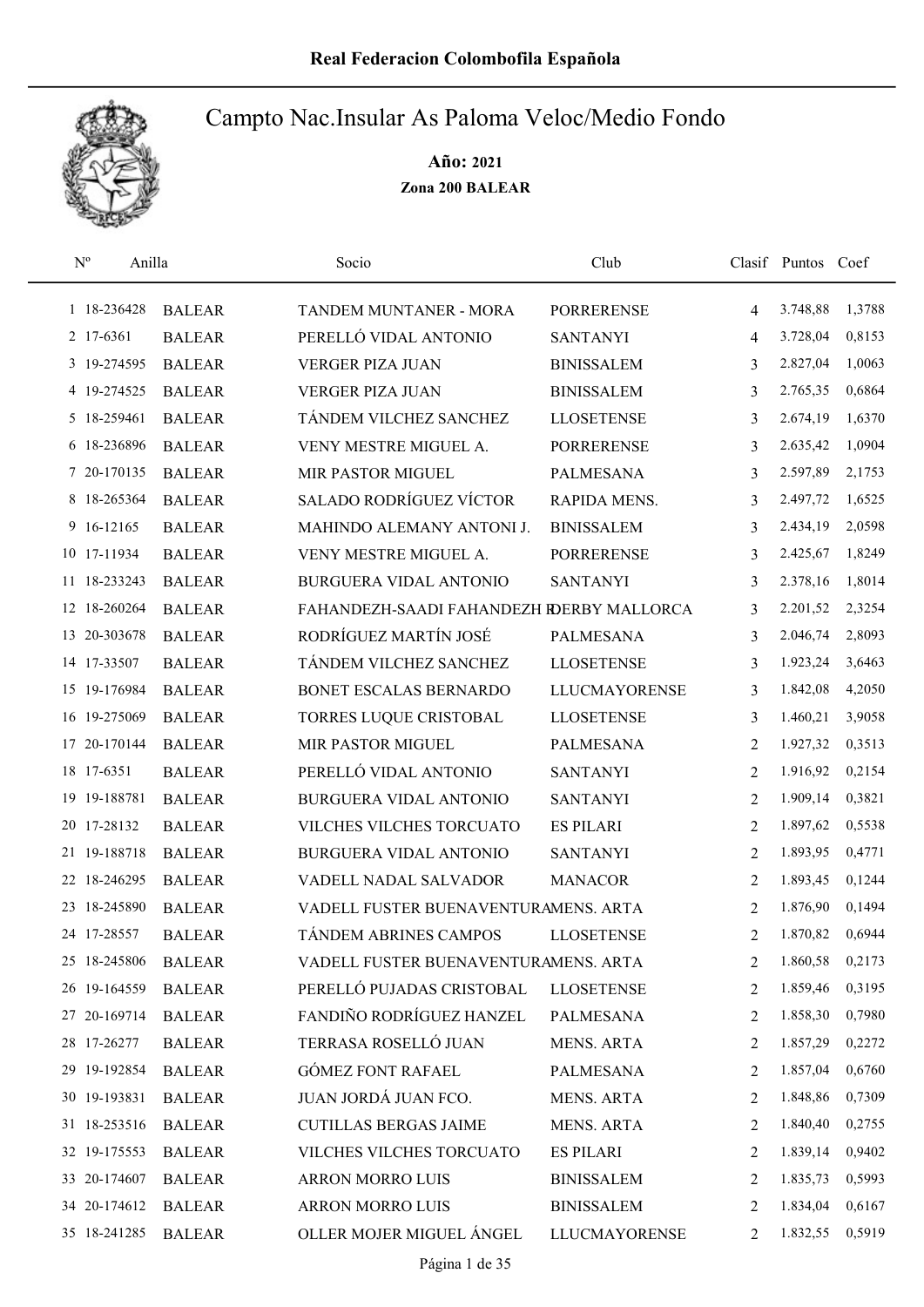**Real Federacion Colombofila Española**

# Campto Nac.Insular As Paloma Veloc/Medio Fondo

**Año: 2021**

**Zona 200 BALEAR**

| Nº | Anilla | | Socio | Club | Clasif | Puntos | Coef |
|---|---|---|---|---|---|---|---|
| 1 | 18-236428 | BALEAR | TANDEM MUNTANER - MORA | PORRERENSE | 4 | 3.748,88 | 1,3788 |
| 2 | 17-6361 | BALEAR | PERELLÓ VIDAL ANTONIO | SANTANYI | 4 | 3.728,04 | 0,8153 |
| 3 | 19-274595 | BALEAR | VERGER PIZA JUAN | BINISSALEM | 3 | 2.827,04 | 1,0063 |
| 4 | 19-274525 | BALEAR | VERGER PIZA JUAN | BINISSALEM | 3 | 2.765,35 | 0,6864 |
| 5 | 18-259461 | BALEAR | TÁNDEM VILCHEZ SANCHEZ | LLOSETENSE | 3 | 2.674,19 | 1,6370 |
| 6 | 18-236896 | BALEAR | VENY MESTRE MIGUEL A. | PORRERENSE | 3 | 2.635,42 | 1,0904 |
| 7 | 20-170135 | BALEAR | MIR PASTOR MIGUEL | PALMESANA | 3 | 2.597,89 | 2,1753 |
| 8 | 18-265364 | BALEAR | SALADO RODRÍGUEZ VÍCTOR | RAPIDA MENS. | 3 | 2.497,72 | 1,6525 |
| 9 | 16-12165 | BALEAR | MAHINDO ALEMANY ANTONI J. | BINISSALEM | 3 | 2.434,19 | 2,0598 |
| 10 | 17-11934 | BALEAR | VENY MESTRE MIGUEL A. | PORRERENSE | 3 | 2.425,67 | 1,8249 |
| 11 | 18-233243 | BALEAR | BURGUERA VIDAL ANTONIO | SANTANYI | 3 | 2.378,16 | 1,8014 |
| 12 | 18-260264 | BALEAR | FAHANDEZH-SAADI FAHANDEZH F | DERBY MALLORCA | 3 | 2.201,52 | 2,3254 |
| 13 | 20-303678 | BALEAR | RODRÍGUEZ MARTÍN JOSÉ | PALMESANA | 3 | 2.046,74 | 2,8093 |
| 14 | 17-33507 | BALEAR | TÁNDEM VILCHEZ SANCHEZ | LLOSETENSE | 3 | 1.923,24 | 3,6463 |
| 15 | 19-176984 | BALEAR | BONET ESCALAS BERNARDO | LLUCMAYORENSE | 3 | 1.842,08 | 4,2050 |
| 16 | 19-275069 | BALEAR | TORRES LUQUE CRISTOBAL | LLOSETENSE | 3 | 1.460,21 | 3,9058 |
| 17 | 20-170144 | BALEAR | MIR PASTOR MIGUEL | PALMESANA | 2 | 1.927,32 | 0,3513 |
| 18 | 17-6351 | BALEAR | PERELLÓ VIDAL ANTONIO | SANTANYI | 2 | 1.916,92 | 0,2154 |
| 19 | 19-188781 | BALEAR | BURGUERA VIDAL ANTONIO | SANTANYI | 2 | 1.909,14 | 0,3821 |
| 20 | 17-28132 | BALEAR | VILCHES VILCHES TORCUATO | ES PILARI | 2 | 1.897,62 | 0,5538 |
| 21 | 19-188718 | BALEAR | BURGUERA VIDAL ANTONIO | SANTANYI | 2 | 1.893,95 | 0,4771 |
| 22 | 18-246295 | BALEAR | VADELL NADAL SALVADOR | MANACOR | 2 | 1.893,45 | 0,1244 |
| 23 | 18-245890 | BALEAR | VADELL FUSTER BUENAVENTURA | MENS. ARTA | 2 | 1.876,90 | 0,1494 |
| 24 | 17-28557 | BALEAR | TÁNDEM ABRINES CAMPOS | LLOSETENSE | 2 | 1.870,82 | 0,6944 |
| 25 | 18-245806 | BALEAR | VADELL FUSTER BUENAVENTURA | MENS. ARTA | 2 | 1.860,58 | 0,2173 |
| 26 | 19-164559 | BALEAR | PERELLÓ PUJADAS CRISTOBAL | LLOSETENSE | 2 | 1.859,46 | 0,3195 |
| 27 | 20-169714 | BALEAR | FANDIÑO RODRÍGUEZ HANZEL | PALMESANA | 2 | 1.858,30 | 0,7980 |
| 28 | 17-26277 | BALEAR | TERRASA ROSELLÓ JUAN | MENS. ARTA | 2 | 1.857,29 | 0,2272 |
| 29 | 19-192854 | BALEAR | GÓMEZ FONT RAFAEL | PALMESANA | 2 | 1.857,04 | 0,6760 |
| 30 | 19-193831 | BALEAR | JUAN JORDÁ JUAN FCO. | MENS. ARTA | 2 | 1.848,86 | 0,7309 |
| 31 | 18-253516 | BALEAR | CUTILLAS BERGAS JAIME | MENS. ARTA | 2 | 1.840,40 | 0,2755 |
| 32 | 19-175553 | BALEAR | VILCHES VILCHES TORCUATO | ES PILARI | 2 | 1.839,14 | 0,9402 |
| 33 | 20-174607 | BALEAR | ARRON MORRO LUIS | BINISSALEM | 2 | 1.835,73 | 0,5993 |
| 34 | 20-174612 | BALEAR | ARRON MORRO LUIS | BINISSALEM | 2 | 1.834,04 | 0,6167 |
| 35 | 18-241285 | BALEAR | OLLER MOJER MIGUEL ÁNGEL | LLUCMAYORENSE | 2 | 1.832,55 | 0,5919 |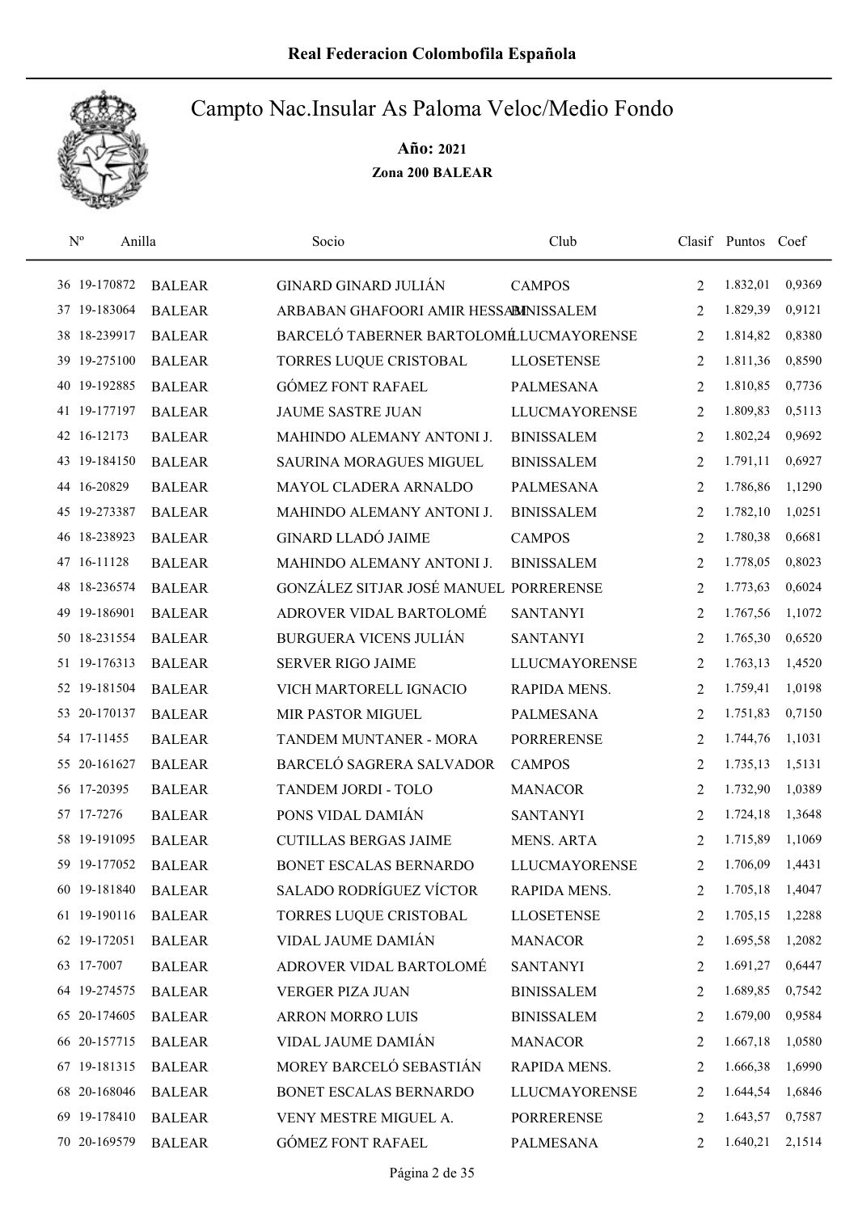# Real Federacion Colombofila Española

## Campto Nac.Insular As Paloma Veloc/Medio Fondo

**Año: 2021**

**Zona 200 BALEAR**

| Nº | Anilla | | Socio | Club | Clasif | Puntos | Coef |
|---|---|---|---|---|---|---|---|
| 36 | 19-170872 | BALEAR | GINARD GINARD JULIÁN | CAMPOS | 2 | 1.832,01 | 0,9369 |
| 37 | 19-183064 | BALEAR | ARBABAN GHAFOORI AMIR HESSAM | BINISSALEM | 2 | 1.829,39 | 0,9121 |
| 38 | 18-239917 | BALEAR | BARCELÓ TABERNER BARTOLOMÉ | LLUCMAYORENSE | 2 | 1.814,82 | 0,8380 |
| 39 | 19-275100 | BALEAR | TORRES LUQUE CRISTOBAL | LLOSETENSE | 2 | 1.811,36 | 0,8590 |
| 40 | 19-192885 | BALEAR | GÓMEZ FONT RAFAEL | PALMESANA | 2 | 1.810,85 | 0,7736 |
| 41 | 19-177197 | BALEAR | JAUME SASTRE JUAN | LLUCMAYORENSE | 2 | 1.809,83 | 0,5113 |
| 42 | 16-12173 | BALEAR | MAHINDO ALEMANY ANTONI J. | BINISSALEM | 2 | 1.802,24 | 0,9692 |
| 43 | 19-184150 | BALEAR | SAURINA MORAGUES MIGUEL | BINISSALEM | 2 | 1.791,11 | 0,6927 |
| 44 | 16-20829 | BALEAR | MAYOL CLADERA ARNALDO | PALMESANA | 2 | 1.786,86 | 1,1290 |
| 45 | 19-273387 | BALEAR | MAHINDO ALEMANY ANTONI J. | BINISSALEM | 2 | 1.782,10 | 1,0251 |
| 46 | 18-238923 | BALEAR | GINARD LLADÓ JAIME | CAMPOS | 2 | 1.780,38 | 0,6681 |
| 47 | 16-11128 | BALEAR | MAHINDO ALEMANY ANTONI J. | BINISSALEM | 2 | 1.778,05 | 0,8023 |
| 48 | 18-236574 | BALEAR | GONZÁLEZ SITJAR JOSÉ MANUEL | PORRERENSE | 2 | 1.773,63 | 0,6024 |
| 49 | 19-186901 | BALEAR | ADROVER VIDAL BARTOLOMÉ | SANTANYI | 2 | 1.767,56 | 1,1072 |
| 50 | 18-231554 | BALEAR | BURGUERA VICENS JULIÁN | SANTANYI | 2 | 1.765,30 | 0,6520 |
| 51 | 19-176313 | BALEAR | SERVER RIGO JAIME | LLUCMAYORENSE | 2 | 1.763,13 | 1,4520 |
| 52 | 19-181504 | BALEAR | VICH MARTORELL IGNACIO | RAPIDA MENS. | 2 | 1.759,41 | 1,0198 |
| 53 | 20-170137 | BALEAR | MIR PASTOR MIGUEL | PALMESANA | 2 | 1.751,83 | 0,7150 |
| 54 | 17-11455 | BALEAR | TANDEM MUNTANER - MORA | PORRERENSE | 2 | 1.744,76 | 1,1031 |
| 55 | 20-161627 | BALEAR | BARCELÓ SAGRERA SALVADOR | CAMPOS | 2 | 1.735,13 | 1,5131 |
| 56 | 17-20395 | BALEAR | TANDEM JORDI - TOLO | MANACOR | 2 | 1.732,90 | 1,0389 |
| 57 | 17-7276 | BALEAR | PONS VIDAL DAMIÁN | SANTANYI | 2 | 1.724,18 | 1,3648 |
| 58 | 19-191095 | BALEAR | CUTILLAS BERGAS JAIME | MENS. ARTA | 2 | 1.715,89 | 1,1069 |
| 59 | 19-177052 | BALEAR | BONET ESCALAS BERNARDO | LLUCMAYORENSE | 2 | 1.706,09 | 1,4431 |
| 60 | 19-181840 | BALEAR | SALADO RODRÍGUEZ VÍCTOR | RAPIDA MENS. | 2 | 1.705,18 | 1,4047 |
| 61 | 19-190116 | BALEAR | TORRES LUQUE CRISTOBAL | LLOSETENSE | 2 | 1.705,15 | 1,2288 |
| 62 | 19-172051 | BALEAR | VIDAL JAUME DAMIÁN | MANACOR | 2 | 1.695,58 | 1,2082 |
| 63 | 17-7007 | BALEAR | ADROVER VIDAL BARTOLOMÉ | SANTANYI | 2 | 1.691,27 | 0,6447 |
| 64 | 19-274575 | BALEAR | VERGER PIZA JUAN | BINISSALEM | 2 | 1.689,85 | 0,7542 |
| 65 | 20-174605 | BALEAR | ARRON MORRO LUIS | BINISSALEM | 2 | 1.679,00 | 0,9584 |
| 66 | 20-157715 | BALEAR | VIDAL JAUME DAMIÁN | MANACOR | 2 | 1.667,18 | 1,0580 |
| 67 | 19-181315 | BALEAR | MOREY BARCELÓ SEBASTIÁN | RAPIDA MENS. | 2 | 1.666,38 | 1,6990 |
| 68 | 20-168046 | BALEAR | BONET ESCALAS BERNARDO | LLUCMAYORENSE | 2 | 1.644,54 | 1,6846 |
| 69 | 19-178410 | BALEAR | VENY MESTRE MIGUEL A. | PORRERENSE | 2 | 1.643,57 | 0,7587 |
| 70 | 20-169579 | BALEAR | GÓMEZ FONT RAFAEL | PALMESANA | 2 | 1.640,21 | 2,1514 |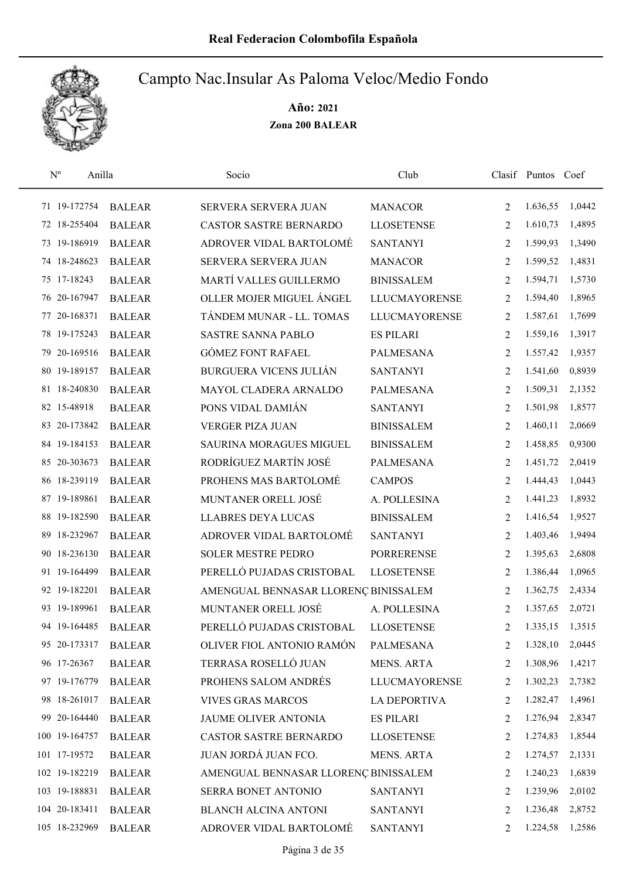# Real Federacion Colombofila Española

## Campto Nac.Insular As Paloma Veloc/Medio Fondo

**Año: 2021**

**Zona 200 BALEAR**

| Nº | Anilla | | Socio | Club | Clasif | Puntos | Coef |
|---|---|---|---|---|---|---|---|
| 71 | 19-172754 | BALEAR | SERVERA SERVERA JUAN | MANACOR | 2 | 1.636,55 | 1,0442 |
| 72 | 18-255404 | BALEAR | CASTOR SASTRE BERNARDO | LLOSETENSE | 2 | 1.610,73 | 1,4895 |
| 73 | 19-186919 | BALEAR | ADROVER VIDAL BARTOLOMÉ | SANTANYI | 2 | 1.599,93 | 1,3490 |
| 74 | 18-248623 | BALEAR | SERVERA SERVERA JUAN | MANACOR | 2 | 1.599,52 | 1,4831 |
| 75 | 17-18243 | BALEAR | MARTÍ VALLES GUILLERMO | BINISSALEM | 2 | 1.594,71 | 1,5730 |
| 76 | 20-167947 | BALEAR | OLLER MOJER MIGUEL ÁNGEL | LLUCMAYORENSE | 2 | 1.594,40 | 1,8965 |
| 77 | 20-168371 | BALEAR | TÁNDEM MUNAR - LL. TOMAS | LLUCMAYORENSE | 2 | 1.587,61 | 1,7699 |
| 78 | 19-175243 | BALEAR | SASTRE SANNA PABLO | ES PILARI | 2 | 1.559,16 | 1,3917 |
| 79 | 20-169516 | BALEAR | GÓMEZ FONT RAFAEL | PALMESANA | 2 | 1.557,42 | 1,9357 |
| 80 | 19-189157 | BALEAR | BURGUERA VICENS JULIÁN | SANTANYI | 2 | 1.541,60 | 0,8939 |
| 81 | 18-240830 | BALEAR | MAYOL CLADERA ARNALDO | PALMESANA | 2 | 1.509,31 | 2,1352 |
| 82 | 15-48918 | BALEAR | PONS VIDAL DAMIÁN | SANTANYI | 2 | 1.501,98 | 1,8577 |
| 83 | 20-173842 | BALEAR | VERGER PIZA JUAN | BINISSALEM | 2 | 1.460,11 | 2,0669 |
| 84 | 19-184153 | BALEAR | SAURINA MORAGUES MIGUEL | BINISSALEM | 2 | 1.458,85 | 0,9300 |
| 85 | 20-303673 | BALEAR | RODRÍGUEZ MARTÍN JOSÉ | PALMESANA | 2 | 1.451,72 | 2,0419 |
| 86 | 18-239119 | BALEAR | PROHENS MAS BARTOLOMÉ | CAMPOS | 2 | 1.444,43 | 1,0443 |
| 87 | 19-189861 | BALEAR | MUNTANER ORELL JOSÉ | A. POLLESINA | 2 | 1.441,23 | 1,8932 |
| 88 | 19-182590 | BALEAR | LLABRES DEYA LUCAS | BINISSALEM | 2 | 1.416,54 | 1,9527 |
| 89 | 18-232967 | BALEAR | ADROVER VIDAL BARTOLOMÉ | SANTANYI | 2 | 1.403,46 | 1,9494 |
| 90 | 18-236130 | BALEAR | SOLER MESTRE PEDRO | PORRERENSE | 2 | 1.395,63 | 2,6808 |
| 91 | 19-164499 | BALEAR | PERELLÓ PUJADAS CRISTOBAL | LLOSETENSE | 2 | 1.386,44 | 1,0965 |
| 92 | 19-182201 | BALEAR | AMENGUAL BENNASAR LLORENÇ | BINISSALEM | 2 | 1.362,75 | 2,4334 |
| 93 | 19-189961 | BALEAR | MUNTANER ORELL JOSÉ | A. POLLESINA | 2 | 1.357,65 | 2,0721 |
| 94 | 19-164485 | BALEAR | PERELLÓ PUJADAS CRISTOBAL | LLOSETENSE | 2 | 1.335,15 | 1,3515 |
| 95 | 20-173317 | BALEAR | OLIVER FIOL ANTONIO RAMÓN | PALMESANA | 2 | 1.328,10 | 2,0445 |
| 96 | 17-26367 | BALEAR | TERRASA ROSELLÓ JUAN | MENS. ARTA | 2 | 1.308,96 | 1,4217 |
| 97 | 19-176779 | BALEAR | PROHENS SALOM ANDRÉS | LLUCMAYORENSE | 2 | 1.302,23 | 2,7382 |
| 98 | 18-261017 | BALEAR | VIVES GRAS MARCOS | LA DEPORTIVA | 2 | 1.282,47 | 1,4961 |
| 99 | 20-164440 | BALEAR | JAUME OLIVER ANTONIA | ES PILARI | 2 | 1.276,94 | 2,8347 |
| 100 | 19-164757 | BALEAR | CASTOR SASTRE BERNARDO | LLOSETENSE | 2 | 1.274,83 | 1,8544 |
| 101 | 17-19572 | BALEAR | JUAN JORDÁ JUAN FCO. | MENS. ARTA | 2 | 1.274,57 | 2,1331 |
| 102 | 19-182219 | BALEAR | AMENGUAL BENNASAR LLORENÇ | BINISSALEM | 2 | 1.240,23 | 1,6839 |
| 103 | 19-188831 | BALEAR | SERRA BONET ANTONIO | SANTANYI | 2 | 1.239,96 | 2,0102 |
| 104 | 20-183411 | BALEAR | BLANCH ALCINA ANTONI | SANTANYI | 2 | 1.236,48 | 2,8752 |
| 105 | 18-232969 | BALEAR | ADROVER VIDAL BARTOLOMÉ | SANTANYI | 2 | 1.224,58 | 1,2586 |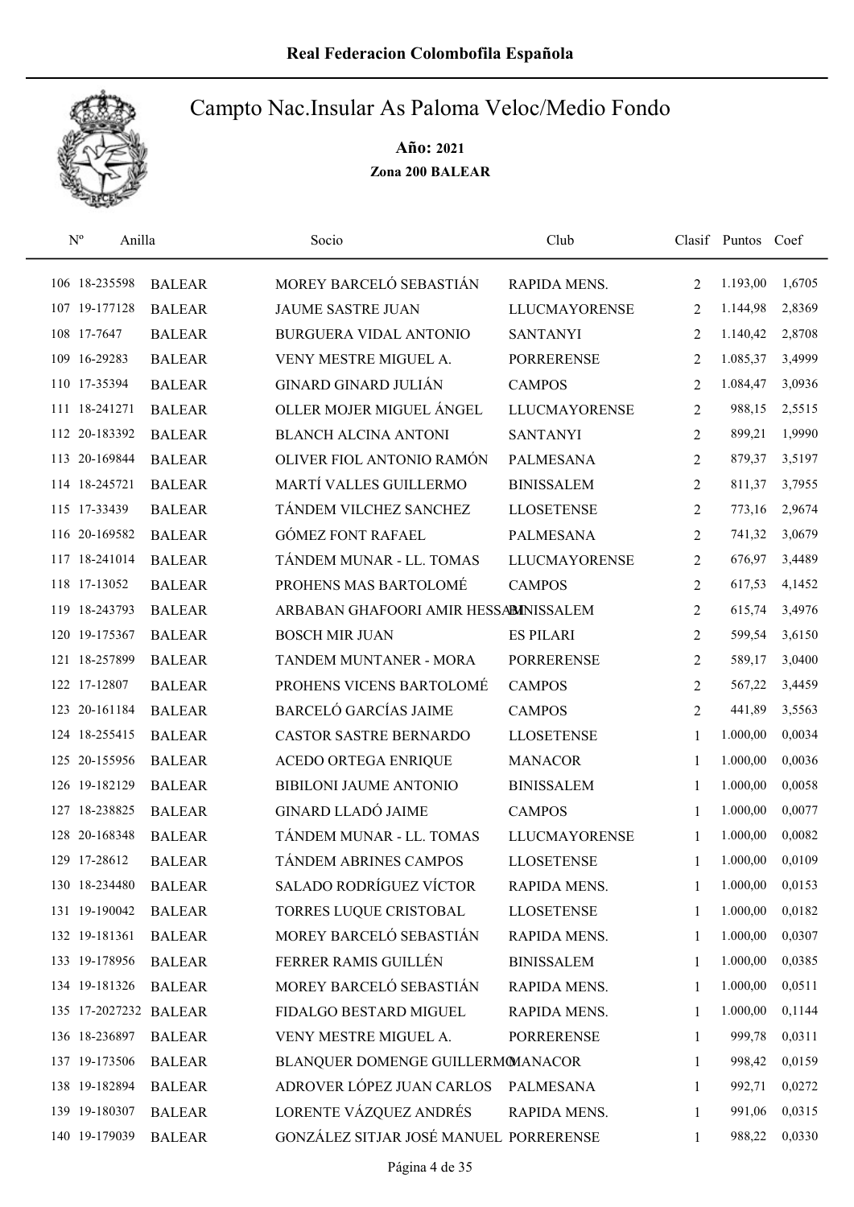# Real Federacion Colombofila Española

## Campto Nac.Insular As Paloma Veloc/Medio Fondo

**Año: 2021**

**Zona 200 BALEAR**

| Nº | Anilla | | Socio | Club | Clasif | Puntos | Coef |
|---|---|---|---|---|---|---|---|
| 106 | 18-235598 | BALEAR | MOREY BARCELÓ SEBASTIÁN | RAPIDA MENS. | 2 | 1.193,00 | 1,6705 |
| 107 | 19-177128 | BALEAR | JAUME SASTRE JUAN | LLUCMAYORENSE | 2 | 1.144,98 | 2,8369 |
| 108 | 17-7647 | BALEAR | BURGUERA VIDAL ANTONIO | SANTANYI | 2 | 1.140,42 | 2,8708 |
| 109 | 16-29283 | BALEAR | VENY MESTRE MIGUEL A. | PORRERENSE | 2 | 1.085,37 | 3,4999 |
| 110 | 17-35394 | BALEAR | GINARD GINARD JULIÁN | CAMPOS | 2 | 1.084,47 | 3,0936 |
| 111 | 18-241271 | BALEAR | OLLER MOJER MIGUEL ÁNGEL | LLUCMAYORENSE | 2 | 988,15 | 2,5515 |
| 112 | 20-183392 | BALEAR | BLANCH ALCINA ANTONI | SANTANYI | 2 | 899,21 | 1,9990 |
| 113 | 20-169844 | BALEAR | OLIVER FIOL ANTONIO RAMÓN | PALMESANA | 2 | 879,37 | 3,5197 |
| 114 | 18-245721 | BALEAR | MARTÍ VALLES GUILLERMO | BINISSALEM | 2 | 811,37 | 3,7955 |
| 115 | 17-33439 | BALEAR | TÁNDEM VILCHEZ SANCHEZ | LLOSETENSE | 2 | 773,16 | 2,9674 |
| 116 | 20-169582 | BALEAR | GÓMEZ FONT RAFAEL | PALMESANA | 2 | 741,32 | 3,0679 |
| 117 | 18-241014 | BALEAR | TÁNDEM MUNAR - LL. TOMAS | LLUCMAYORENSE | 2 | 676,97 | 3,4489 |
| 118 | 17-13052 | BALEAR | PROHENS MAS BARTOLOMÉ | CAMPOS | 2 | 617,53 | 4,1452 |
| 119 | 18-243793 | BALEAR | ARBABAN GHAFOORI AMIR HESSAM | BINISSALEM | 2 | 615,74 | 3,4976 |
| 120 | 19-175367 | BALEAR | BOSCH MIR JUAN | ES PILARI | 2 | 599,54 | 3,6150 |
| 121 | 18-257899 | BALEAR | TANDEM MUNTANER - MORA | PORRERENSE | 2 | 589,17 | 3,0400 |
| 122 | 17-12807 | BALEAR | PROHENS VICENS BARTOLOMÉ | CAMPOS | 2 | 567,22 | 3,4459 |
| 123 | 20-161184 | BALEAR | BARCELÓ GARCÍAS JAIME | CAMPOS | 2 | 441,89 | 3,5563 |
| 124 | 18-255415 | BALEAR | CASTOR SASTRE BERNARDO | LLOSETENSE | 1 | 1.000,00 | 0,0034 |
| 125 | 20-155956 | BALEAR | ACEDO ORTEGA ENRIQUE | MANACOR | 1 | 1.000,00 | 0,0036 |
| 126 | 19-182129 | BALEAR | BIBILONI JAUME ANTONIO | BINISSALEM | 1 | 1.000,00 | 0,0058 |
| 127 | 18-238825 | BALEAR | GINARD LLADÓ JAIME | CAMPOS | 1 | 1.000,00 | 0,0077 |
| 128 | 20-168348 | BALEAR | TÁNDEM MUNAR - LL. TOMAS | LLUCMAYORENSE | 1 | 1.000,00 | 0,0082 |
| 129 | 17-28612 | BALEAR | TÁNDEM ABRINES CAMPOS | LLOSETENSE | 1 | 1.000,00 | 0,0109 |
| 130 | 18-234480 | BALEAR | SALADO RODRÍGUEZ VÍCTOR | RAPIDA MENS. | 1 | 1.000,00 | 0,0153 |
| 131 | 19-190042 | BALEAR | TORRES LUQUE CRISTOBAL | LLOSETENSE | 1 | 1.000,00 | 0,0182 |
| 132 | 19-181361 | BALEAR | MOREY BARCELÓ SEBASTIÁN | RAPIDA MENS. | 1 | 1.000,00 | 0,0307 |
| 133 | 19-178956 | BALEAR | FERRER RAMIS GUILLÉN | BINISSALEM | 1 | 1.000,00 | 0,0385 |
| 134 | 19-181326 | BALEAR | MOREY BARCELÓ SEBASTIÁN | RAPIDA MENS. | 1 | 1.000,00 | 0,0511 |
| 135 | 17-2027232 | BALEAR | FIDALGO BESTARD MIGUEL | RAPIDA MENS. | 1 | 1.000,00 | 0,1144 |
| 136 | 18-236897 | BALEAR | VENY MESTRE MIGUEL A. | PORRERENSE | 1 | 999,78 | 0,0311 |
| 137 | 19-173506 | BALEAR | BLANQUER DOMENGE GUILLERMO | MANACOR | 1 | 998,42 | 0,0159 |
| 138 | 19-182894 | BALEAR | ADROVER LÓPEZ JUAN CARLOS | PALMESANA | 1 | 992,71 | 0,0272 |
| 139 | 19-180307 | BALEAR | LORENTE VÁZQUEZ ANDRÉS | RAPIDA MENS. | 1 | 991,06 | 0,0315 |
| 140 | 19-179039 | BALEAR | GONZÁLEZ SITJAR JOSÉ MANUEL | PORRERENSE | 1 | 988,22 | 0,0330 |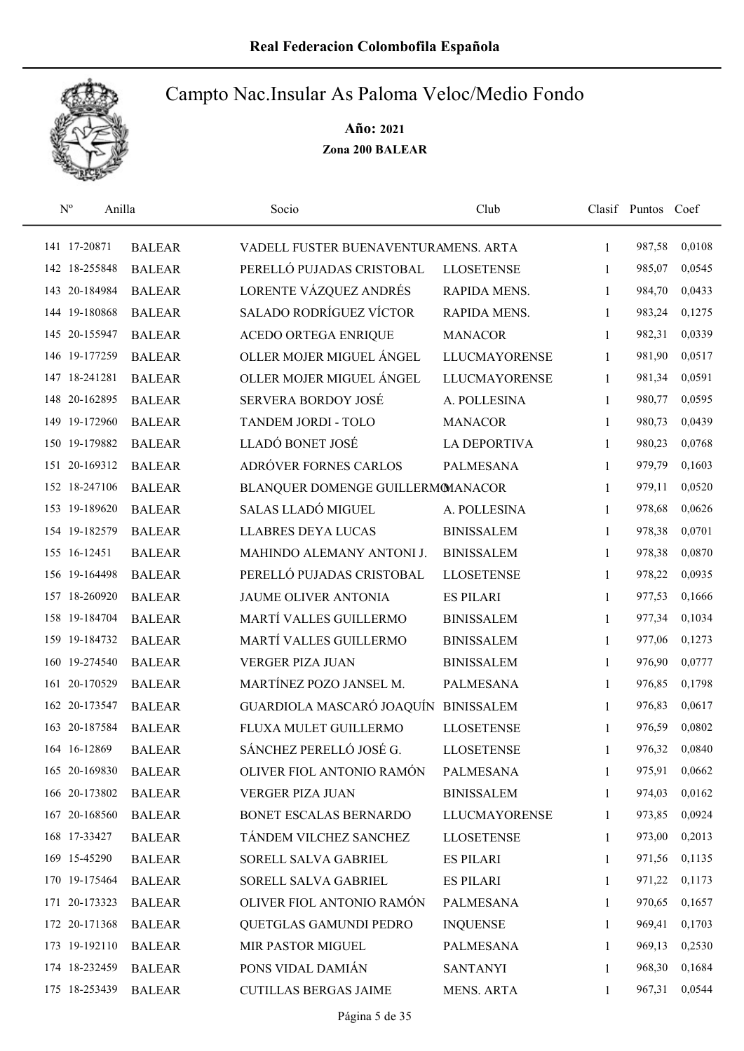# Real Federacion Colombofila Española

## Campto Nac.Insular As Paloma Veloc/Medio Fondo

**Año: 2021**

**Zona 200 BALEAR**

| Nº | Anilla | | Socio | Club | Clasif | Puntos | Coef |
|---|---|---|---|---|---|---|---|
| 141 | 17-20871 | BALEAR | VADELL FUSTER BUENAVENTURA | MENS. ARTA | 1 | 987,58 | 0,0108 |
| 142 | 18-255848 | BALEAR | PERELLÓ PUJADAS CRISTOBAL | LLOSETENSE | 1 | 985,07 | 0,0545 |
| 143 | 20-184984 | BALEAR | LORENTE VÁZQUEZ ANDRÉS | RAPIDA MENS. | 1 | 984,70 | 0,0433 |
| 144 | 19-180868 | BALEAR | SALADO RODRÍGUEZ VÍCTOR | RAPIDA MENS. | 1 | 983,24 | 0,1275 |
| 145 | 20-155947 | BALEAR | ACEDO ORTEGA ENRIQUE | MANACOR | 1 | 982,31 | 0,0339 |
| 146 | 19-177259 | BALEAR | OLLER MOJER MIGUEL ÁNGEL | LLUCMAYORENSE | 1 | 981,90 | 0,0517 |
| 147 | 18-241281 | BALEAR | OLLER MOJER MIGUEL ÁNGEL | LLUCMAYORENSE | 1 | 981,34 | 0,0591 |
| 148 | 20-162895 | BALEAR | SERVERA BORDOY JOSÉ | A. POLLESINA | 1 | 980,77 | 0,0595 |
| 149 | 19-172960 | BALEAR | TANDEM JORDI - TOLO | MANACOR | 1 | 980,73 | 0,0439 |
| 150 | 19-179882 | BALEAR | LLADÓ BONET JOSÉ | LA DEPORTIVA | 1 | 980,23 | 0,0768 |
| 151 | 20-169312 | BALEAR | ADRÓVER FORNES CARLOS | PALMESANA | 1 | 979,79 | 0,1603 |
| 152 | 18-247106 | BALEAR | BLANQUER DOMENGE GUILLERMO | MANACOR | 1 | 979,11 | 0,0520 |
| 153 | 19-189620 | BALEAR | SALAS LLADÓ MIGUEL | A. POLLESINA | 1 | 978,68 | 0,0626 |
| 154 | 19-182579 | BALEAR | LLABRES DEYA LUCAS | BINISSALEM | 1 | 978,38 | 0,0701 |
| 155 | 16-12451 | BALEAR | MAHINDO ALEMANY ANTONI J. | BINISSALEM | 1 | 978,38 | 0,0870 |
| 156 | 19-164498 | BALEAR | PERELLÓ PUJADAS CRISTOBAL | LLOSETENSE | 1 | 978,22 | 0,0935 |
| 157 | 18-260920 | BALEAR | JAUME OLIVER ANTONIA | ES PILARI | 1 | 977,53 | 0,1666 |
| 158 | 19-184704 | BALEAR | MARTÍ VALLES GUILLERMO | BINISSALEM | 1 | 977,34 | 0,1034 |
| 159 | 19-184732 | BALEAR | MARTÍ VALLES GUILLERMO | BINISSALEM | 1 | 977,06 | 0,1273 |
| 160 | 19-274540 | BALEAR | VERGER PIZA JUAN | BINISSALEM | 1 | 976,90 | 0,0777 |
| 161 | 20-170529 | BALEAR | MARTÍNEZ POZO JANSEL M. | PALMESANA | 1 | 976,85 | 0,1798 |
| 162 | 20-173547 | BALEAR | GUARDIOLA MASCARÓ JOAQUÍN | BINISSALEM | 1 | 976,83 | 0,0617 |
| 163 | 20-187584 | BALEAR | FLUXA MULET GUILLERMO | LLOSETENSE | 1 | 976,59 | 0,0802 |
| 164 | 16-12869 | BALEAR | SÁNCHEZ PERELLÓ JOSÉ G. | LLOSETENSE | 1 | 976,32 | 0,0840 |
| 165 | 20-169830 | BALEAR | OLIVER FIOL ANTONIO RAMÓN | PALMESANA | 1 | 975,91 | 0,0662 |
| 166 | 20-173802 | BALEAR | VERGER PIZA JUAN | BINISSALEM | 1 | 974,03 | 0,0162 |
| 167 | 20-168560 | BALEAR | BONET ESCALAS BERNARDO | LLUCMAYORENSE | 1 | 973,85 | 0,0924 |
| 168 | 17-33427 | BALEAR | TÁNDEM VILCHEZ SANCHEZ | LLOSETENSE | 1 | 973,00 | 0,2013 |
| 169 | 15-45290 | BALEAR | SORELL SALVA GABRIEL | ES PILARI | 1 | 971,56 | 0,1135 |
| 170 | 19-175464 | BALEAR | SORELL SALVA GABRIEL | ES PILARI | 1 | 971,22 | 0,1173 |
| 171 | 20-173323 | BALEAR | OLIVER FIOL ANTONIO RAMÓN | PALMESANA | 1 | 970,65 | 0,1657 |
| 172 | 20-171368 | BALEAR | QUETGLAS GAMUNDI PEDRO | INQUENSE | 1 | 969,41 | 0,1703 |
| 173 | 19-192110 | BALEAR | MIR PASTOR MIGUEL | PALMESANA | 1 | 969,13 | 0,2530 |
| 174 | 18-232459 | BALEAR | PONS VIDAL DAMIÁN | SANTANYI | 1 | 968,30 | 0,1684 |
| 175 | 18-253439 | BALEAR | CUTILLAS BERGAS JAIME | MENS. ARTA | 1 | 967,31 | 0,0544 |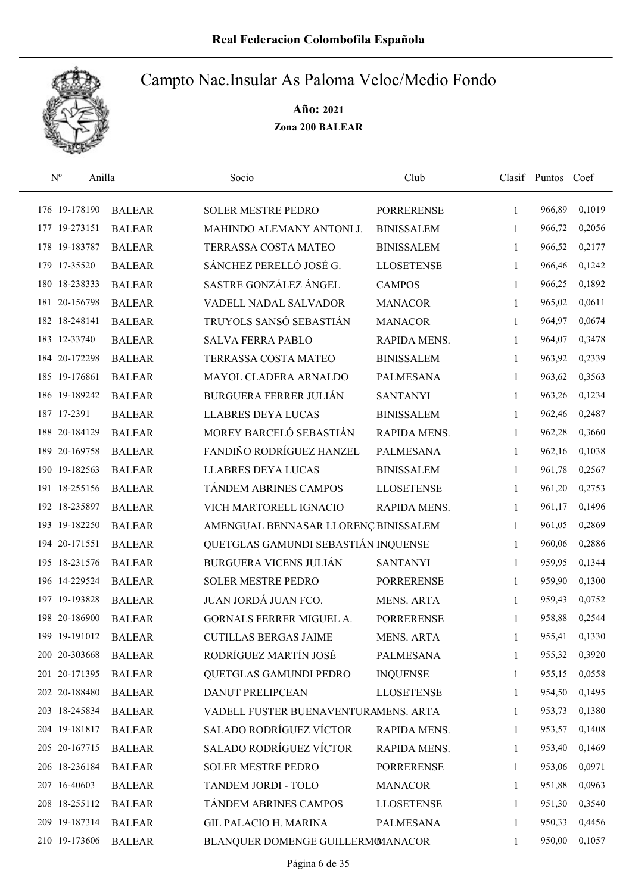# Real Federacion Colombofila Española

## Campto Nac.Insular As Paloma Veloc/Medio Fondo

**Año: 2021**

**Zona 200 BALEAR**

| Nº | Anilla | | Socio | Club | Clasif | Puntos | Coef |
|---|---|---|---|---|---|---|---|
| 176 | 19-178190 | BALEAR | SOLER MESTRE PEDRO | PORRERENSE | 1 | 966,89 | 0,1019 |
| 177 | 19-273151 | BALEAR | MAHINDO ALEMANY ANTONI J. | BINISSALEM | 1 | 966,72 | 0,2056 |
| 178 | 19-183787 | BALEAR | TERRASSA COSTA MATEO | BINISSALEM | 1 | 966,52 | 0,2177 |
| 179 | 17-35520 | BALEAR | SÁNCHEZ PERELLÓ JOSÉ G. | LLOSETENSE | 1 | 966,46 | 0,1242 |
| 180 | 18-238333 | BALEAR | SASTRE GONZÁLEZ ÁNGEL | CAMPOS | 1 | 966,25 | 0,1892 |
| 181 | 20-156798 | BALEAR | VADELL NADAL SALVADOR | MANACOR | 1 | 965,02 | 0,0611 |
| 182 | 18-248141 | BALEAR | TRUYOLS SANSÓ SEBASTIÁN | MANACOR | 1 | 964,97 | 0,0674 |
| 183 | 12-33740 | BALEAR | SALVA FERRA PABLO | RAPIDA MENS. | 1 | 964,07 | 0,3478 |
| 184 | 20-172298 | BALEAR | TERRASSA COSTA MATEO | BINISSALEM | 1 | 963,92 | 0,2339 |
| 185 | 19-176861 | BALEAR | MAYOL CLADERA ARNALDO | PALMESANA | 1 | 963,62 | 0,3563 |
| 186 | 19-189242 | BALEAR | BURGUERA FERRER JULIÁN | SANTANYI | 1 | 963,26 | 0,1234 |
| 187 | 17-2391 | BALEAR | LLABRES DEYA LUCAS | BINISSALEM | 1 | 962,46 | 0,2487 |
| 188 | 20-184129 | BALEAR | MOREY BARCELÓ SEBASTIÁN | RAPIDA MENS. | 1 | 962,28 | 0,3660 |
| 189 | 20-169758 | BALEAR | FANDIÑO RODRÍGUEZ HANZEL | PALMESANA | 1 | 962,16 | 0,1038 |
| 190 | 19-182563 | BALEAR | LLABRES DEYA LUCAS | BINISSALEM | 1 | 961,78 | 0,2567 |
| 191 | 18-255156 | BALEAR | TÁNDEM ABRINES CAMPOS | LLOSETENSE | 1 | 961,20 | 0,2753 |
| 192 | 18-235897 | BALEAR | VICH MARTORELL IGNACIO | RAPIDA MENS. | 1 | 961,17 | 0,1496 |
| 193 | 19-182250 | BALEAR | AMENGUAL BENNASAR LLORENÇ | BINISSALEM | 1 | 961,05 | 0,2869 |
| 194 | 20-171551 | BALEAR | QUETGLAS GAMUNDI SEBASTIÁN | INQUENSE | 1 | 960,06 | 0,2886 |
| 195 | 18-231576 | BALEAR | BURGUERA VICENS JULIÁN | SANTANYI | 1 | 959,95 | 0,1344 |
| 196 | 14-229524 | BALEAR | SOLER MESTRE PEDRO | PORRERENSE | 1 | 959,90 | 0,1300 |
| 197 | 19-193828 | BALEAR | JUAN JORDÁ JUAN FCO. | MENS. ARTA | 1 | 959,43 | 0,0752 |
| 198 | 20-186900 | BALEAR | GORNALS FERRER MIGUEL A. | PORRERENSE | 1 | 958,88 | 0,2544 |
| 199 | 19-191012 | BALEAR | CUTILLAS BERGAS JAIME | MENS. ARTA | 1 | 955,41 | 0,1330 |
| 200 | 20-303668 | BALEAR | RODRÍGUEZ MARTÍN JOSÉ | PALMESANA | 1 | 955,32 | 0,3920 |
| 201 | 20-171395 | BALEAR | QUETGLAS GAMUNDI PEDRO | INQUENSE | 1 | 955,15 | 0,0558 |
| 202 | 20-188480 | BALEAR | DANUT PRELIPCEAN | LLOSETENSE | 1 | 954,50 | 0,1495 |
| 203 | 18-245834 | BALEAR | VADELL FUSTER BUENAVENTURA | MENS. ARTA | 1 | 953,73 | 0,1380 |
| 204 | 19-181817 | BALEAR | SALADO RODRÍGUEZ VÍCTOR | RAPIDA MENS. | 1 | 953,57 | 0,1408 |
| 205 | 20-167715 | BALEAR | SALADO RODRÍGUEZ VÍCTOR | RAPIDA MENS. | 1 | 953,40 | 0,1469 |
| 206 | 18-236184 | BALEAR | SOLER MESTRE PEDRO | PORRERENSE | 1 | 953,06 | 0,0971 |
| 207 | 16-40603 | BALEAR | TANDEM JORDI - TOLO | MANACOR | 1 | 951,88 | 0,0963 |
| 208 | 18-255112 | BALEAR | TÁNDEM ABRINES CAMPOS | LLOSETENSE | 1 | 951,30 | 0,3540 |
| 209 | 19-187314 | BALEAR | GIL PALACIO H. MARINA | PALMESANA | 1 | 950,33 | 0,4456 |
| 210 | 19-173606 | BALEAR | BLANQUER DOMENGE GUILLERMO | MANACOR | 1 | 950,00 | 0,1057 |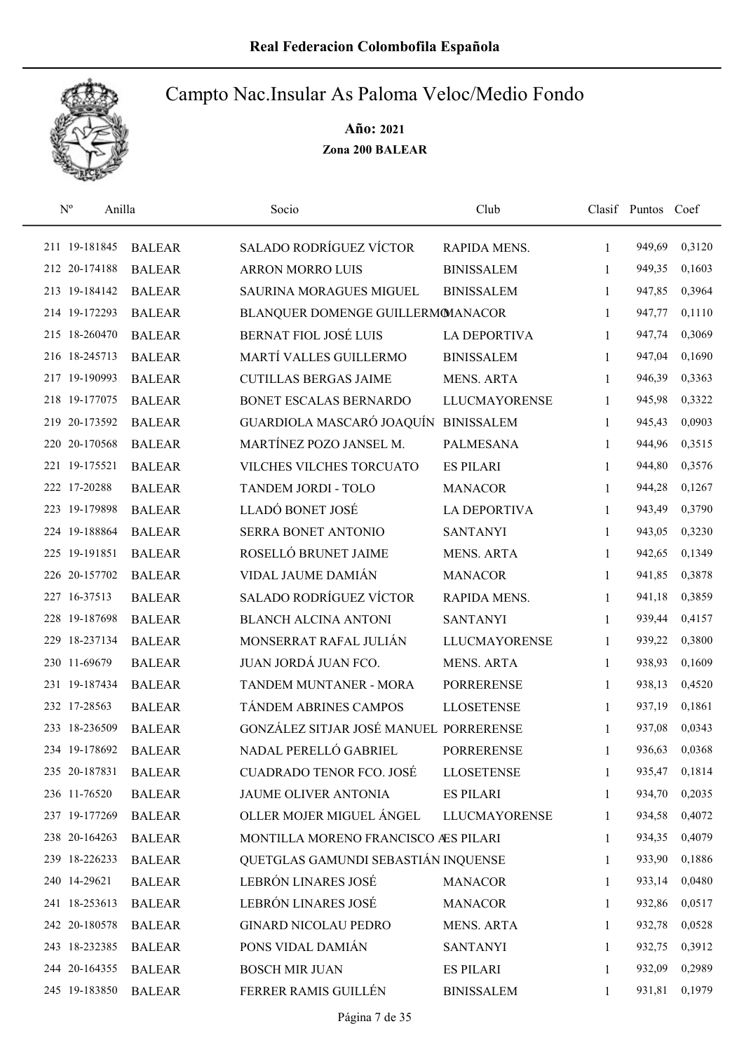# Real Federacion Colombofila Española

## Campto Nac.Insular As Paloma Veloc/Medio Fondo

**Año: 2021**

**Zona 200 BALEAR**

| Nº | Anilla | | Socio | Club | Clasif | Puntos | Coef |
|---|---|---|---|---|---|---|---|
| 211 | 19-181845 | BALEAR | SALADO RODRÍGUEZ VÍCTOR | RAPIDA MENS. | 1 | 949,69 | 0,3120 |
| 212 | 20-174188 | BALEAR | ARRON MORRO LUIS | BINISSALEM | 1 | 949,35 | 0,1603 |
| 213 | 19-184142 | BALEAR | SAURINA MORAGUES MIGUEL | BINISSALEM | 1 | 947,85 | 0,3964 |
| 214 | 19-172293 | BALEAR | BLANQUER DOMENGE GUILLERMO | MANACOR | 1 | 947,77 | 0,1110 |
| 215 | 18-260470 | BALEAR | BERNAT FIOL JOSÉ LUIS | LA DEPORTIVA | 1 | 947,74 | 0,3069 |
| 216 | 18-245713 | BALEAR | MARTÍ VALLES GUILLERMO | BINISSALEM | 1 | 947,04 | 0,1690 |
| 217 | 19-190993 | BALEAR | CUTILLAS BERGAS JAIME | MENS. ARTA | 1 | 946,39 | 0,3363 |
| 218 | 19-177075 | BALEAR | BONET ESCALAS BERNARDO | LLUCMAYORENSE | 1 | 945,98 | 0,3322 |
| 219 | 20-173592 | BALEAR | GUARDIOLA MASCARÓ JOAQUÍN | BINISSALEM | 1 | 945,43 | 0,0903 |
| 220 | 20-170568 | BALEAR | MARTÍNEZ POZO JANSEL M. | PALMESANA | 1 | 944,96 | 0,3515 |
| 221 | 19-175521 | BALEAR | VILCHES VILCHES TORCUATO | ES PILARI | 1 | 944,80 | 0,3576 |
| 222 | 17-20288 | BALEAR | TANDEM JORDI - TOLO | MANACOR | 1 | 944,28 | 0,1267 |
| 223 | 19-179898 | BALEAR | LLADÓ BONET JOSÉ | LA DEPORTIVA | 1 | 943,49 | 0,3790 |
| 224 | 19-188864 | BALEAR | SERRA BONET ANTONIO | SANTANYI | 1 | 943,05 | 0,3230 |
| 225 | 19-191851 | BALEAR | ROSELLÓ BRUNET JAIME | MENS. ARTA | 1 | 942,65 | 0,1349 |
| 226 | 20-157702 | BALEAR | VIDAL JAUME DAMIÁN | MANACOR | 1 | 941,85 | 0,3878 |
| 227 | 16-37513 | BALEAR | SALADO RODRÍGUEZ VÍCTOR | RAPIDA MENS. | 1 | 941,18 | 0,3859 |
| 228 | 19-187698 | BALEAR | BLANCH ALCINA ANTONI | SANTANYI | 1 | 939,44 | 0,4157 |
| 229 | 18-237134 | BALEAR | MONSERRAT RAFAL JULIÁN | LLUCMAYORENSE | 1 | 939,22 | 0,3800 |
| 230 | 11-69679 | BALEAR | JUAN JORDÁ JUAN FCO. | MENS. ARTA | 1 | 938,93 | 0,1609 |
| 231 | 19-187434 | BALEAR | TANDEM MUNTANER - MORA | PORRERENSE | 1 | 938,13 | 0,4520 |
| 232 | 17-28563 | BALEAR | TÁNDEM ABRINES CAMPOS | LLOSETENSE | 1 | 937,19 | 0,1861 |
| 233 | 18-236509 | BALEAR | GONZÁLEZ SITJAR JOSÉ MANUEL | PORRERENSE | 1 | 937,08 | 0,0343 |
| 234 | 19-178692 | BALEAR | NADAL PERELLÓ GABRIEL | PORRERENSE | 1 | 936,63 | 0,0368 |
| 235 | 20-187831 | BALEAR | CUADRADO TENOR FCO. JOSÉ | LLOSETENSE | 1 | 935,47 | 0,1814 |
| 236 | 11-76520 | BALEAR | JAUME OLIVER ANTONIA | ES PILARI | 1 | 934,70 | 0,2035 |
| 237 | 19-177269 | BALEAR | OLLER MOJER MIGUEL ÁNGEL | LLUCMAYORENSE | 1 | 934,58 | 0,4072 |
| 238 | 20-164263 | BALEAR | MONTILLA MORENO FRANCISCO A | ES PILARI | 1 | 934,35 | 0,4079 |
| 239 | 18-226233 | BALEAR | QUETGLAS GAMUNDI SEBASTIÁN | INQUENSE | 1 | 933,90 | 0,1886 |
| 240 | 14-29621 | BALEAR | LEBRÓN LINARES JOSÉ | MANACOR | 1 | 933,14 | 0,0480 |
| 241 | 18-253613 | BALEAR | LEBRÓN LINARES JOSÉ | MANACOR | 1 | 932,86 | 0,0517 |
| 242 | 20-180578 | BALEAR | GINARD NICOLAU PEDRO | MENS. ARTA | 1 | 932,78 | 0,0528 |
| 243 | 18-232385 | BALEAR | PONS VIDAL DAMIÁN | SANTANYI | 1 | 932,75 | 0,3912 |
| 244 | 20-164355 | BALEAR | BOSCH MIR JUAN | ES PILARI | 1 | 932,09 | 0,2989 |
| 245 | 19-183850 | BALEAR | FERRER RAMIS GUILLÉN | BINISSALEM | 1 | 931,81 | 0,1979 |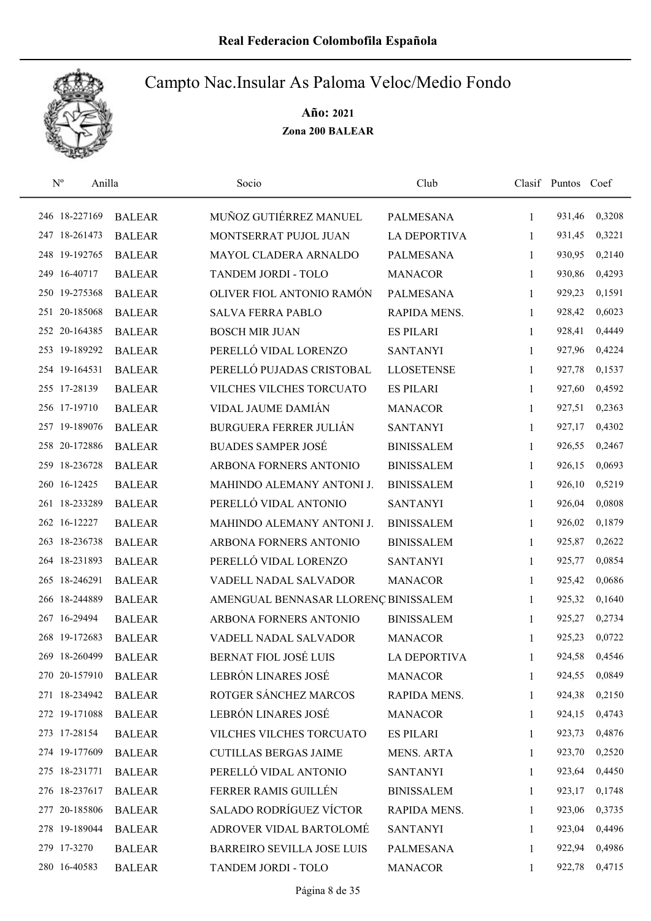# Real Federacion Colombofila Española

## Campto Nac.Insular As Paloma Veloc/Medio Fondo

**Año: 2021**

**Zona 200 BALEAR**

| Nº | Anilla | | Socio | Club | Clasif | Puntos | Coef |
|---|---|---|---|---|---|---|---|
| 246 | 18-227169 | BALEAR | MUÑOZ GUTIÉRREZ MANUEL | PALMESANA | 1 | 931,46 | 0,3208 |
| 247 | 18-261473 | BALEAR | MONTSERRAT PUJOL JUAN | LA DEPORTIVA | 1 | 931,45 | 0,3221 |
| 248 | 19-192765 | BALEAR | MAYOL CLADERA ARNALDO | PALMESANA | 1 | 930,95 | 0,2140 |
| 249 | 16-40717 | BALEAR | TANDEM JORDI - TOLO | MANACOR | 1 | 930,86 | 0,4293 |
| 250 | 19-275368 | BALEAR | OLIVER FIOL ANTONIO RAMÓN | PALMESANA | 1 | 929,23 | 0,1591 |
| 251 | 20-185068 | BALEAR | SALVA FERRA PABLO | RAPIDA MENS. | 1 | 928,42 | 0,6023 |
| 252 | 20-164385 | BALEAR | BOSCH MIR JUAN | ES PILARI | 1 | 928,41 | 0,4449 |
| 253 | 19-189292 | BALEAR | PERELLÓ VIDAL LORENZO | SANTANYI | 1 | 927,96 | 0,4224 |
| 254 | 19-164531 | BALEAR | PERELLÓ PUJADAS CRISTOBAL | LLOSETENSE | 1 | 927,78 | 0,1537 |
| 255 | 17-28139 | BALEAR | VILCHES VILCHES TORCUATO | ES PILARI | 1 | 927,60 | 0,4592 |
| 256 | 17-19710 | BALEAR | VIDAL JAUME DAMIÁN | MANACOR | 1 | 927,51 | 0,2363 |
| 257 | 19-189076 | BALEAR | BURGUERA FERRER JULIÁN | SANTANYI | 1 | 927,17 | 0,4302 |
| 258 | 20-172886 | BALEAR | BUADES SAMPER JOSÉ | BINISSALEM | 1 | 926,55 | 0,2467 |
| 259 | 18-236728 | BALEAR | ARBONA FORNERS ANTONIO | BINISSALEM | 1 | 926,15 | 0,0693 |
| 260 | 16-12425 | BALEAR | MAHINDO ALEMANY ANTONI J. | BINISSALEM | 1 | 926,10 | 0,5219 |
| 261 | 18-233289 | BALEAR | PERELLÓ VIDAL ANTONIO | SANTANYI | 1 | 926,04 | 0,0808 |
| 262 | 16-12227 | BALEAR | MAHINDO ALEMANY ANTONI J. | BINISSALEM | 1 | 926,02 | 0,1879 |
| 263 | 18-236738 | BALEAR | ARBONA FORNERS ANTONIO | BINISSALEM | 1 | 925,87 | 0,2622 |
| 264 | 18-231893 | BALEAR | PERELLÓ VIDAL LORENZO | SANTANYI | 1 | 925,77 | 0,0854 |
| 265 | 18-246291 | BALEAR | VADELL NADAL SALVADOR | MANACOR | 1 | 925,42 | 0,0686 |
| 266 | 18-244889 | BALEAR | AMENGUAL BENNASAR LLORENÇ | BINISSALEM | 1 | 925,32 | 0,1640 |
| 267 | 16-29494 | BALEAR | ARBONA FORNERS ANTONIO | BINISSALEM | 1 | 925,27 | 0,2734 |
| 268 | 19-172683 | BALEAR | VADELL NADAL SALVADOR | MANACOR | 1 | 925,23 | 0,0722 |
| 269 | 18-260499 | BALEAR | BERNAT FIOL JOSÉ LUIS | LA DEPORTIVA | 1 | 924,58 | 0,4546 |
| 270 | 20-157910 | BALEAR | LEBRÓN LINARES JOSÉ | MANACOR | 1 | 924,55 | 0,0849 |
| 271 | 18-234942 | BALEAR | ROTGER SÁNCHEZ MARCOS | RAPIDA MENS. | 1 | 924,38 | 0,2150 |
| 272 | 19-171088 | BALEAR | LEBRÓN LINARES JOSÉ | MANACOR | 1 | 924,15 | 0,4743 |
| 273 | 17-28154 | BALEAR | VILCHES VILCHES TORCUATO | ES PILARI | 1 | 923,73 | 0,4876 |
| 274 | 19-177609 | BALEAR | CUTILLAS BERGAS JAIME | MENS. ARTA | 1 | 923,70 | 0,2520 |
| 275 | 18-231771 | BALEAR | PERELLÓ VIDAL ANTONIO | SANTANYI | 1 | 923,64 | 0,4450 |
| 276 | 18-237617 | BALEAR | FERRER RAMIS GUILLÉN | BINISSALEM | 1 | 923,17 | 0,1748 |
| 277 | 20-185806 | BALEAR | SALADO RODRÍGUEZ VÍCTOR | RAPIDA MENS. | 1 | 923,06 | 0,3735 |
| 278 | 19-189044 | BALEAR | ADROVER VIDAL BARTOLOMÉ | SANTANYI | 1 | 923,04 | 0,4496 |
| 279 | 17-3270 | BALEAR | BARREIRO SEVILLA JOSE LUIS | PALMESANA | 1 | 922,94 | 0,4986 |
| 280 | 16-40583 | BALEAR | TANDEM JORDI - TOLO | MANACOR | 1 | 922,78 | 0,4715 |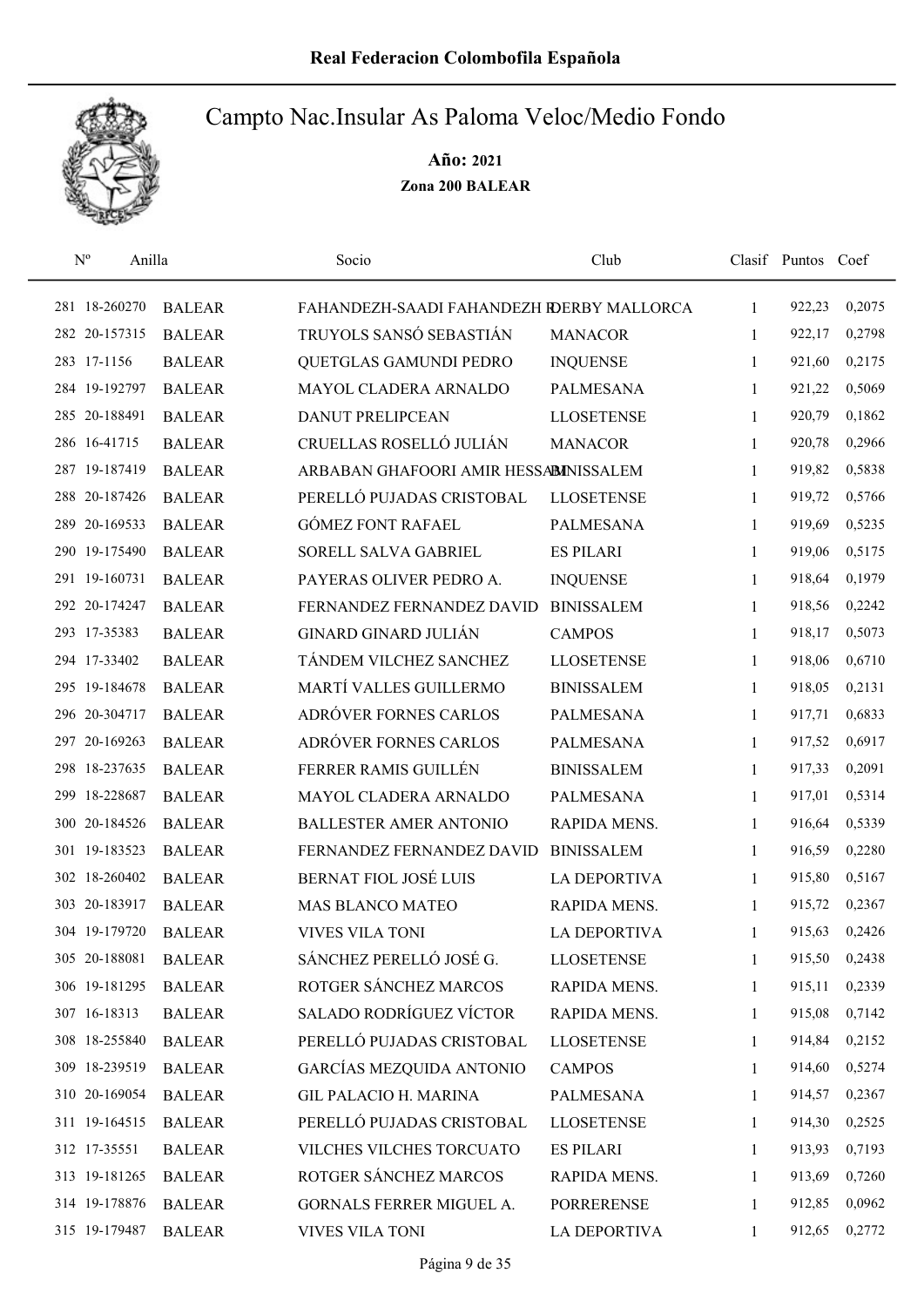# Real Federacion Colombofila Española

## Campto Nac.Insular As Paloma Veloc/Medio Fondo

**Año: 2021**

**Zona 200 BALEAR**

| Nº | Anilla | | Socio | Club | Clasif | Puntos | Coef |
|---|---|---|---|---|---|---|---|
| 281 | 18-260270 | BALEAR | FAHANDEZH-SAADI FAHANDEZH R | DERBY MALLORCA | 1 | 922,23 | 0,2075 |
| 282 | 20-157315 | BALEAR | TRUYOLS SANSÓ SEBASTIÁN | MANACOR | 1 | 922,17 | 0,2798 |
| 283 | 17-1156 | BALEAR | QUETGLAS GAMUNDI PEDRO | INQUENSE | 1 | 921,60 | 0,2175 |
| 284 | 19-192797 | BALEAR | MAYOL CLADERA ARNALDO | PALMESANA | 1 | 921,22 | 0,5069 |
| 285 | 20-188491 | BALEAR | DANUT PRELIPCEAN | LLOSETENSE | 1 | 920,79 | 0,1862 |
| 286 | 16-41715 | BALEAR | CRUELLAS ROSELLÓ JULIÁN | MANACOR | 1 | 920,78 | 0,2966 |
| 287 | 19-187419 | BALEAR | ARBABAN GHAFOORI AMIR HESSAM | BINISSALEM | 1 | 919,82 | 0,5838 |
| 288 | 20-187426 | BALEAR | PERELLÓ PUJADAS CRISTOBAL | LLOSETENSE | 1 | 919,72 | 0,5766 |
| 289 | 20-169533 | BALEAR | GÓMEZ FONT RAFAEL | PALMESANA | 1 | 919,69 | 0,5235 |
| 290 | 19-175490 | BALEAR | SORELL SALVA GABRIEL | ES PILARI | 1 | 919,06 | 0,5175 |
| 291 | 19-160731 | BALEAR | PAYERAS OLIVER PEDRO A. | INQUENSE | 1 | 918,64 | 0,1979 |
| 292 | 20-174247 | BALEAR | FERNANDEZ FERNANDEZ DAVID | BINISSALEM | 1 | 918,56 | 0,2242 |
| 293 | 17-35383 | BALEAR | GINARD GINARD JULIÁN | CAMPOS | 1 | 918,17 | 0,5073 |
| 294 | 17-33402 | BALEAR | TÁNDEM VILCHEZ SANCHEZ | LLOSETENSE | 1 | 918,06 | 0,6710 |
| 295 | 19-184678 | BALEAR | MARTÍ VALLES GUILLERMO | BINISSALEM | 1 | 918,05 | 0,2131 |
| 296 | 20-304717 | BALEAR | ADRÓVER FORNES CARLOS | PALMESANA | 1 | 917,71 | 0,6833 |
| 297 | 20-169263 | BALEAR | ADRÓVER FORNES CARLOS | PALMESANA | 1 | 917,52 | 0,6917 |
| 298 | 18-237635 | BALEAR | FERRER RAMIS GUILLÉN | BINISSALEM | 1 | 917,33 | 0,2091 |
| 299 | 18-228687 | BALEAR | MAYOL CLADERA ARNALDO | PALMESANA | 1 | 917,01 | 0,5314 |
| 300 | 20-184526 | BALEAR | BALLESTER AMER ANTONIO | RAPIDA MENS. | 1 | 916,64 | 0,5339 |
| 301 | 19-183523 | BALEAR | FERNANDEZ FERNANDEZ DAVID | BINISSALEM | 1 | 916,59 | 0,2280 |
| 302 | 18-260402 | BALEAR | BERNAT FIOL JOSÉ LUIS | LA DEPORTIVA | 1 | 915,80 | 0,5167 |
| 303 | 20-183917 | BALEAR | MAS BLANCO MATEO | RAPIDA MENS. | 1 | 915,72 | 0,2367 |
| 304 | 19-179720 | BALEAR | VIVES VILA TONI | LA DEPORTIVA | 1 | 915,63 | 0,2426 |
| 305 | 20-188081 | BALEAR | SÁNCHEZ PERELLÓ JOSÉ G. | LLOSETENSE | 1 | 915,50 | 0,2438 |
| 306 | 19-181295 | BALEAR | ROTGER SÁNCHEZ MARCOS | RAPIDA MENS. | 1 | 915,11 | 0,2339 |
| 307 | 16-18313 | BALEAR | SALADO RODRÍGUEZ VÍCTOR | RAPIDA MENS. | 1 | 915,08 | 0,7142 |
| 308 | 18-255840 | BALEAR | PERELLÓ PUJADAS CRISTOBAL | LLOSETENSE | 1 | 914,84 | 0,2152 |
| 309 | 18-239519 | BALEAR | GARCÍAS MEZQUIDA ANTONIO | CAMPOS | 1 | 914,60 | 0,5274 |
| 310 | 20-169054 | BALEAR | GIL PALACIO H. MARINA | PALMESANA | 1 | 914,57 | 0,2367 |
| 311 | 19-164515 | BALEAR | PERELLÓ PUJADAS CRISTOBAL | LLOSETENSE | 1 | 914,30 | 0,2525 |
| 312 | 17-35551 | BALEAR | VILCHES VILCHES TORCUATO | ES PILARI | 1 | 913,93 | 0,7193 |
| 313 | 19-181265 | BALEAR | ROTGER SÁNCHEZ MARCOS | RAPIDA MENS. | 1 | 913,69 | 0,7260 |
| 314 | 19-178876 | BALEAR | GORNALS FERRER MIGUEL A. | PORRERENSE | 1 | 912,85 | 0,0962 |
| 315 | 19-179487 | BALEAR | VIVES VILA TONI | LA DEPORTIVA | 1 | 912,65 | 0,2772 |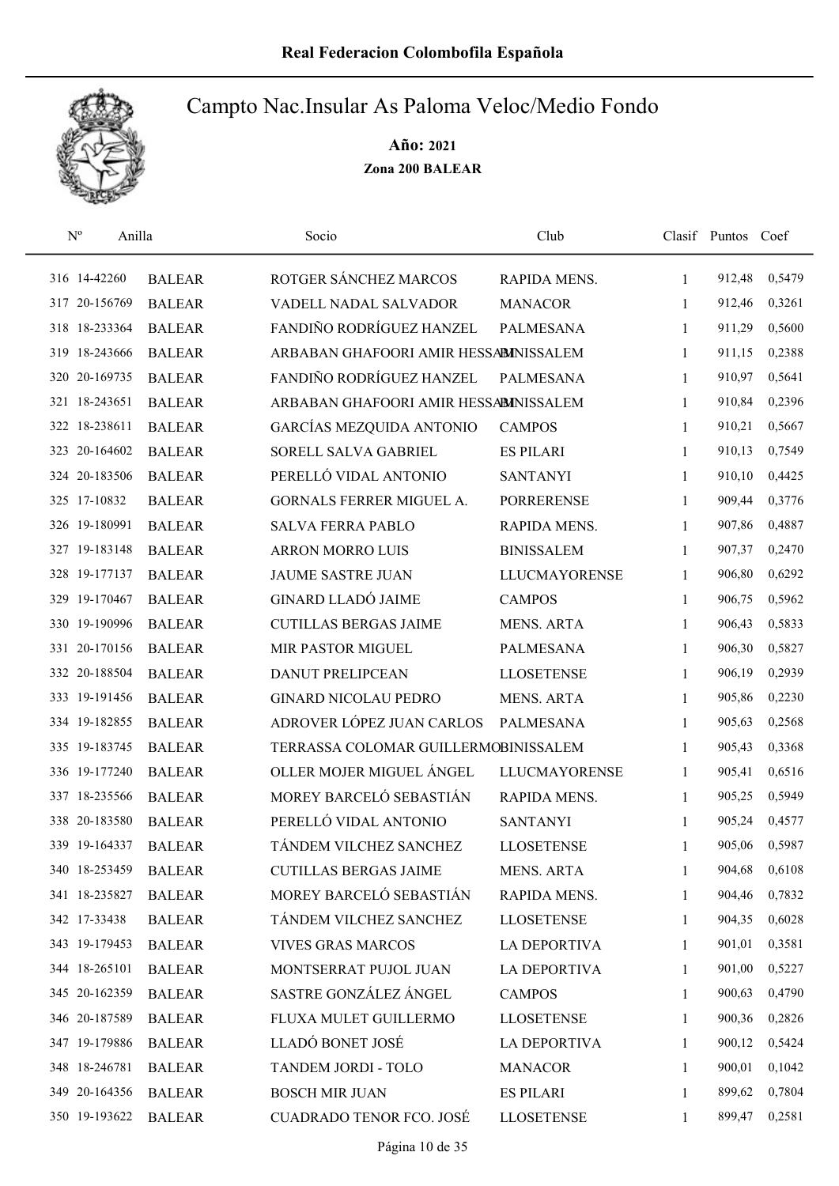# Real Federacion Colombofila Española

## Campto Nac.Insular As Paloma Veloc/Medio Fondo

**Año: 2021**

**Zona 200 BALEAR**

| Nº | Anilla | | Socio | Club | Clasif | Puntos | Coef |
|---|---|---|---|---|---|---|---|
| 316 | 14-42260 | BALEAR | ROTGER SÁNCHEZ MARCOS | RAPIDA MENS. | 1 | 912,48 | 0,5479 |
| 317 | 20-156769 | BALEAR | VADELL NADAL SALVADOR | MANACOR | 1 | 912,46 | 0,3261 |
| 318 | 18-233364 | BALEAR | FANDIÑO RODRÍGUEZ HANZEL | PALMESANA | 1 | 911,29 | 0,5600 |
| 319 | 18-243666 | BALEAR | ARBABAN GHAFOORI AMIR HESSAM | BINISSALEM | 1 | 911,15 | 0,2388 |
| 320 | 20-169735 | BALEAR | FANDIÑO RODRÍGUEZ HANZEL | PALMESANA | 1 | 910,97 | 0,5641 |
| 321 | 18-243651 | BALEAR | ARBABAN GHAFOORI AMIR HESSAM | BINISSALEM | 1 | 910,84 | 0,2396 |
| 322 | 18-238611 | BALEAR | GARCÍAS MEZQUIDA ANTONIO | CAMPOS | 1 | 910,21 | 0,5667 |
| 323 | 20-164602 | BALEAR | SORELL SALVA GABRIEL | ES PILARI | 1 | 910,13 | 0,7549 |
| 324 | 20-183506 | BALEAR | PERELLÓ VIDAL ANTONIO | SANTANYI | 1 | 910,10 | 0,4425 |
| 325 | 17-10832 | BALEAR | GORNALS FERRER MIGUEL A. | PORRERENSE | 1 | 909,44 | 0,3776 |
| 326 | 19-180991 | BALEAR | SALVA FERRA PABLO | RAPIDA MENS. | 1 | 907,86 | 0,4887 |
| 327 | 19-183148 | BALEAR | ARRON MORRO LUIS | BINISSALEM | 1 | 907,37 | 0,2470 |
| 328 | 19-177137 | BALEAR | JAUME SASTRE JUAN | LLUCMAYORENSE | 1 | 906,80 | 0,6292 |
| 329 | 19-170467 | BALEAR | GINARD LLADÓ JAIME | CAMPOS | 1 | 906,75 | 0,5962 |
| 330 | 19-190996 | BALEAR | CUTILLAS BERGAS JAIME | MENS. ARTA | 1 | 906,43 | 0,5833 |
| 331 | 20-170156 | BALEAR | MIR PASTOR MIGUEL | PALMESANA | 1 | 906,30 | 0,5827 |
| 332 | 20-188504 | BALEAR | DANUT PRELIPCEAN | LLOSETENSE | 1 | 906,19 | 0,2939 |
| 333 | 19-191456 | BALEAR | GINARD NICOLAU PEDRO | MENS. ARTA | 1 | 905,86 | 0,2230 |
| 334 | 19-182855 | BALEAR | ADROVER LÓPEZ JUAN CARLOS | PALMESANA | 1 | 905,63 | 0,2568 |
| 335 | 19-183745 | BALEAR | TERRASSA COLOMAR GUILLERMO | BINISSALEM | 1 | 905,43 | 0,3368 |
| 336 | 19-177240 | BALEAR | OLLER MOJER MIGUEL ÁNGEL | LLUCMAYORENSE | 1 | 905,41 | 0,6516 |
| 337 | 18-235566 | BALEAR | MOREY BARCELÓ SEBASTIÁN | RAPIDA MENS. | 1 | 905,25 | 0,5949 |
| 338 | 20-183580 | BALEAR | PERELLÓ VIDAL ANTONIO | SANTANYI | 1 | 905,24 | 0,4577 |
| 339 | 19-164337 | BALEAR | TÁNDEM VILCHEZ SANCHEZ | LLOSETENSE | 1 | 905,06 | 0,5987 |
| 340 | 18-253459 | BALEAR | CUTILLAS BERGAS JAIME | MENS. ARTA | 1 | 904,68 | 0,6108 |
| 341 | 18-235827 | BALEAR | MOREY BARCELÓ SEBASTIÁN | RAPIDA MENS. | 1 | 904,46 | 0,7832 |
| 342 | 17-33438 | BALEAR | TÁNDEM VILCHEZ SANCHEZ | LLOSETENSE | 1 | 904,35 | 0,6028 |
| 343 | 19-179453 | BALEAR | VIVES GRAS MARCOS | LA DEPORTIVA | 1 | 901,01 | 0,3581 |
| 344 | 18-265101 | BALEAR | MONTSERRAT PUJOL JUAN | LA DEPORTIVA | 1 | 901,00 | 0,5227 |
| 345 | 20-162359 | BALEAR | SASTRE GONZÁLEZ ÁNGEL | CAMPOS | 1 | 900,63 | 0,4790 |
| 346 | 20-187589 | BALEAR | FLUXA MULET GUILLERMO | LLOSETENSE | 1 | 900,36 | 0,2826 |
| 347 | 19-179886 | BALEAR | LLADÓ BONET JOSÉ | LA DEPORTIVA | 1 | 900,12 | 0,5424 |
| 348 | 18-246781 | BALEAR | TANDEM JORDI - TOLO | MANACOR | 1 | 900,01 | 0,1042 |
| 349 | 20-164356 | BALEAR | BOSCH MIR JUAN | ES PILARI | 1 | 899,62 | 0,7804 |
| 350 | 19-193622 | BALEAR | CUADRADO TENOR FCO. JOSÉ | LLOSETENSE | 1 | 899,47 | 0,2581 |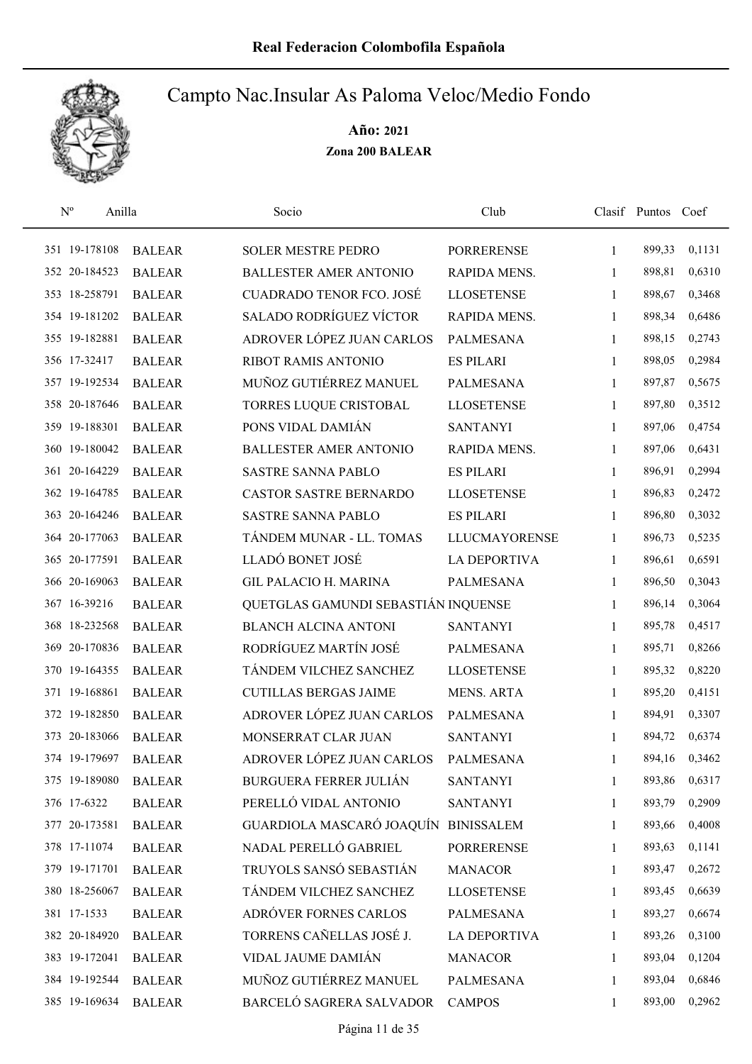# Real Federacion Colombofila Española

## Campto Nac.Insular As Paloma Veloc/Medio Fondo

**Año: 2021**

**Zona 200 BALEAR**

| Nº | Anilla | | Socio | Club | Clasif | Puntos | Coef |
|---|---|---|---|---|---|---|---|
| 351 | 19-178108 | BALEAR | SOLER MESTRE PEDRO | PORRERENSE | 1 | 899,33 | 0,1131 |
| 352 | 20-184523 | BALEAR | BALLESTER AMER ANTONIO | RAPIDA MENS. | 1 | 898,81 | 0,6310 |
| 353 | 18-258791 | BALEAR | CUADRADO TENOR FCO. JOSÉ | LLOSETENSE | 1 | 898,67 | 0,3468 |
| 354 | 19-181202 | BALEAR | SALADO RODRÍGUEZ VÍCTOR | RAPIDA MENS. | 1 | 898,34 | 0,6486 |
| 355 | 19-182881 | BALEAR | ADROVER LÓPEZ JUAN CARLOS | PALMESANA | 1 | 898,15 | 0,2743 |
| 356 | 17-32417 | BALEAR | RIBOT RAMIS ANTONIO | ES PILARI | 1 | 898,05 | 0,2984 |
| 357 | 19-192534 | BALEAR | MUÑOZ GUTIÉRREZ MANUEL | PALMESANA | 1 | 897,87 | 0,5675 |
| 358 | 20-187646 | BALEAR | TORRES LUQUE CRISTOBAL | LLOSETENSE | 1 | 897,80 | 0,3512 |
| 359 | 19-188301 | BALEAR | PONS VIDAL DAMIÁN | SANTANYI | 1 | 897,06 | 0,4754 |
| 360 | 19-180042 | BALEAR | BALLESTER AMER ANTONIO | RAPIDA MENS. | 1 | 897,06 | 0,6431 |
| 361 | 20-164229 | BALEAR | SASTRE SANNA PABLO | ES PILARI | 1 | 896,91 | 0,2994 |
| 362 | 19-164785 | BALEAR | CASTOR SASTRE BERNARDO | LLOSETENSE | 1 | 896,83 | 0,2472 |
| 363 | 20-164246 | BALEAR | SASTRE SANNA PABLO | ES PILARI | 1 | 896,80 | 0,3032 |
| 364 | 20-177063 | BALEAR | TÁNDEM MUNAR - LL. TOMAS | LLUCMAYORENSE | 1 | 896,73 | 0,5235 |
| 365 | 20-177591 | BALEAR | LLADÓ BONET JOSÉ | LA DEPORTIVA | 1 | 896,61 | 0,6591 |
| 366 | 20-169063 | BALEAR | GIL PALACIO H. MARINA | PALMESANA | 1 | 896,50 | 0,3043 |
| 367 | 16-39216 | BALEAR | QUETGLAS GAMUNDI SEBASTIÁN | INQUENSE | 1 | 896,14 | 0,3064 |
| 368 | 18-232568 | BALEAR | BLANCH ALCINA ANTONI | SANTANYI | 1 | 895,78 | 0,4517 |
| 369 | 20-170836 | BALEAR | RODRÍGUEZ MARTÍN JOSÉ | PALMESANA | 1 | 895,71 | 0,8266 |
| 370 | 19-164355 | BALEAR | TÁNDEM VILCHEZ SANCHEZ | LLOSETENSE | 1 | 895,32 | 0,8220 |
| 371 | 19-168861 | BALEAR | CUTILLAS BERGAS JAIME | MENS. ARTA | 1 | 895,20 | 0,4151 |
| 372 | 19-182850 | BALEAR | ADROVER LÓPEZ JUAN CARLOS | PALMESANA | 1 | 894,91 | 0,3307 |
| 373 | 20-183066 | BALEAR | MONSERRAT CLAR JUAN | SANTANYI | 1 | 894,72 | 0,6374 |
| 374 | 19-179697 | BALEAR | ADROVER LÓPEZ JUAN CARLOS | PALMESANA | 1 | 894,16 | 0,3462 |
| 375 | 19-189080 | BALEAR | BURGUERA FERRER JULIÁN | SANTANYI | 1 | 893,86 | 0,6317 |
| 376 | 17-6322 | BALEAR | PERELLÓ VIDAL ANTONIO | SANTANYI | 1 | 893,79 | 0,2909 |
| 377 | 20-173581 | BALEAR | GUARDIOLA MASCARÓ JOAQUÍN | BINISSALEM | 1 | 893,66 | 0,4008 |
| 378 | 17-11074 | BALEAR | NADAL PERELLÓ GABRIEL | PORRERENSE | 1 | 893,63 | 0,1141 |
| 379 | 19-171701 | BALEAR | TRUYOLS SANSÓ SEBASTIÁN | MANACOR | 1 | 893,47 | 0,2672 |
| 380 | 18-256067 | BALEAR | TÁNDEM VILCHEZ SANCHEZ | LLOSETENSE | 1 | 893,45 | 0,6639 |
| 381 | 17-1533 | BALEAR | ADRÓVER FORNES CARLOS | PALMESANA | 1 | 893,27 | 0,6674 |
| 382 | 20-184920 | BALEAR | TORRENS CAÑELLAS JOSÉ J. | LA DEPORTIVA | 1 | 893,26 | 0,3100 |
| 383 | 19-172041 | BALEAR | VIDAL JAUME DAMIÁN | MANACOR | 1 | 893,04 | 0,1204 |
| 384 | 19-192544 | BALEAR | MUÑOZ GUTIÉRREZ MANUEL | PALMESANA | 1 | 893,04 | 0,6846 |
| 385 | 19-169634 | BALEAR | BARCELÓ SAGRERA SALVADOR | CAMPOS | 1 | 893,00 | 0,2962 |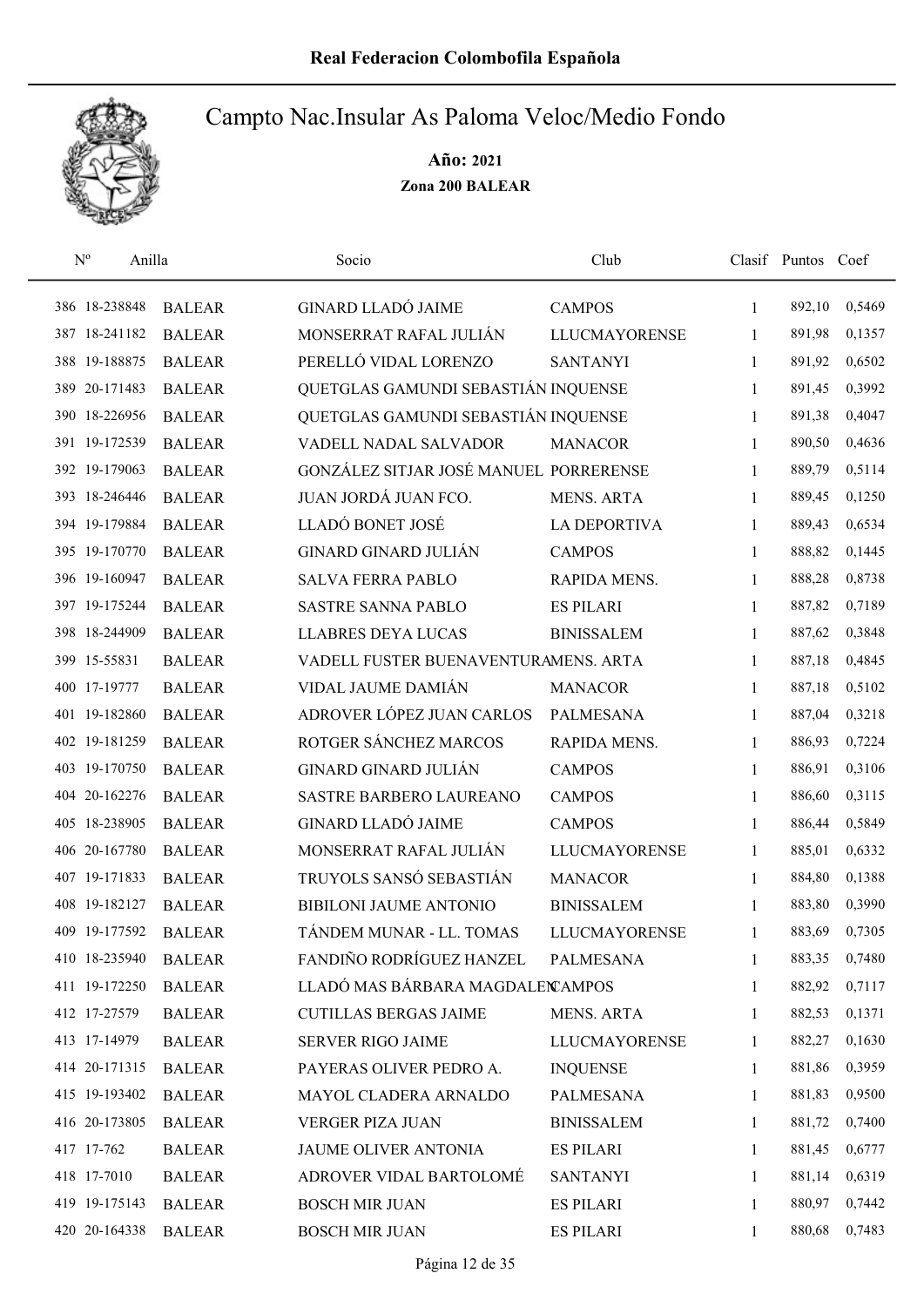# Real Federacion Colombofila Española

## Campto Nac.Insular As Paloma Veloc/Medio Fondo

**Año: 2021**

**Zona 200 BALEAR**

| Nº | Anilla | | Socio | Club | Clasif | Puntos | Coef |
|---|---|---|---|---|---|---|---|
| 386 | 18-238848 | BALEAR | GINARD LLADÓ JAIME | CAMPOS | 1 | 892,10 | 0,5469 |
| 387 | 18-241182 | BALEAR | MONSERRAT RAFAL JULIÁN | LLUCMAYORENSE | 1 | 891,98 | 0,1357 |
| 388 | 19-188875 | BALEAR | PERELLÓ VIDAL LORENZO | SANTANYI | 1 | 891,92 | 0,6502 |
| 389 | 20-171483 | BALEAR | QUETGLAS GAMUNDI SEBASTIÁN | INQUENSE | 1 | 891,45 | 0,3992 |
| 390 | 18-226956 | BALEAR | QUETGLAS GAMUNDI SEBASTIÁN | INQUENSE | 1 | 891,38 | 0,4047 |
| 391 | 19-172539 | BALEAR | VADELL NADAL SALVADOR | MANACOR | 1 | 890,50 | 0,4636 |
| 392 | 19-179063 | BALEAR | GONZÁLEZ SITJAR JOSÉ MANUEL | PORRERENSE | 1 | 889,79 | 0,5114 |
| 393 | 18-246446 | BALEAR | JUAN JORDÁ JUAN FCO. | MENS. ARTA | 1 | 889,45 | 0,1250 |
| 394 | 19-179884 | BALEAR | LLADÓ BONET JOSÉ | LA DEPORTIVA | 1 | 889,43 | 0,6534 |
| 395 | 19-170770 | BALEAR | GINARD GINARD JULIÁN | CAMPOS | 1 | 888,82 | 0,1445 |
| 396 | 19-160947 | BALEAR | SALVA FERRA PABLO | RAPIDA MENS. | 1 | 888,28 | 0,8738 |
| 397 | 19-175244 | BALEAR | SASTRE SANNA PABLO | ES PILARI | 1 | 887,82 | 0,7189 |
| 398 | 18-244909 | BALEAR | LLABRES DEYA LUCAS | BINISSALEM | 1 | 887,62 | 0,3848 |
| 399 | 15-55831 | BALEAR | VADELL FUSTER BUENAVENTURA | MENS. ARTA | 1 | 887,18 | 0,4845 |
| 400 | 17-19777 | BALEAR | VIDAL JAUME DAMIÁN | MANACOR | 1 | 887,18 | 0,5102 |
| 401 | 19-182860 | BALEAR | ADROVER LÓPEZ JUAN CARLOS | PALMESANA | 1 | 887,04 | 0,3218 |
| 402 | 19-181259 | BALEAR | ROTGER SÁNCHEZ MARCOS | RAPIDA MENS. | 1 | 886,93 | 0,7224 |
| 403 | 19-170750 | BALEAR | GINARD GINARD JULIÁN | CAMPOS | 1 | 886,91 | 0,3106 |
| 404 | 20-162276 | BALEAR | SASTRE BARBERO LAUREANO | CAMPOS | 1 | 886,60 | 0,3115 |
| 405 | 18-238905 | BALEAR | GINARD LLADÓ JAIME | CAMPOS | 1 | 886,44 | 0,5849 |
| 406 | 20-167780 | BALEAR | MONSERRAT RAFAL JULIÁN | LLUCMAYORENSE | 1 | 885,01 | 0,6332 |
| 407 | 19-171833 | BALEAR | TRUYOLS SANSÓ SEBASTIÁN | MANACOR | 1 | 884,80 | 0,1388 |
| 408 | 19-182127 | BALEAR | BIBILONI JAUME ANTONIO | BINISSALEM | 1 | 883,80 | 0,3990 |
| 409 | 19-177592 | BALEAR | TÁNDEM MUNAR - LL. TOMAS | LLUCMAYORENSE | 1 | 883,69 | 0,7305 |
| 410 | 18-235940 | BALEAR | FANDIÑO RODRÍGUEZ HANZEL | PALMESANA | 1 | 883,35 | 0,7480 |
| 411 | 19-172250 | BALEAR | LLADÓ MAS BÁRBARA MAGDALEN | CAMPOS | 1 | 882,92 | 0,7117 |
| 412 | 17-27579 | BALEAR | CUTILLAS BERGAS JAIME | MENS. ARTA | 1 | 882,53 | 0,1371 |
| 413 | 17-14979 | BALEAR | SERVER RIGO JAIME | LLUCMAYORENSE | 1 | 882,27 | 0,1630 |
| 414 | 20-171315 | BALEAR | PAYERAS OLIVER PEDRO A. | INQUENSE | 1 | 881,86 | 0,3959 |
| 415 | 19-193402 | BALEAR | MAYOL CLADERA ARNALDO | PALMESANA | 1 | 881,83 | 0,9500 |
| 416 | 20-173805 | BALEAR | VERGER PIZA JUAN | BINISSALEM | 1 | 881,72 | 0,7400 |
| 417 | 17-762 | BALEAR | JAUME OLIVER ANTONIA | ES PILARI | 1 | 881,45 | 0,6777 |
| 418 | 17-7010 | BALEAR | ADROVER VIDAL BARTOLOMÉ | SANTANYI | 1 | 881,14 | 0,6319 |
| 419 | 19-175143 | BALEAR | BOSCH MIR JUAN | ES PILARI | 1 | 880,97 | 0,7442 |
| 420 | 20-164338 | BALEAR | BOSCH MIR JUAN | ES PILARI | 1 | 880,68 | 0,7483 |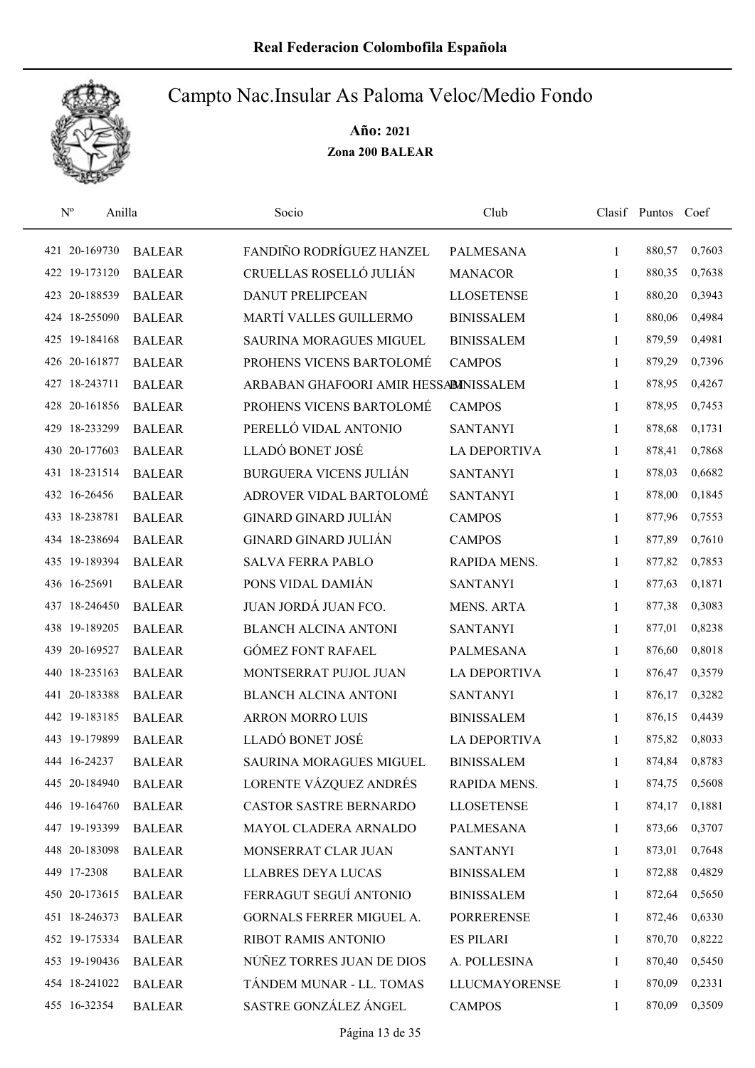# Real Federacion Colombofila Española

## Campto Nac.Insular As Paloma Veloc/Medio Fondo

**Año: 2021**

**Zona 200 BALEAR**

| Nº | Anilla | | Socio | Club | Clasif | Puntos | Coef |
|---|---|---|---|---|---|---|---|
| 421 | 20-169730 | BALEAR | FANDIÑO RODRÍGUEZ HANZEL | PALMESANA | 1 | 880,57 | 0,7603 |
| 422 | 19-173120 | BALEAR | CRUELLAS ROSELLÓ JULIÁN | MANACOR | 1 | 880,35 | 0,7638 |
| 423 | 20-188539 | BALEAR | DANUT PRELIPCEAN | LLOSETENSE | 1 | 880,20 | 0,3943 |
| 424 | 18-255090 | BALEAR | MARTÍ VALLES GUILLERMO | BINISSALEM | 1 | 880,06 | 0,4984 |
| 425 | 19-184168 | BALEAR | SAURINA MORAGUES MIGUEL | BINISSALEM | 1 | 879,59 | 0,4981 |
| 426 | 20-161877 | BALEAR | PROHENS VICENS BARTOLOMÉ | CAMPOS | 1 | 879,29 | 0,7396 |
| 427 | 18-243711 | BALEAR | ARBABAN GHAFOORI AMIR HESSAM | BINISSALEM | 1 | 878,95 | 0,4267 |
| 428 | 20-161856 | BALEAR | PROHENS VICENS BARTOLOMÉ | CAMPOS | 1 | 878,95 | 0,7453 |
| 429 | 18-233299 | BALEAR | PERELLÓ VIDAL ANTONIO | SANTANYI | 1 | 878,68 | 0,1731 |
| 430 | 20-177603 | BALEAR | LLADÓ BONET JOSÉ | LA DEPORTIVA | 1 | 878,41 | 0,7868 |
| 431 | 18-231514 | BALEAR | BURGUERA VICENS JULIÁN | SANTANYI | 1 | 878,03 | 0,6682 |
| 432 | 16-26456 | BALEAR | ADROVER VIDAL BARTOLOMÉ | SANTANYI | 1 | 878,00 | 0,1845 |
| 433 | 18-238781 | BALEAR | GINARD GINARD JULIÁN | CAMPOS | 1 | 877,96 | 0,7553 |
| 434 | 18-238694 | BALEAR | GINARD GINARD JULIÁN | CAMPOS | 1 | 877,89 | 0,7610 |
| 435 | 19-189394 | BALEAR | SALVA FERRA PABLO | RAPIDA MENS. | 1 | 877,82 | 0,7853 |
| 436 | 16-25691 | BALEAR | PONS VIDAL DAMIÁN | SANTANYI | 1 | 877,63 | 0,1871 |
| 437 | 18-246450 | BALEAR | JUAN JORDÁ JUAN FCO. | MENS. ARTA | 1 | 877,38 | 0,3083 |
| 438 | 19-189205 | BALEAR | BLANCH ALCINA ANTONI | SANTANYI | 1 | 877,01 | 0,8238 |
| 439 | 20-169527 | BALEAR | GÓMEZ FONT RAFAEL | PALMESANA | 1 | 876,60 | 0,8018 |
| 440 | 18-235163 | BALEAR | MONTSERRAT PUJOL JUAN | LA DEPORTIVA | 1 | 876,47 | 0,3579 |
| 441 | 20-183388 | BALEAR | BLANCH ALCINA ANTONI | SANTANYI | 1 | 876,17 | 0,3282 |
| 442 | 19-183185 | BALEAR | ARRON MORRO LUIS | BINISSALEM | 1 | 876,15 | 0,4439 |
| 443 | 19-179899 | BALEAR | LLADÓ BONET JOSÉ | LA DEPORTIVA | 1 | 875,82 | 0,8033 |
| 444 | 16-24237 | BALEAR | SAURINA MORAGUES MIGUEL | BINISSALEM | 1 | 874,84 | 0,8783 |
| 445 | 20-184940 | BALEAR | LORENTE VÁZQUEZ ANDRÉS | RAPIDA MENS. | 1 | 874,75 | 0,5608 |
| 446 | 19-164760 | BALEAR | CASTOR SASTRE BERNARDO | LLOSETENSE | 1 | 874,17 | 0,1881 |
| 447 | 19-193399 | BALEAR | MAYOL CLADERA ARNALDO | PALMESANA | 1 | 873,66 | 0,3707 |
| 448 | 20-183098 | BALEAR | MONSERRAT CLAR JUAN | SANTANYI | 1 | 873,01 | 0,7648 |
| 449 | 17-2308 | BALEAR | LLABRES DEYA LUCAS | BINISSALEM | 1 | 872,88 | 0,4829 |
| 450 | 20-173615 | BALEAR | FERRAGUT SEGUÍ ANTONIO | BINISSALEM | 1 | 872,64 | 0,5650 |
| 451 | 18-246373 | BALEAR | GORNALS FERRER MIGUEL A. | PORRERENSE | 1 | 872,46 | 0,6330 |
| 452 | 19-175334 | BALEAR | RIBOT RAMIS ANTONIO | ES PILARI | 1 | 870,70 | 0,8222 |
| 453 | 19-190436 | BALEAR | NÚÑEZ TORRES JUAN DE DIOS | A. POLLESINA | 1 | 870,40 | 0,5450 |
| 454 | 18-241022 | BALEAR | TÁNDEM MUNAR - LL. TOMAS | LLUCMAYORENSE | 1 | 870,09 | 0,2331 |
| 455 | 16-32354 | BALEAR | SASTRE GONZÁLEZ ÁNGEL | CAMPOS | 1 | 870,09 | 0,3509 |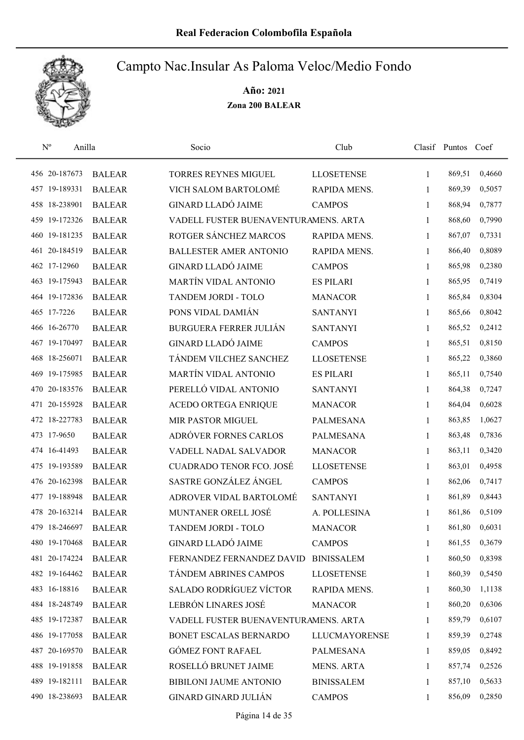# Real Federacion Colombofila Española

## Campto Nac.Insular As Paloma Veloc/Medio Fondo

**Año: 2021**

**Zona 200 BALEAR**

| Nº | Anilla | | Socio | Club | Clasif | Puntos | Coef |
|---|---|---|---|---|---|---|---|
| 456 | 20-187673 | BALEAR | TORRES REYNES MIGUEL | LLOSETENSE | 1 | 869,51 | 0,4660 |
| 457 | 19-189331 | BALEAR | VICH SALOM BARTOLOMÉ | RAPIDA MENS. | 1 | 869,39 | 0,5057 |
| 458 | 18-238901 | BALEAR | GINARD LLADÓ JAIME | CAMPOS | 1 | 868,94 | 0,7877 |
| 459 | 19-172326 | BALEAR | VADELL FUSTER BUENAVENTURA | MENS. ARTA | 1 | 868,60 | 0,7990 |
| 460 | 19-181235 | BALEAR | ROTGER SÁNCHEZ MARCOS | RAPIDA MENS. | 1 | 867,07 | 0,7331 |
| 461 | 20-184519 | BALEAR | BALLESTER AMER ANTONIO | RAPIDA MENS. | 1 | 866,40 | 0,8089 |
| 462 | 17-12960 | BALEAR | GINARD LLADÓ JAIME | CAMPOS | 1 | 865,98 | 0,2380 |
| 463 | 19-175943 | BALEAR | MARTÍN VIDAL ANTONIO | ES PILARI | 1 | 865,95 | 0,7419 |
| 464 | 19-172836 | BALEAR | TANDEM JORDI - TOLO | MANACOR | 1 | 865,84 | 0,8304 |
| 465 | 17-7226 | BALEAR | PONS VIDAL DAMIÁN | SANTANYI | 1 | 865,66 | 0,8042 |
| 466 | 16-26770 | BALEAR | BURGUERA FERRER JULIÁN | SANTANYI | 1 | 865,52 | 0,2412 |
| 467 | 19-170497 | BALEAR | GINARD LLADÓ JAIME | CAMPOS | 1 | 865,51 | 0,8150 |
| 468 | 18-256071 | BALEAR | TÁNDEM VILCHEZ SANCHEZ | LLOSETENSE | 1 | 865,22 | 0,3860 |
| 469 | 19-175985 | BALEAR | MARTÍN VIDAL ANTONIO | ES PILARI | 1 | 865,11 | 0,7540 |
| 470 | 20-183576 | BALEAR | PERELLÓ VIDAL ANTONIO | SANTANYI | 1 | 864,38 | 0,7247 |
| 471 | 20-155928 | BALEAR | ACEDO ORTEGA ENRIQUE | MANACOR | 1 | 864,04 | 0,6028 |
| 472 | 18-227783 | BALEAR | MIR PASTOR MIGUEL | PALMESANA | 1 | 863,85 | 1,0627 |
| 473 | 17-9650 | BALEAR | ADRÓVER FORNES CARLOS | PALMESANA | 1 | 863,48 | 0,7836 |
| 474 | 16-41493 | BALEAR | VADELL NADAL SALVADOR | MANACOR | 1 | 863,11 | 0,3420 |
| 475 | 19-193589 | BALEAR | CUADRADO TENOR FCO. JOSÉ | LLOSETENSE | 1 | 863,01 | 0,4958 |
| 476 | 20-162398 | BALEAR | SASTRE GONZÁLEZ ÁNGEL | CAMPOS | 1 | 862,06 | 0,7417 |
| 477 | 19-188948 | BALEAR | ADROVER VIDAL BARTOLOMÉ | SANTANYI | 1 | 861,89 | 0,8443 |
| 478 | 20-163214 | BALEAR | MUNTANER ORELL JOSÉ | A. POLLESINA | 1 | 861,86 | 0,5109 |
| 479 | 18-246697 | BALEAR | TANDEM JORDI - TOLO | MANACOR | 1 | 861,80 | 0,6031 |
| 480 | 19-170468 | BALEAR | GINARD LLADÓ JAIME | CAMPOS | 1 | 861,55 | 0,3679 |
| 481 | 20-174224 | BALEAR | FERNANDEZ FERNANDEZ DAVID | BINISSALEM | 1 | 860,50 | 0,8398 |
| 482 | 19-164462 | BALEAR | TÁNDEM ABRINES CAMPOS | LLOSETENSE | 1 | 860,39 | 0,5450 |
| 483 | 16-18816 | BALEAR | SALADO RODRÍGUEZ VÍCTOR | RAPIDA MENS. | 1 | 860,30 | 1,1138 |
| 484 | 18-248749 | BALEAR | LEBRÓN LINARES JOSÉ | MANACOR | 1 | 860,20 | 0,6306 |
| 485 | 19-172387 | BALEAR | VADELL FUSTER BUENAVENTURA | MENS. ARTA | 1 | 859,79 | 0,6107 |
| 486 | 19-177058 | BALEAR | BONET ESCALAS BERNARDO | LLUCMAYORENSE | 1 | 859,39 | 0,2748 |
| 487 | 20-169570 | BALEAR | GÓMEZ FONT RAFAEL | PALMESANA | 1 | 859,05 | 0,8492 |
| 488 | 19-191858 | BALEAR | ROSELLÓ BRUNET JAIME | MENS. ARTA | 1 | 857,74 | 0,2526 |
| 489 | 19-182111 | BALEAR | BIBILONI JAUME ANTONIO | BINISSALEM | 1 | 857,10 | 0,5633 |
| 490 | 18-238693 | BALEAR | GINARD GINARD JULIÁN | CAMPOS | 1 | 856,09 | 0,2850 |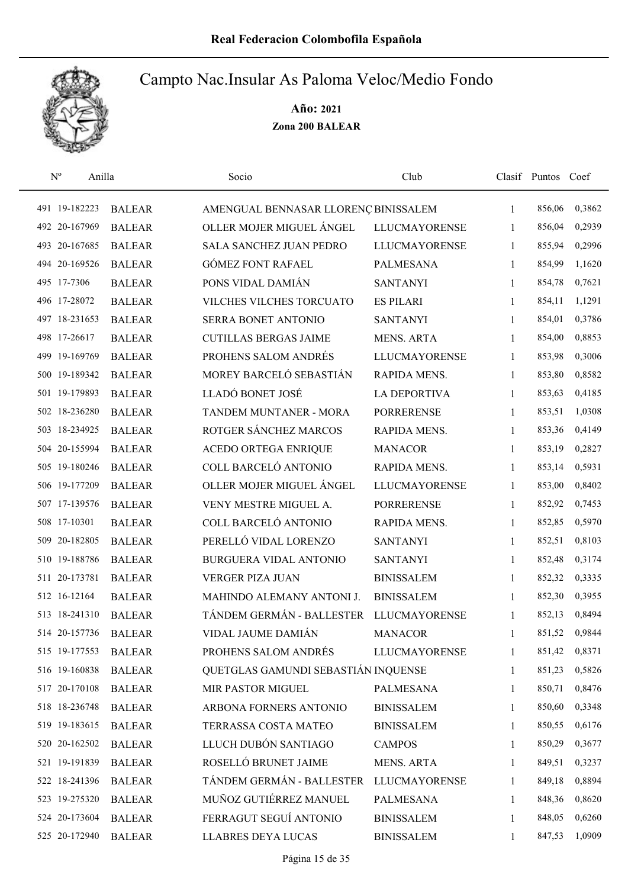# Real Federacion Colombofila Española

## Campto Nac.Insular As Paloma Veloc/Medio Fondo

**Año: 2021**

**Zona 200 BALEAR**

| Nº | Anilla | | Socio | Club | Clasif | Puntos | Coef |
|---|---|---|---|---|---|---|---|
| 491 | 19-182223 | BALEAR | AMENGUAL BENNASAR LLORENÇ | BINISSALEM | 1 | 856,06 | 0,3862 |
| 492 | 20-167969 | BALEAR | OLLER MOJER MIGUEL ÁNGEL | LLUCMAYORENSE | 1 | 856,04 | 0,2939 |
| 493 | 20-167685 | BALEAR | SALA SANCHEZ JUAN PEDRO | LLUCMAYORENSE | 1 | 855,94 | 0,2996 |
| 494 | 20-169526 | BALEAR | GÓMEZ FONT RAFAEL | PALMESANA | 1 | 854,99 | 1,1620 |
| 495 | 17-7306 | BALEAR | PONS VIDAL DAMIÁN | SANTANYI | 1 | 854,78 | 0,7621 |
| 496 | 17-28072 | BALEAR | VILCHES VILCHES TORCUATO | ES PILARI | 1 | 854,11 | 1,1291 |
| 497 | 18-231653 | BALEAR | SERRA BONET ANTONIO | SANTANYI | 1 | 854,01 | 0,3786 |
| 498 | 17-26617 | BALEAR | CUTILLAS BERGAS JAIME | MENS. ARTA | 1 | 854,00 | 0,8853 |
| 499 | 19-169769 | BALEAR | PROHENS SALOM ANDRÉS | LLUCMAYORENSE | 1 | 853,98 | 0,3006 |
| 500 | 19-189342 | BALEAR | MOREY BARCELÓ SEBASTIÁN | RAPIDA MENS. | 1 | 853,80 | 0,8582 |
| 501 | 19-179893 | BALEAR | LLADÓ BONET JOSÉ | LA DEPORTIVA | 1 | 853,63 | 0,4185 |
| 502 | 18-236280 | BALEAR | TANDEM MUNTANER - MORA | PORRERENSE | 1 | 853,51 | 1,0308 |
| 503 | 18-234925 | BALEAR | ROTGER SÁNCHEZ MARCOS | RAPIDA MENS. | 1 | 853,36 | 0,4149 |
| 504 | 20-155994 | BALEAR | ACEDO ORTEGA ENRIQUE | MANACOR | 1 | 853,19 | 0,2827 |
| 505 | 19-180246 | BALEAR | COLL BARCELÓ ANTONIO | RAPIDA MENS. | 1 | 853,14 | 0,5931 |
| 506 | 19-177209 | BALEAR | OLLER MOJER MIGUEL ÁNGEL | LLUCMAYORENSE | 1 | 853,00 | 0,8402 |
| 507 | 17-139576 | BALEAR | VENY MESTRE MIGUEL A. | PORRERENSE | 1 | 852,92 | 0,7453 |
| 508 | 17-10301 | BALEAR | COLL BARCELÓ ANTONIO | RAPIDA MENS. | 1 | 852,85 | 0,5970 |
| 509 | 20-182805 | BALEAR | PERELLÓ VIDAL LORENZO | SANTANYI | 1 | 852,51 | 0,8103 |
| 510 | 19-188786 | BALEAR | BURGUERA VIDAL ANTONIO | SANTANYI | 1 | 852,48 | 0,3174 |
| 511 | 20-173781 | BALEAR | VERGER PIZA JUAN | BINISSALEM | 1 | 852,32 | 0,3335 |
| 512 | 16-12164 | BALEAR | MAHINDO ALEMANY ANTONI J. | BINISSALEM | 1 | 852,30 | 0,3955 |
| 513 | 18-241310 | BALEAR | TÁNDEM GERMÁN - BALLESTER | LLUCMAYORENSE | 1 | 852,13 | 0,8494 |
| 514 | 20-157736 | BALEAR | VIDAL JAUME DAMIÁN | MANACOR | 1 | 851,52 | 0,9844 |
| 515 | 19-177553 | BALEAR | PROHENS SALOM ANDRÉS | LLUCMAYORENSE | 1 | 851,42 | 0,8371 |
| 516 | 19-160838 | BALEAR | QUETGLAS GAMUNDI SEBASTIÁN | INQUENSE | 1 | 851,23 | 0,5826 |
| 517 | 20-170108 | BALEAR | MIR PASTOR MIGUEL | PALMESANA | 1 | 850,71 | 0,8476 |
| 518 | 18-236748 | BALEAR | ARBONA FORNERS ANTONIO | BINISSALEM | 1 | 850,60 | 0,3348 |
| 519 | 19-183615 | BALEAR | TERRASSA COSTA MATEO | BINISSALEM | 1 | 850,55 | 0,6176 |
| 520 | 20-162502 | BALEAR | LLUCH DUBÓN SANTIAGO | CAMPOS | 1 | 850,29 | 0,3677 |
| 521 | 19-191839 | BALEAR | ROSELLÓ BRUNET JAIME | MENS. ARTA | 1 | 849,51 | 0,3237 |
| 522 | 18-241396 | BALEAR | TÁNDEM GERMÁN - BALLESTER | LLUCMAYORENSE | 1 | 849,18 | 0,8894 |
| 523 | 19-275320 | BALEAR | MUÑOZ GUTIÉRREZ MANUEL | PALMESANA | 1 | 848,36 | 0,8620 |
| 524 | 20-173604 | BALEAR | FERRAGUT SEGUÍ ANTONIO | BINISSALEM | 1 | 848,05 | 0,6260 |
| 525 | 20-172940 | BALEAR | LLABRES DEYA LUCAS | BINISSALEM | 1 | 847,53 | 1,0909 |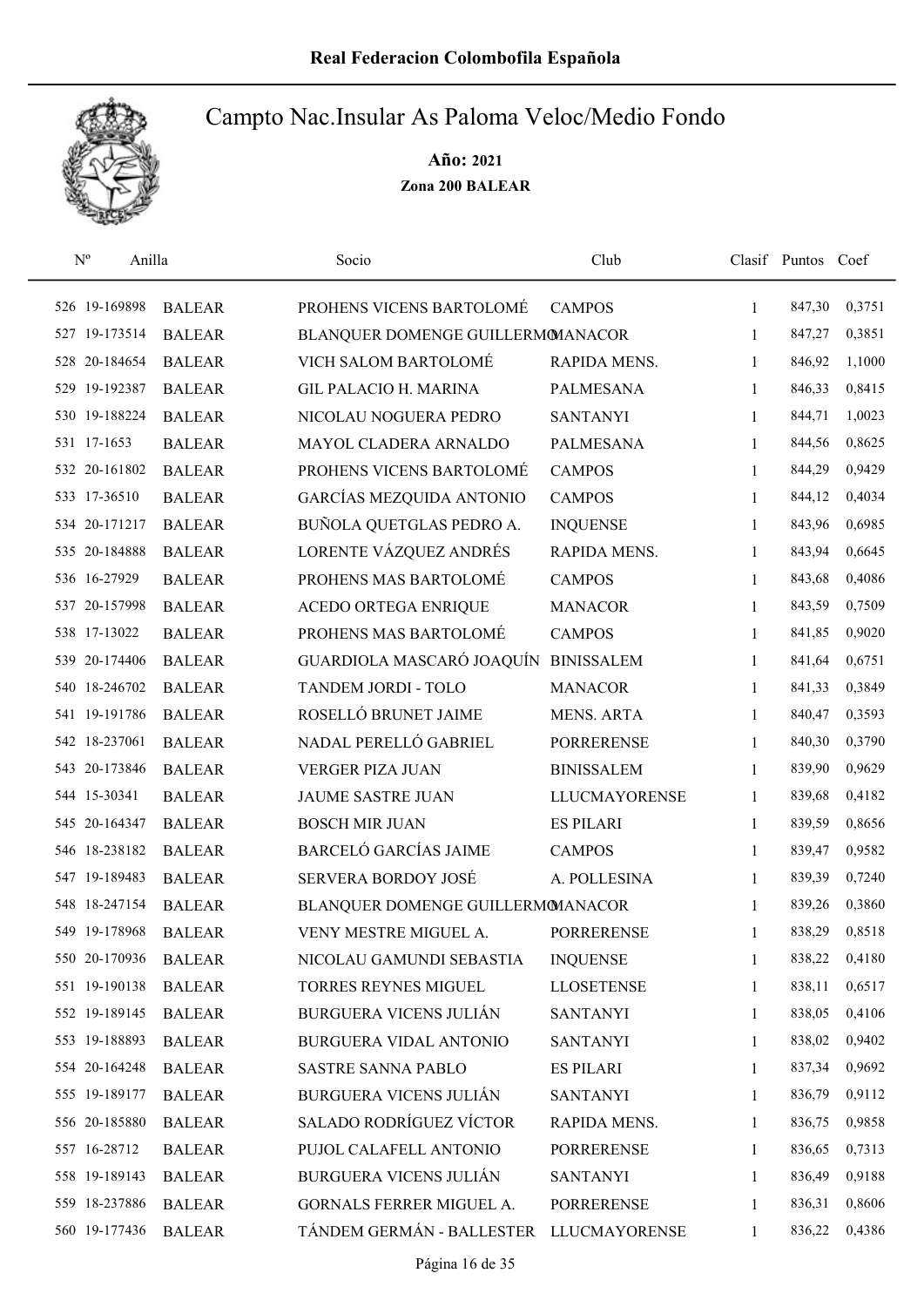**Real Federacion Colombofila Española**

# Campto Nac.Insular As Paloma Veloc/Medio Fondo

**Año: 2021**

**Zona 200 BALEAR**

| Nº | Anilla | | Socio | Club | Clasif | Puntos | Coef |
|---|---|---|---|---|---|---|---|
| 526 | 19-169898 | BALEAR | PROHENS VICENS BARTOLOMÉ | CAMPOS | 1 | 847,30 | 0,3751 |
| 527 | 19-173514 | BALEAR | BLANQUER DOMENGE GUILLERMO | MANACOR | 1 | 847,27 | 0,3851 |
| 528 | 20-184654 | BALEAR | VICH SALOM BARTOLOMÉ | RAPIDA MENS. | 1 | 846,92 | 1,1000 |
| 529 | 19-192387 | BALEAR | GIL PALACIO H. MARINA | PALMESANA | 1 | 846,33 | 0,8415 |
| 530 | 19-188224 | BALEAR | NICOLAU NOGUERA PEDRO | SANTANYI | 1 | 844,71 | 1,0023 |
| 531 | 17-1653 | BALEAR | MAYOL CLADERA ARNALDO | PALMESANA | 1 | 844,56 | 0,8625 |
| 532 | 20-161802 | BALEAR | PROHENS VICENS BARTOLOMÉ | CAMPOS | 1 | 844,29 | 0,9429 |
| 533 | 17-36510 | BALEAR | GARCÍAS MEZQUIDA ANTONIO | CAMPOS | 1 | 844,12 | 0,4034 |
| 534 | 20-171217 | BALEAR | BUÑOLA QUETGLAS PEDRO A. | INQUENSE | 1 | 843,96 | 0,6985 |
| 535 | 20-184888 | BALEAR | LORENTE VÁZQUEZ ANDRÉS | RAPIDA MENS. | 1 | 843,94 | 0,6645 |
| 536 | 16-27929 | BALEAR | PROHENS MAS BARTOLOMÉ | CAMPOS | 1 | 843,68 | 0,4086 |
| 537 | 20-157998 | BALEAR | ACEDO ORTEGA ENRIQUE | MANACOR | 1 | 843,59 | 0,7509 |
| 538 | 17-13022 | BALEAR | PROHENS MAS BARTOLOMÉ | CAMPOS | 1 | 841,85 | 0,9020 |
| 539 | 20-174406 | BALEAR | GUARDIOLA MASCARÓ JOAQUÍN | BINISSALEM | 1 | 841,64 | 0,6751 |
| 540 | 18-246702 | BALEAR | TANDEM JORDI - TOLO | MANACOR | 1 | 841,33 | 0,3849 |
| 541 | 19-191786 | BALEAR | ROSELLÓ BRUNET JAIME | MENS. ARTA | 1 | 840,47 | 0,3593 |
| 542 | 18-237061 | BALEAR | NADAL PERELLÓ GABRIEL | PORRERENSE | 1 | 840,30 | 0,3790 |
| 543 | 20-173846 | BALEAR | VERGER PIZA JUAN | BINISSALEM | 1 | 839,90 | 0,9629 |
| 544 | 15-30341 | BALEAR | JAUME SASTRE JUAN | LLUCMAYORENSE | 1 | 839,68 | 0,4182 |
| 545 | 20-164347 | BALEAR | BOSCH MIR JUAN | ES PILARI | 1 | 839,59 | 0,8656 |
| 546 | 18-238182 | BALEAR | BARCELÓ GARCÍAS JAIME | CAMPOS | 1 | 839,47 | 0,9582 |
| 547 | 19-189483 | BALEAR | SERVERA BORDOY JOSÉ | A. POLLESINA | 1 | 839,39 | 0,7240 |
| 548 | 18-247154 | BALEAR | BLANQUER DOMENGE GUILLERMO | MANACOR | 1 | 839,26 | 0,3860 |
| 549 | 19-178968 | BALEAR | VENY MESTRE MIGUEL A. | PORRERENSE | 1 | 838,29 | 0,8518 |
| 550 | 20-170936 | BALEAR | NICOLAU GAMUNDI SEBASTIA | INQUENSE | 1 | 838,22 | 0,4180 |
| 551 | 19-190138 | BALEAR | TORRES REYNES MIGUEL | LLOSETENSE | 1 | 838,11 | 0,6517 |
| 552 | 19-189145 | BALEAR | BURGUERA VICENS JULIÁN | SANTANYI | 1 | 838,05 | 0,4106 |
| 553 | 19-188893 | BALEAR | BURGUERA VIDAL ANTONIO | SANTANYI | 1 | 838,02 | 0,9402 |
| 554 | 20-164248 | BALEAR | SASTRE SANNA PABLO | ES PILARI | 1 | 837,34 | 0,9692 |
| 555 | 19-189177 | BALEAR | BURGUERA VICENS JULIÁN | SANTANYI | 1 | 836,79 | 0,9112 |
| 556 | 20-185880 | BALEAR | SALADO RODRÍGUEZ VÍCTOR | RAPIDA MENS. | 1 | 836,75 | 0,9858 |
| 557 | 16-28712 | BALEAR | PUJOL CALAFELL ANTONIO | PORRERENSE | 1 | 836,65 | 0,7313 |
| 558 | 19-189143 | BALEAR | BURGUERA VICENS JULIÁN | SANTANYI | 1 | 836,49 | 0,9188 |
| 559 | 18-237886 | BALEAR | GORNALS FERRER MIGUEL A. | PORRERENSE | 1 | 836,31 | 0,8606 |
| 560 | 19-177436 | BALEAR | TÁNDEM GERMÁN - BALLESTER | LLUCMAYORENSE | 1 | 836,22 | 0,4386 |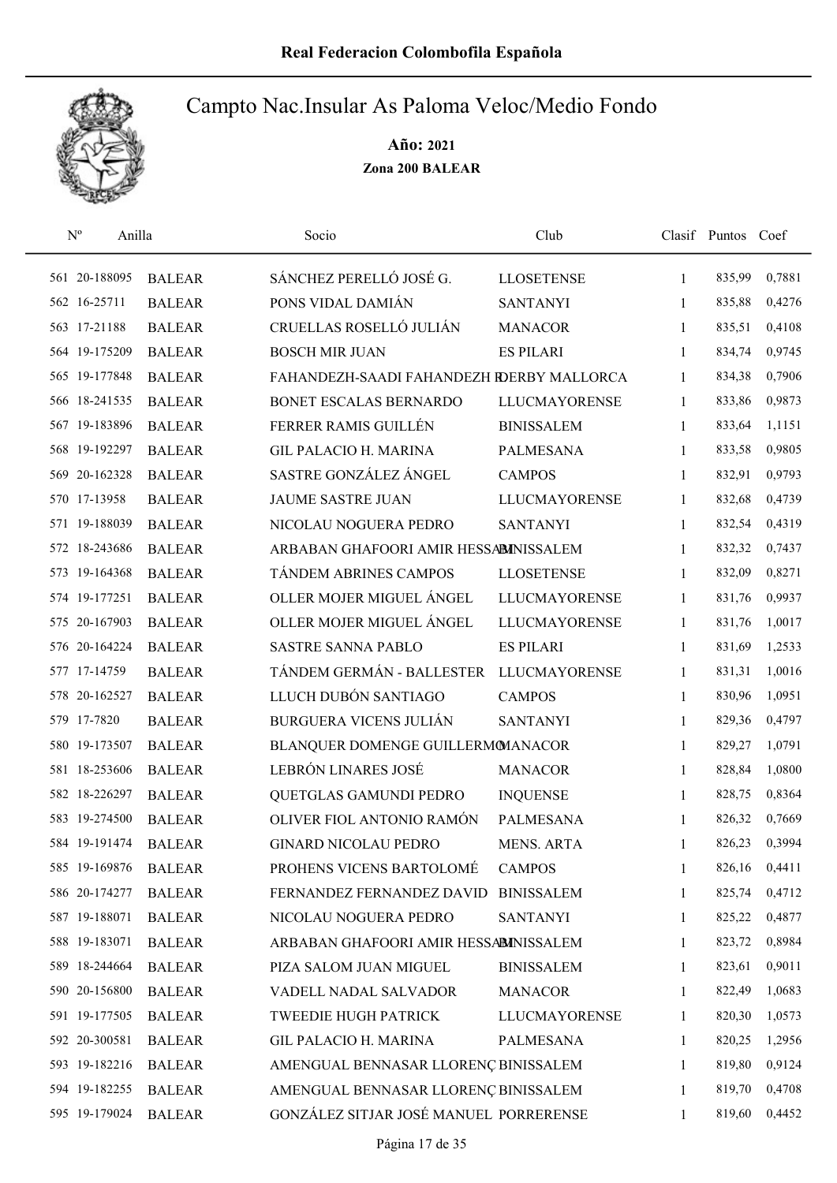**Real Federacion Colombofila Española**

# Campto Nac.Insular As Paloma Veloc/Medio Fondo

**Año: 2021**

**Zona 200 BALEAR**

| Nº | Anilla | | Socio | Club | Clasif | Puntos | Coef |
|---|---|---|---|---|---|---|---|
| 561 | 20-188095 | BALEAR | SÁNCHEZ PERELLÓ JOSÉ G. | LLOSETENSE | 1 | 835,99 | 0,7881 |
| 562 | 16-25711 | BALEAR | PONS VIDAL DAMIÁN | SANTANYI | 1 | 835,88 | 0,4276 |
| 563 | 17-21188 | BALEAR | CRUELLAS ROSELLÓ JULIÁN | MANACOR | 1 | 835,51 | 0,4108 |
| 564 | 19-175209 | BALEAR | BOSCH MIR JUAN | ES PILARI | 1 | 834,74 | 0,9745 |
| 565 | 19-177848 | BALEAR | FAHANDEZH-SAADI FAHANDEZH R | DERBY MALLORCA | 1 | 834,38 | 0,7906 |
| 566 | 18-241535 | BALEAR | BONET ESCALAS BERNARDO | LLUCMAYORENSE | 1 | 833,86 | 0,9873 |
| 567 | 19-183896 | BALEAR | FERRER RAMIS GUILLÉN | BINISSALEM | 1 | 833,64 | 1,1151 |
| 568 | 19-192297 | BALEAR | GIL PALACIO H. MARINA | PALMESANA | 1 | 833,58 | 0,9805 |
| 569 | 20-162328 | BALEAR | SASTRE GONZÁLEZ ÁNGEL | CAMPOS | 1 | 832,91 | 0,9793 |
| 570 | 17-13958 | BALEAR | JAUME SASTRE JUAN | LLUCMAYORENSE | 1 | 832,68 | 0,4739 |
| 571 | 19-188039 | BALEAR | NICOLAU NOGUERA PEDRO | SANTANYI | 1 | 832,54 | 0,4319 |
| 572 | 18-243686 | BALEAR | ARBABAN GHAFOORI AMIR HESSAM | BINISSALEM | 1 | 832,32 | 0,7437 |
| 573 | 19-164368 | BALEAR | TÁNDEM ABRINES CAMPOS | LLOSETENSE | 1 | 832,09 | 0,8271 |
| 574 | 19-177251 | BALEAR | OLLER MOJER MIGUEL ÁNGEL | LLUCMAYORENSE | 1 | 831,76 | 0,9937 |
| 575 | 20-167903 | BALEAR | OLLER MOJER MIGUEL ÁNGEL | LLUCMAYORENSE | 1 | 831,76 | 1,0017 |
| 576 | 20-164224 | BALEAR | SASTRE SANNA PABLO | ES PILARI | 1 | 831,69 | 1,2533 |
| 577 | 17-14759 | BALEAR | TÁNDEM GERMÁN - BALLESTER | LLUCMAYORENSE | 1 | 831,31 | 1,0016 |
| 578 | 20-162527 | BALEAR | LLUCH DUBÓN SANTIAGO | CAMPOS | 1 | 830,96 | 1,0951 |
| 579 | 17-7820 | BALEAR | BURGUERA VICENS JULIÁN | SANTANYI | 1 | 829,36 | 0,4797 |
| 580 | 19-173507 | BALEAR | BLANQUER DOMENGE GUILLERMO | MANACOR | 1 | 829,27 | 1,0791 |
| 581 | 18-253606 | BALEAR | LEBRÓN LINARES JOSÉ | MANACOR | 1 | 828,84 | 1,0800 |
| 582 | 18-226297 | BALEAR | QUETGLAS GAMUNDI PEDRO | INQUENSE | 1 | 828,75 | 0,8364 |
| 583 | 19-274500 | BALEAR | OLIVER FIOL ANTONIO RAMÓN | PALMESANA | 1 | 826,32 | 0,7669 |
| 584 | 19-191474 | BALEAR | GINARD NICOLAU PEDRO | MENS. ARTA | 1 | 826,23 | 0,3994 |
| 585 | 19-169876 | BALEAR | PROHENS VICENS BARTOLOMÉ | CAMPOS | 1 | 826,16 | 0,4411 |
| 586 | 20-174277 | BALEAR | FERNANDEZ FERNANDEZ DAVID | BINISSALEM | 1 | 825,74 | 0,4712 |
| 587 | 19-188071 | BALEAR | NICOLAU NOGUERA PEDRO | SANTANYI | 1 | 825,22 | 0,4877 |
| 588 | 19-183071 | BALEAR | ARBABAN GHAFOORI AMIR HESSAM | BINISSALEM | 1 | 823,72 | 0,8984 |
| 589 | 18-244664 | BALEAR | PIZA SALOM JUAN MIGUEL | BINISSALEM | 1 | 823,61 | 0,9011 |
| 590 | 20-156800 | BALEAR | VADELL NADAL SALVADOR | MANACOR | 1 | 822,49 | 1,0683 |
| 591 | 19-177505 | BALEAR | TWEEDIE HUGH PATRICK | LLUCMAYORENSE | 1 | 820,30 | 1,0573 |
| 592 | 20-300581 | BALEAR | GIL PALACIO H. MARINA | PALMESANA | 1 | 820,25 | 1,2956 |
| 593 | 19-182216 | BALEAR | AMENGUAL BENNASAR LLORENÇ | BINISSALEM | 1 | 819,80 | 0,9124 |
| 594 | 19-182255 | BALEAR | AMENGUAL BENNASAR LLORENÇ | BINISSALEM | 1 | 819,70 | 0,4708 |
| 595 | 19-179024 | BALEAR | GONZÁLEZ SITJAR JOSÉ MANUEL | PORRERENSE | 1 | 819,60 | 0,4452 |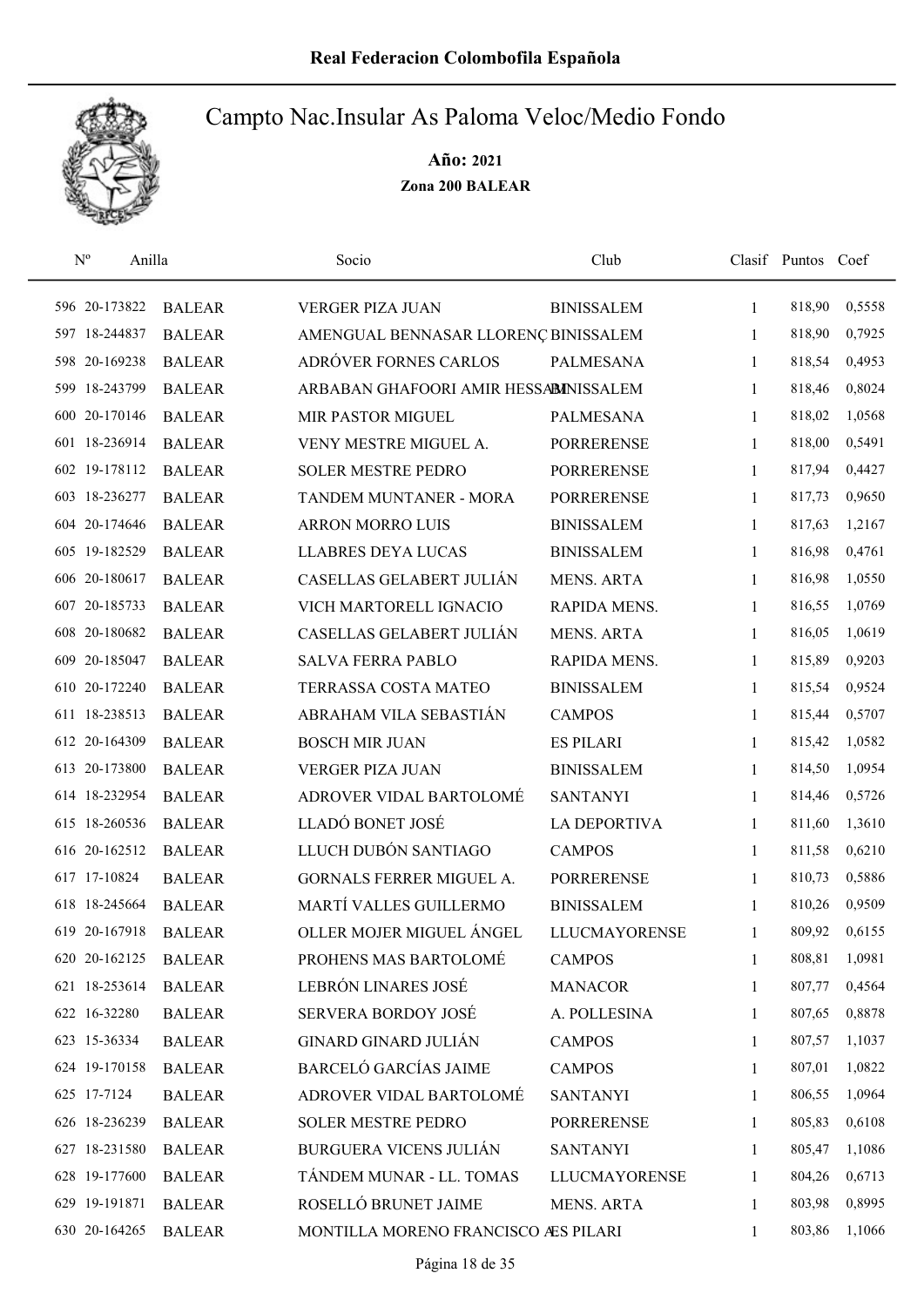Real Federacion Colombofila Española

# Campto Nac.Insular As Paloma Veloc/Medio Fondo

**Año: 2021**

**Zona 200 BALEAR**

| Nº | Anilla | | Socio | Club | Clasif | Puntos | Coef |
|---|---|---|---|---|---|---|---|
| 596 | 20-173822 | BALEAR | VERGER PIZA JUAN | BINISSALEM | 1 | 818,90 | 0,5558 |
| 597 | 18-244837 | BALEAR | AMENGUAL BENNASAR LLORENÇ | BINISSALEM | 1 | 818,90 | 0,7925 |
| 598 | 20-169238 | BALEAR | ADRÓVER FORNES CARLOS | PALMESANA | 1 | 818,54 | 0,4953 |
| 599 | 18-243799 | BALEAR | ARBABAN GHAFOORI AMIR HESSAM | BINISSALEM | 1 | 818,46 | 0,8024 |
| 600 | 20-170146 | BALEAR | MIR PASTOR MIGUEL | PALMESANA | 1 | 818,02 | 1,0568 |
| 601 | 18-236914 | BALEAR | VENY MESTRE MIGUEL A. | PORRERENSE | 1 | 818,00 | 0,5491 |
| 602 | 19-178112 | BALEAR | SOLER MESTRE PEDRO | PORRERENSE | 1 | 817,94 | 0,4427 |
| 603 | 18-236277 | BALEAR | TANDEM MUNTANER - MORA | PORRERENSE | 1 | 817,73 | 0,9650 |
| 604 | 20-174646 | BALEAR | ARRON MORRO LUIS | BINISSALEM | 1 | 817,63 | 1,2167 |
| 605 | 19-182529 | BALEAR | LLABRES DEYA LUCAS | BINISSALEM | 1 | 816,98 | 0,4761 |
| 606 | 20-180617 | BALEAR | CASELLAS GELABERT JULIÁN | MENS. ARTA | 1 | 816,98 | 1,0550 |
| 607 | 20-185733 | BALEAR | VICH MARTORELL IGNACIO | RAPIDA MENS. | 1 | 816,55 | 1,0769 |
| 608 | 20-180682 | BALEAR | CASELLAS GELABERT JULIÁN | MENS. ARTA | 1 | 816,05 | 1,0619 |
| 609 | 20-185047 | BALEAR | SALVA FERRA PABLO | RAPIDA MENS. | 1 | 815,89 | 0,9203 |
| 610 | 20-172240 | BALEAR | TERRASSA COSTA MATEO | BINISSALEM | 1 | 815,54 | 0,9524 |
| 611 | 18-238513 | BALEAR | ABRAHAM VILA SEBASTIÁN | CAMPOS | 1 | 815,44 | 0,5707 |
| 612 | 20-164309 | BALEAR | BOSCH MIR JUAN | ES PILARI | 1 | 815,42 | 1,0582 |
| 613 | 20-173800 | BALEAR | VERGER PIZA JUAN | BINISSALEM | 1 | 814,50 | 1,0954 |
| 614 | 18-232954 | BALEAR | ADROVER VIDAL BARTOLOMÉ | SANTANYI | 1 | 814,46 | 0,5726 |
| 615 | 18-260536 | BALEAR | LLADÓ BONET JOSÉ | LA DEPORTIVA | 1 | 811,60 | 1,3610 |
| 616 | 20-162512 | BALEAR | LLUCH DUBÓN SANTIAGO | CAMPOS | 1 | 811,58 | 0,6210 |
| 617 | 17-10824 | BALEAR | GORNALS FERRER MIGUEL A. | PORRERENSE | 1 | 810,73 | 0,5886 |
| 618 | 18-245664 | BALEAR | MARTÍ VALLES GUILLERMO | BINISSALEM | 1 | 810,26 | 0,9509 |
| 619 | 20-167918 | BALEAR | OLLER MOJER MIGUEL ÁNGEL | LLUCMAYORENSE | 1 | 809,92 | 0,6155 |
| 620 | 20-162125 | BALEAR | PROHENS MAS BARTOLOMÉ | CAMPOS | 1 | 808,81 | 1,0981 |
| 621 | 18-253614 | BALEAR | LEBRÓN LINARES JOSÉ | MANACOR | 1 | 807,77 | 0,4564 |
| 622 | 16-32280 | BALEAR | SERVERA BORDOY JOSÉ | A. POLLESINA | 1 | 807,65 | 0,8878 |
| 623 | 15-36334 | BALEAR | GINARD GINARD JULIÁN | CAMPOS | 1 | 807,57 | 1,1037 |
| 624 | 19-170158 | BALEAR | BARCELÓ GARCÍAS JAIME | CAMPOS | 1 | 807,01 | 1,0822 |
| 625 | 17-7124 | BALEAR | ADROVER VIDAL BARTOLOMÉ | SANTANYI | 1 | 806,55 | 1,0964 |
| 626 | 18-236239 | BALEAR | SOLER MESTRE PEDRO | PORRERENSE | 1 | 805,83 | 0,6108 |
| 627 | 18-231580 | BALEAR | BURGUERA VICENS JULIÁN | SANTANYI | 1 | 805,47 | 1,1086 |
| 628 | 19-177600 | BALEAR | TÁNDEM MUNAR - LL. TOMAS | LLUCMAYORENSE | 1 | 804,26 | 0,6713 |
| 629 | 19-191871 | BALEAR | ROSELLÓ BRUNET JAIME | MENS. ARTA | 1 | 803,98 | 0,8995 |
| 630 | 20-164265 | BALEAR | MONTILLA MORENO FRANCISCO A | ES PILARI | 1 | 803,86 | 1,1066 |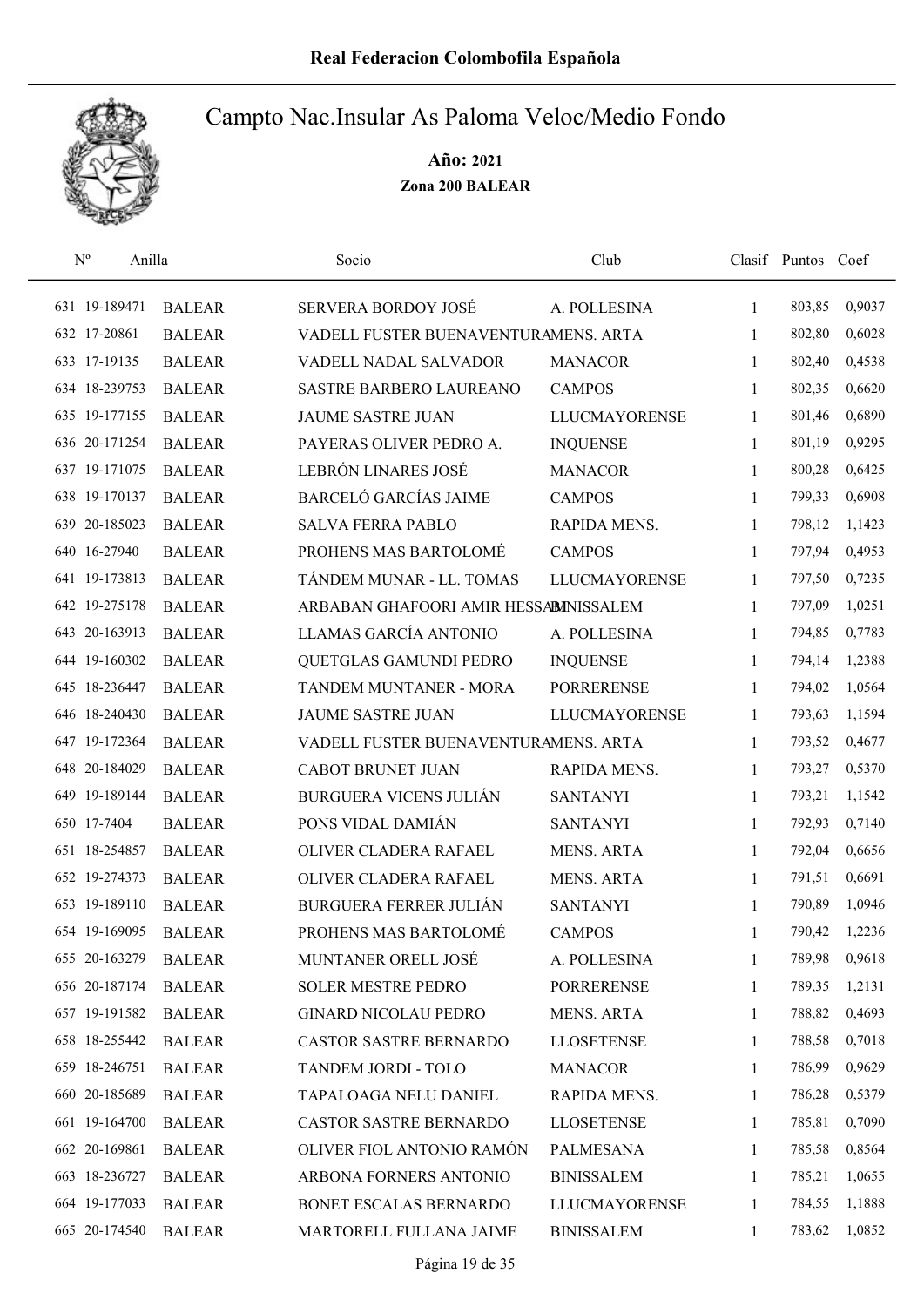# Real Federacion Colombofila Española

## Campto Nac.Insular As Paloma Veloc/Medio Fondo

**Año: 2021**

**Zona 200 BALEAR**

| Nº | Anilla | | Socio | Club | Clasif | Puntos | Coef |
|---|---|---|---|---|---|---|---|
| 631 | 19-189471 | BALEAR | SERVERA BORDOY JOSÉ | A. POLLESINA | 1 | 803,85 | 0,9037 |
| 632 | 17-20861 | BALEAR | VADELL FUSTER BUENAVENTURA | MENS. ARTA | 1 | 802,80 | 0,6028 |
| 633 | 17-19135 | BALEAR | VADELL NADAL SALVADOR | MANACOR | 1 | 802,40 | 0,4538 |
| 634 | 18-239753 | BALEAR | SASTRE BARBERO LAUREANO | CAMPOS | 1 | 802,35 | 0,6620 |
| 635 | 19-177155 | BALEAR | JAUME SASTRE JUAN | LLUCMAYORENSE | 1 | 801,46 | 0,6890 |
| 636 | 20-171254 | BALEAR | PAYERAS OLIVER PEDRO A. | INQUENSE | 1 | 801,19 | 0,9295 |
| 637 | 19-171075 | BALEAR | LEBRÓN LINARES JOSÉ | MANACOR | 1 | 800,28 | 0,6425 |
| 638 | 19-170137 | BALEAR | BARCELÓ GARCÍAS JAIME | CAMPOS | 1 | 799,33 | 0,6908 |
| 639 | 20-185023 | BALEAR | SALVA FERRA PABLO | RAPIDA MENS. | 1 | 798,12 | 1,1423 |
| 640 | 16-27940 | BALEAR | PROHENS MAS BARTOLOMÉ | CAMPOS | 1 | 797,94 | 0,4953 |
| 641 | 19-173813 | BALEAR | TÁNDEM MUNAR - LL. TOMAS | LLUCMAYORENSE | 1 | 797,50 | 0,7235 |
| 642 | 19-275178 | BALEAR | ARBABAN GHAFOORI AMIR HESSAM | BINISSALEM | 1 | 797,09 | 1,0251 |
| 643 | 20-163913 | BALEAR | LLAMAS GARCÍA ANTONIO | A. POLLESINA | 1 | 794,85 | 0,7783 |
| 644 | 19-160302 | BALEAR | QUETGLAS GAMUNDI PEDRO | INQUENSE | 1 | 794,14 | 1,2388 |
| 645 | 18-236447 | BALEAR | TANDEM MUNTANER - MORA | PORRERENSE | 1 | 794,02 | 1,0564 |
| 646 | 18-240430 | BALEAR | JAUME SASTRE JUAN | LLUCMAYORENSE | 1 | 793,63 | 1,1594 |
| 647 | 19-172364 | BALEAR | VADELL FUSTER BUENAVENTURA | MENS. ARTA | 1 | 793,52 | 0,4677 |
| 648 | 20-184029 | BALEAR | CABOT BRUNET JUAN | RAPIDA MENS. | 1 | 793,27 | 0,5370 |
| 649 | 19-189144 | BALEAR | BURGUERA VICENS JULIÁN | SANTANYI | 1 | 793,21 | 1,1542 |
| 650 | 17-7404 | BALEAR | PONS VIDAL DAMIÁN | SANTANYI | 1 | 792,93 | 0,7140 |
| 651 | 18-254857 | BALEAR | OLIVER CLADERA RAFAEL | MENS. ARTA | 1 | 792,04 | 0,6656 |
| 652 | 19-274373 | BALEAR | OLIVER CLADERA RAFAEL | MENS. ARTA | 1 | 791,51 | 0,6691 |
| 653 | 19-189110 | BALEAR | BURGUERA FERRER JULIÁN | SANTANYI | 1 | 790,89 | 1,0946 |
| 654 | 19-169095 | BALEAR | PROHENS MAS BARTOLOMÉ | CAMPOS | 1 | 790,42 | 1,2236 |
| 655 | 20-163279 | BALEAR | MUNTANER ORELL JOSÉ | A. POLLESINA | 1 | 789,98 | 0,9618 |
| 656 | 20-187174 | BALEAR | SOLER MESTRE PEDRO | PORRERENSE | 1 | 789,35 | 1,2131 |
| 657 | 19-191582 | BALEAR | GINARD NICOLAU PEDRO | MENS. ARTA | 1 | 788,82 | 0,4693 |
| 658 | 18-255442 | BALEAR | CASTOR SASTRE BERNARDO | LLOSETENSE | 1 | 788,58 | 0,7018 |
| 659 | 18-246751 | BALEAR | TANDEM JORDI - TOLO | MANACOR | 1 | 786,99 | 0,9629 |
| 660 | 20-185689 | BALEAR | TAPALOAGA NELU DANIEL | RAPIDA MENS. | 1 | 786,28 | 0,5379 |
| 661 | 19-164700 | BALEAR | CASTOR SASTRE BERNARDO | LLOSETENSE | 1 | 785,81 | 0,7090 |
| 662 | 20-169861 | BALEAR | OLIVER FIOL ANTONIO RAMÓN | PALMESANA | 1 | 785,58 | 0,8564 |
| 663 | 18-236727 | BALEAR | ARBONA FORNERS ANTONIO | BINISSALEM | 1 | 785,21 | 1,0655 |
| 664 | 19-177033 | BALEAR | BONET ESCALAS BERNARDO | LLUCMAYORENSE | 1 | 784,55 | 1,1888 |
| 665 | 20-174540 | BALEAR | MARTORELL FULLANA JAIME | BINISSALEM | 1 | 783,62 | 1,0852 |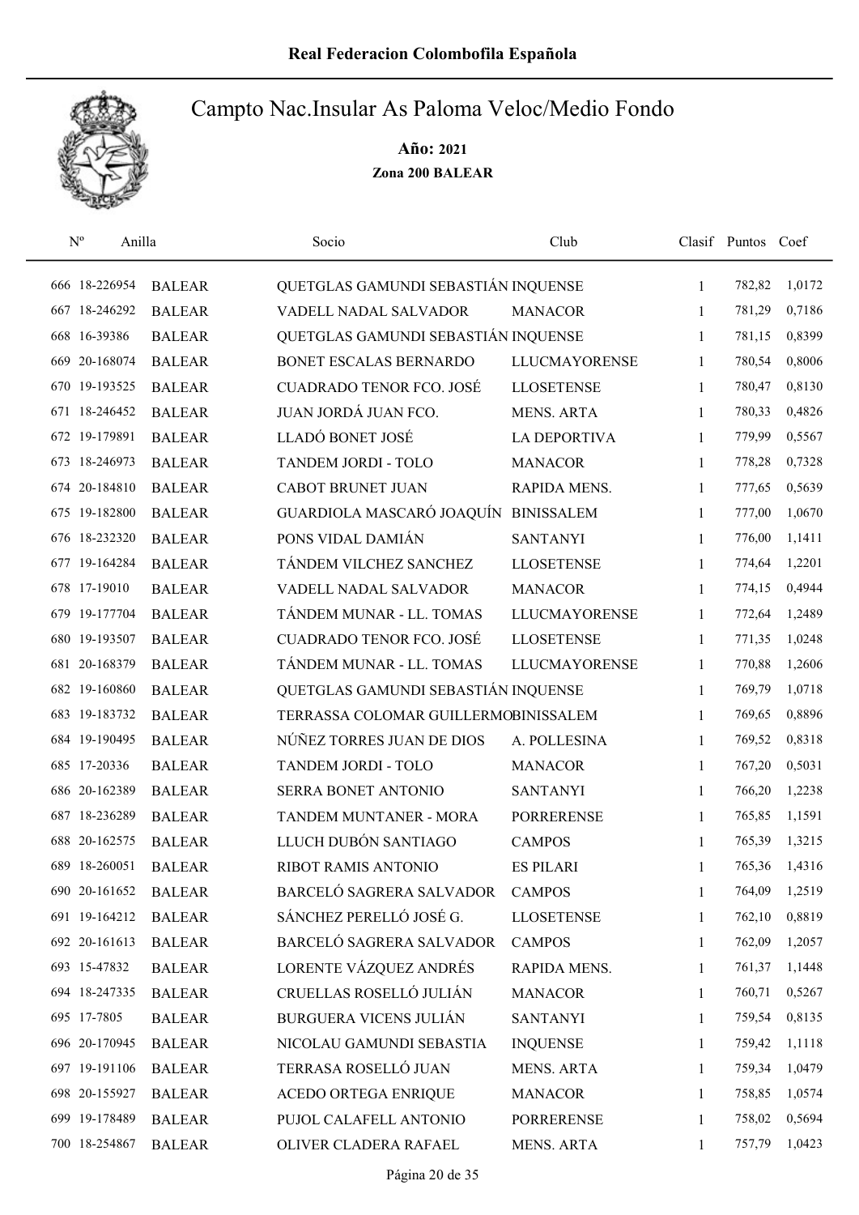# Real Federacion Colombofila Española

## Campto Nac.Insular As Paloma Veloc/Medio Fondo

**Año: 2021**

**Zona 200 BALEAR**

| Nº | Anilla | | Socio | Club | Clasif | Puntos | Coef |
|---|---|---|---|---|---|---|---|
| 666 | 18-226954 | BALEAR | QUETGLAS GAMUNDI SEBASTIÁN | INQUENSE | 1 | 782,82 | 1,0172 |
| 667 | 18-246292 | BALEAR | VADELL NADAL SALVADOR | MANACOR | 1 | 781,29 | 0,7186 |
| 668 | 16-39386 | BALEAR | QUETGLAS GAMUNDI SEBASTIÁN | INQUENSE | 1 | 781,15 | 0,8399 |
| 669 | 20-168074 | BALEAR | BONET ESCALAS BERNARDO | LLUCMAYORENSE | 1 | 780,54 | 0,8006 |
| 670 | 19-193525 | BALEAR | CUADRADO TENOR FCO. JOSÉ | LLOSETENSE | 1 | 780,47 | 0,8130 |
| 671 | 18-246452 | BALEAR | JUAN JORDÁ JUAN FCO. | MENS. ARTA | 1 | 780,33 | 0,4826 |
| 672 | 19-179891 | BALEAR | LLADÓ BONET JOSÉ | LA DEPORTIVA | 1 | 779,99 | 0,5567 |
| 673 | 18-246973 | BALEAR | TANDEM JORDI - TOLO | MANACOR | 1 | 778,28 | 0,7328 |
| 674 | 20-184810 | BALEAR | CABOT BRUNET JUAN | RAPIDA MENS. | 1 | 777,65 | 0,5639 |
| 675 | 19-182800 | BALEAR | GUARDIOLA MASCARÓ JOAQUÍN | BINISSALEM | 1 | 777,00 | 1,0670 |
| 676 | 18-232320 | BALEAR | PONS VIDAL DAMIÁN | SANTANYI | 1 | 776,00 | 1,1411 |
| 677 | 19-164284 | BALEAR | TÁNDEM VILCHEZ SANCHEZ | LLOSETENSE | 1 | 774,64 | 1,2201 |
| 678 | 17-19010 | BALEAR | VADELL NADAL SALVADOR | MANACOR | 1 | 774,15 | 0,4944 |
| 679 | 19-177704 | BALEAR | TÁNDEM MUNAR - LL. TOMAS | LLUCMAYORENSE | 1 | 772,64 | 1,2489 |
| 680 | 19-193507 | BALEAR | CUADRADO TENOR FCO. JOSÉ | LLOSETENSE | 1 | 771,35 | 1,0248 |
| 681 | 20-168379 | BALEAR | TÁNDEM MUNAR - LL. TOMAS | LLUCMAYORENSE | 1 | 770,88 | 1,2606 |
| 682 | 19-160860 | BALEAR | QUETGLAS GAMUNDI SEBASTIÁN | INQUENSE | 1 | 769,79 | 1,0718 |
| 683 | 19-183732 | BALEAR | TERRASSA COLOMAR GUILLERMO | BINISSALEM | 1 | 769,65 | 0,8896 |
| 684 | 19-190495 | BALEAR | NÚÑEZ TORRES JUAN DE DIOS | A. POLLESINA | 1 | 769,52 | 0,8318 |
| 685 | 17-20336 | BALEAR | TANDEM JORDI - TOLO | MANACOR | 1 | 767,20 | 0,5031 |
| 686 | 20-162389 | BALEAR | SERRA BONET ANTONIO | SANTANYI | 1 | 766,20 | 1,2238 |
| 687 | 18-236289 | BALEAR | TANDEM MUNTANER - MORA | PORRERENSE | 1 | 765,85 | 1,1591 |
| 688 | 20-162575 | BALEAR | LLUCH DUBÓN SANTIAGO | CAMPOS | 1 | 765,39 | 1,3215 |
| 689 | 18-260051 | BALEAR | RIBOT RAMIS ANTONIO | ES PILARI | 1 | 765,36 | 1,4316 |
| 690 | 20-161652 | BALEAR | BARCELÓ SAGRERA SALVADOR | CAMPOS | 1 | 764,09 | 1,2519 |
| 691 | 19-164212 | BALEAR | SÁNCHEZ PERELLÓ JOSÉ G. | LLOSETENSE | 1 | 762,10 | 0,8819 |
| 692 | 20-161613 | BALEAR | BARCELÓ SAGRERA SALVADOR | CAMPOS | 1 | 762,09 | 1,2057 |
| 693 | 15-47832 | BALEAR | LORENTE VÁZQUEZ ANDRÉS | RAPIDA MENS. | 1 | 761,37 | 1,1448 |
| 694 | 18-247335 | BALEAR | CRUELLAS ROSELLÓ JULIÁN | MANACOR | 1 | 760,71 | 0,5267 |
| 695 | 17-7805 | BALEAR | BURGUERA VICENS JULIÁN | SANTANYI | 1 | 759,54 | 0,8135 |
| 696 | 20-170945 | BALEAR | NICOLAU GAMUNDI SEBASTIA | INQUENSE | 1 | 759,42 | 1,1118 |
| 697 | 19-191106 | BALEAR | TERRASA ROSELLÓ JUAN | MENS. ARTA | 1 | 759,34 | 1,0479 |
| 698 | 20-155927 | BALEAR | ACEDO ORTEGA ENRIQUE | MANACOR | 1 | 758,85 | 1,0574 |
| 699 | 19-178489 | BALEAR | PUJOL CALAFELL ANTONIO | PORRERENSE | 1 | 758,02 | 0,5694 |
| 700 | 18-254867 | BALEAR | OLIVER CLADERA RAFAEL | MENS. ARTA | 1 | 757,79 | 1,0423 |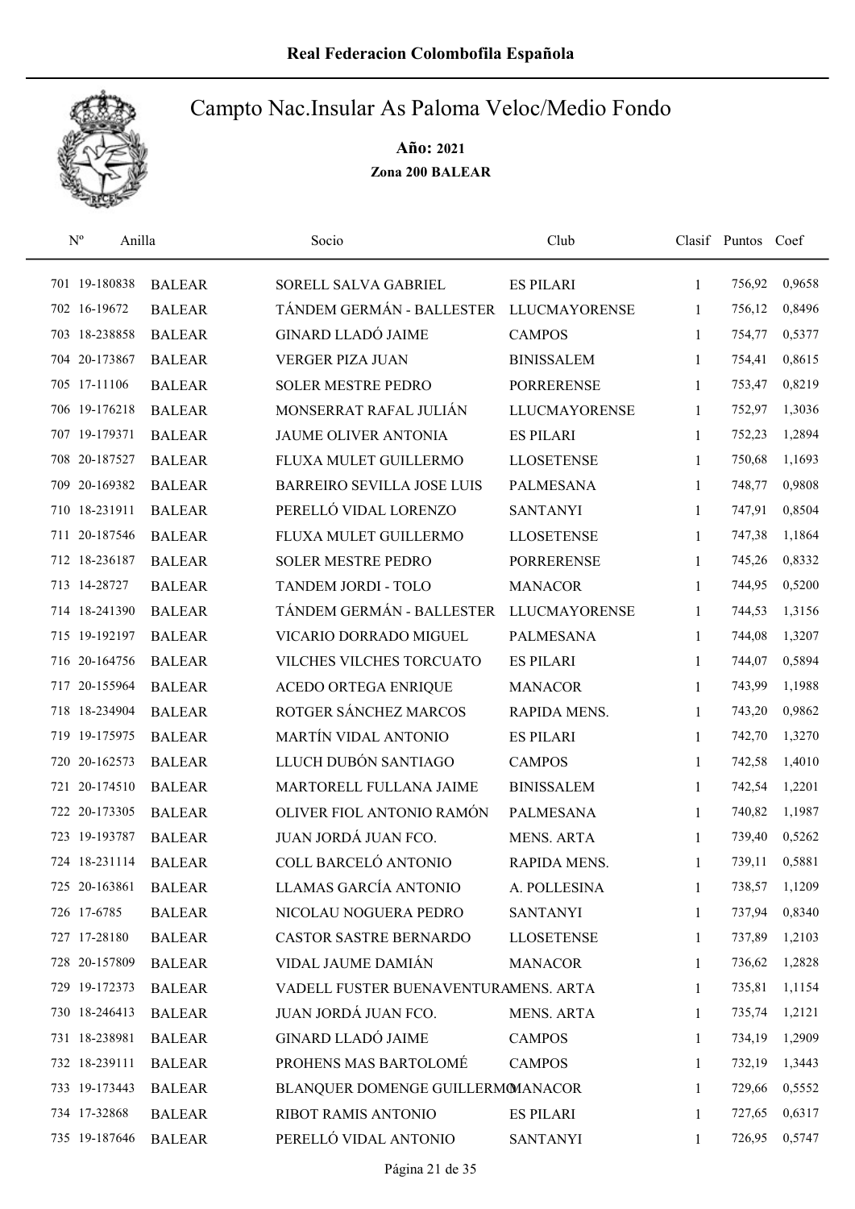# Real Federacion Colombofila Española

## Campto Nac.Insular As Paloma Veloc/Medio Fondo

**Año: 2021**

**Zona 200 BALEAR**

| Nº | Anilla | | Socio | Club | Clasif | Puntos | Coef |
|---|---|---|---|---|---|---|---|
| 701 | 19-180838 | BALEAR | SORELL SALVA GABRIEL | ES PILARI | 1 | 756,92 | 0,9658 |
| 702 | 16-19672 | BALEAR | TÁNDEM GERMÁN - BALLESTER | LLUCMAYORENSE | 1 | 756,12 | 0,8496 |
| 703 | 18-238858 | BALEAR | GINARD LLADÓ JAIME | CAMPOS | 1 | 754,77 | 0,5377 |
| 704 | 20-173867 | BALEAR | VERGER PIZA JUAN | BINISSALEM | 1 | 754,41 | 0,8615 |
| 705 | 17-11106 | BALEAR | SOLER MESTRE PEDRO | PORRERENSE | 1 | 753,47 | 0,8219 |
| 706 | 19-176218 | BALEAR | MONSERRAT RAFAL JULIÁN | LLUCMAYORENSE | 1 | 752,97 | 1,3036 |
| 707 | 19-179371 | BALEAR | JAUME OLIVER ANTONIA | ES PILARI | 1 | 752,23 | 1,2894 |
| 708 | 20-187527 | BALEAR | FLUXA MULET GUILLERMO | LLOSETENSE | 1 | 750,68 | 1,1693 |
| 709 | 20-169382 | BALEAR | BARREIRO SEVILLA JOSE LUIS | PALMESANA | 1 | 748,77 | 0,9808 |
| 710 | 18-231911 | BALEAR | PERELLÓ VIDAL LORENZO | SANTANYI | 1 | 747,91 | 0,8504 |
| 711 | 20-187546 | BALEAR | FLUXA MULET GUILLERMO | LLOSETENSE | 1 | 747,38 | 1,1864 |
| 712 | 18-236187 | BALEAR | SOLER MESTRE PEDRO | PORRERENSE | 1 | 745,26 | 0,8332 |
| 713 | 14-28727 | BALEAR | TANDEM JORDI - TOLO | MANACOR | 1 | 744,95 | 0,5200 |
| 714 | 18-241390 | BALEAR | TÁNDEM GERMÁN - BALLESTER | LLUCMAYORENSE | 1 | 744,53 | 1,3156 |
| 715 | 19-192197 | BALEAR | VICARIO DORRADO MIGUEL | PALMESANA | 1 | 744,08 | 1,3207 |
| 716 | 20-164756 | BALEAR | VILCHES VILCHES TORCUATO | ES PILARI | 1 | 744,07 | 0,5894 |
| 717 | 20-155964 | BALEAR | ACEDO ORTEGA ENRIQUE | MANACOR | 1 | 743,99 | 1,1988 |
| 718 | 18-234904 | BALEAR | ROTGER SÁNCHEZ MARCOS | RAPIDA MENS. | 1 | 743,20 | 0,9862 |
| 719 | 19-175975 | BALEAR | MARTÍN VIDAL ANTONIO | ES PILARI | 1 | 742,70 | 1,3270 |
| 720 | 20-162573 | BALEAR | LLUCH DUBÓN SANTIAGO | CAMPOS | 1 | 742,58 | 1,4010 |
| 721 | 20-174510 | BALEAR | MARTORELL FULLANA JAIME | BINISSALEM | 1 | 742,54 | 1,2201 |
| 722 | 20-173305 | BALEAR | OLIVER FIOL ANTONIO RAMÓN | PALMESANA | 1 | 740,82 | 1,1987 |
| 723 | 19-193787 | BALEAR | JUAN JORDÁ JUAN FCO. | MENS. ARTA | 1 | 739,40 | 0,5262 |
| 724 | 18-231114 | BALEAR | COLL BARCELÓ ANTONIO | RAPIDA MENS. | 1 | 739,11 | 0,5881 |
| 725 | 20-163861 | BALEAR | LLAMAS GARCÍA ANTONIO | A. POLLESINA | 1 | 738,57 | 1,1209 |
| 726 | 17-6785 | BALEAR | NICOLAU NOGUERA PEDRO | SANTANYI | 1 | 737,94 | 0,8340 |
| 727 | 17-28180 | BALEAR | CASTOR SASTRE BERNARDO | LLOSETENSE | 1 | 737,89 | 1,2103 |
| 728 | 20-157809 | BALEAR | VIDAL JAUME DAMIÁN | MANACOR | 1 | 736,62 | 1,2828 |
| 729 | 19-172373 | BALEAR | VADELL FUSTER BUENAVENTURA | MENS. ARTA | 1 | 735,81 | 1,1154 |
| 730 | 18-246413 | BALEAR | JUAN JORDÁ JUAN FCO. | MENS. ARTA | 1 | 735,74 | 1,2121 |
| 731 | 18-238981 | BALEAR | GINARD LLADÓ JAIME | CAMPOS | 1 | 734,19 | 1,2909 |
| 732 | 18-239111 | BALEAR | PROHENS MAS BARTOLOMÉ | CAMPOS | 1 | 732,19 | 1,3443 |
| 733 | 19-173443 | BALEAR | BLANQUER DOMENGE GUILLERMO | MANACOR | 1 | 729,66 | 0,5552 |
| 734 | 17-32868 | BALEAR | RIBOT RAMIS ANTONIO | ES PILARI | 1 | 727,65 | 0,6317 |
| 735 | 19-187646 | BALEAR | PERELLÓ VIDAL ANTONIO | SANTANYI | 1 | 726,95 | 0,5747 |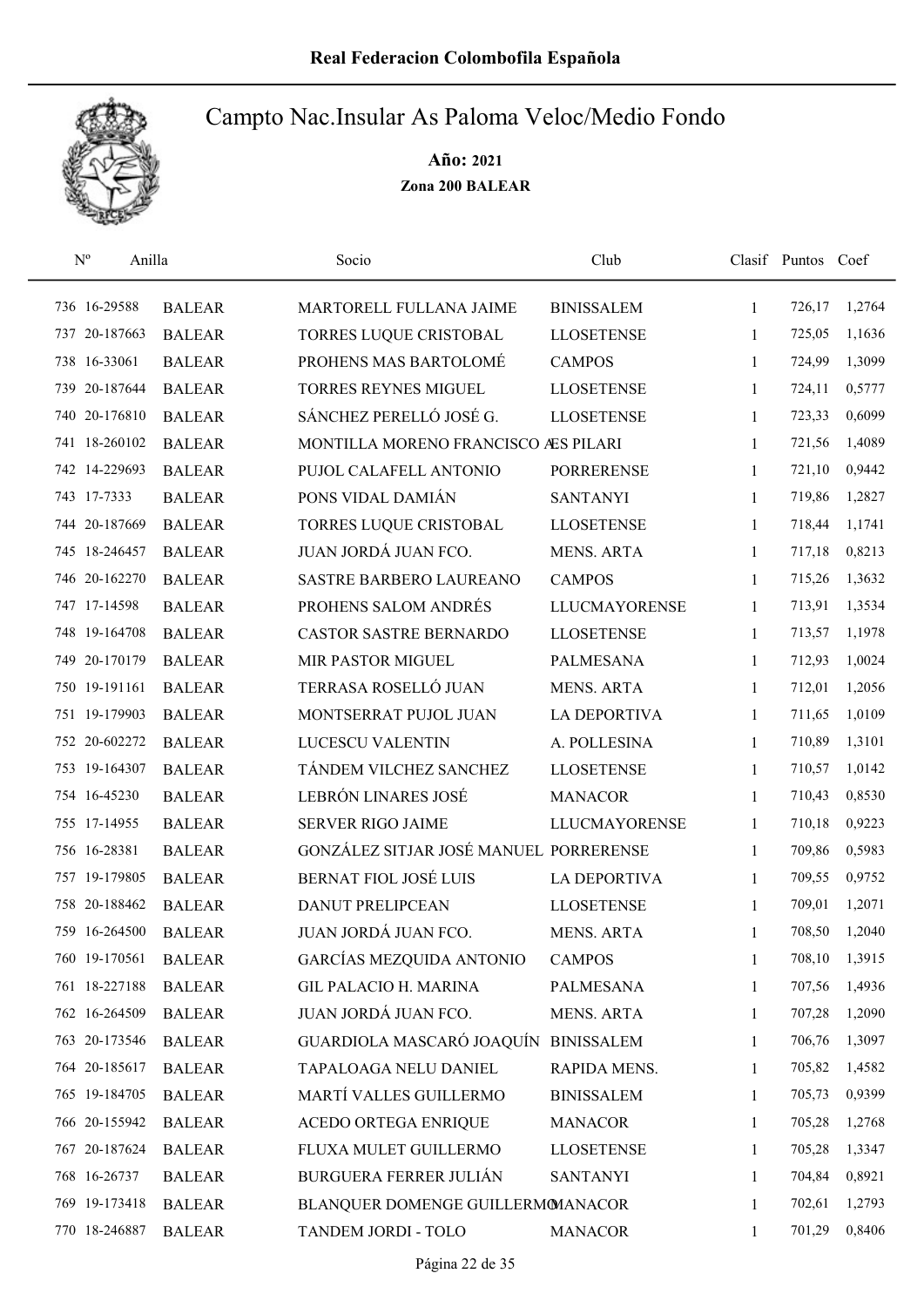# Real Federacion Colombofila Española

## Campto Nac.Insular As Paloma Veloc/Medio Fondo

**Año: 2021**

**Zona 200 BALEAR**

| Nº | Anilla | | Socio | Club | Clasif | Puntos | Coef |
|---|---|---|---|---|---|---|---|
| 736 | 16-29588 | BALEAR | MARTORELL FULLANA JAIME | BINISSALEM | 1 | 726,17 | 1,2764 |
| 737 | 20-187663 | BALEAR | TORRES LUQUE CRISTOBAL | LLOSETENSE | 1 | 725,05 | 1,1636 |
| 738 | 16-33061 | BALEAR | PROHENS MAS BARTOLOMÉ | CAMPOS | 1 | 724,99 | 1,3099 |
| 739 | 20-187644 | BALEAR | TORRES REYNES MIGUEL | LLOSETENSE | 1 | 724,11 | 0,5777 |
| 740 | 20-176810 | BALEAR | SÁNCHEZ PERELLÓ JOSÉ G. | LLOSETENSE | 1 | 723,33 | 0,6099 |
| 741 | 18-260102 | BALEAR | MONTILLA MORENO FRANCISCO A | ES PILARI | 1 | 721,56 | 1,4089 |
| 742 | 14-229693 | BALEAR | PUJOL CALAFELL ANTONIO | PORRERENSE | 1 | 721,10 | 0,9442 |
| 743 | 17-7333 | BALEAR | PONS VIDAL DAMIÁN | SANTANYI | 1 | 719,86 | 1,2827 |
| 744 | 20-187669 | BALEAR | TORRES LUQUE CRISTOBAL | LLOSETENSE | 1 | 718,44 | 1,1741 |
| 745 | 18-246457 | BALEAR | JUAN JORDÁ JUAN FCO. | MENS. ARTA | 1 | 717,18 | 0,8213 |
| 746 | 20-162270 | BALEAR | SASTRE BARBERO LAUREANO | CAMPOS | 1 | 715,26 | 1,3632 |
| 747 | 17-14598 | BALEAR | PROHENS SALOM ANDRÉS | LLUCMAYORENSE | 1 | 713,91 | 1,3534 |
| 748 | 19-164708 | BALEAR | CASTOR SASTRE BERNARDO | LLOSETENSE | 1 | 713,57 | 1,1978 |
| 749 | 20-170179 | BALEAR | MIR PASTOR MIGUEL | PALMESANA | 1 | 712,93 | 1,0024 |
| 750 | 19-191161 | BALEAR | TERRASA ROSELLÓ JUAN | MENS. ARTA | 1 | 712,01 | 1,2056 |
| 751 | 19-179903 | BALEAR | MONTSERRAT PUJOL JUAN | LA DEPORTIVA | 1 | 711,65 | 1,0109 |
| 752 | 20-602272 | BALEAR | LUCESCU VALENTIN | A. POLLESINA | 1 | 710,89 | 1,3101 |
| 753 | 19-164307 | BALEAR | TÁNDEM VILCHEZ SANCHEZ | LLOSETENSE | 1 | 710,57 | 1,0142 |
| 754 | 16-45230 | BALEAR | LEBRÓN LINARES JOSÉ | MANACOR | 1 | 710,43 | 0,8530 |
| 755 | 17-14955 | BALEAR | SERVER RIGO JAIME | LLUCMAYORENSE | 1 | 710,18 | 0,9223 |
| 756 | 16-28381 | BALEAR | GONZÁLEZ SITJAR JOSÉ MANUEL | PORRERENSE | 1 | 709,86 | 0,5983 |
| 757 | 19-179805 | BALEAR | BERNAT FIOL JOSÉ LUIS | LA DEPORTIVA | 1 | 709,55 | 0,9752 |
| 758 | 20-188462 | BALEAR | DANUT PRELIPCEAN | LLOSETENSE | 1 | 709,01 | 1,2071 |
| 759 | 16-264500 | BALEAR | JUAN JORDÁ JUAN FCO. | MENS. ARTA | 1 | 708,50 | 1,2040 |
| 760 | 19-170561 | BALEAR | GARCÍAS MEZQUIDA ANTONIO | CAMPOS | 1 | 708,10 | 1,3915 |
| 761 | 18-227188 | BALEAR | GIL PALACIO H. MARINA | PALMESANA | 1 | 707,56 | 1,4936 |
| 762 | 16-264509 | BALEAR | JUAN JORDÁ JUAN FCO. | MENS. ARTA | 1 | 707,28 | 1,2090 |
| 763 | 20-173546 | BALEAR | GUARDIOLA MASCARÓ JOAQUÍN | BINISSALEM | 1 | 706,76 | 1,3097 |
| 764 | 20-185617 | BALEAR | TAPALOAGA NELU DANIEL | RAPIDA MENS. | 1 | 705,82 | 1,4582 |
| 765 | 19-184705 | BALEAR | MARTÍ VALLES GUILLERMO | BINISSALEM | 1 | 705,73 | 0,9399 |
| 766 | 20-155942 | BALEAR | ACEDO ORTEGA ENRIQUE | MANACOR | 1 | 705,28 | 1,2768 |
| 767 | 20-187624 | BALEAR | FLUXA MULET GUILLERMO | LLOSETENSE | 1 | 705,28 | 1,3347 |
| 768 | 16-26737 | BALEAR | BURGUERA FERRER JULIÁN | SANTANYI | 1 | 704,84 | 0,8921 |
| 769 | 19-173418 | BALEAR | BLANQUER DOMENGE GUILLERMO | MANACOR | 1 | 702,61 | 1,2793 |
| 770 | 18-246887 | BALEAR | TANDEM JORDI - TOLO | MANACOR | 1 | 701,29 | 0,8406 |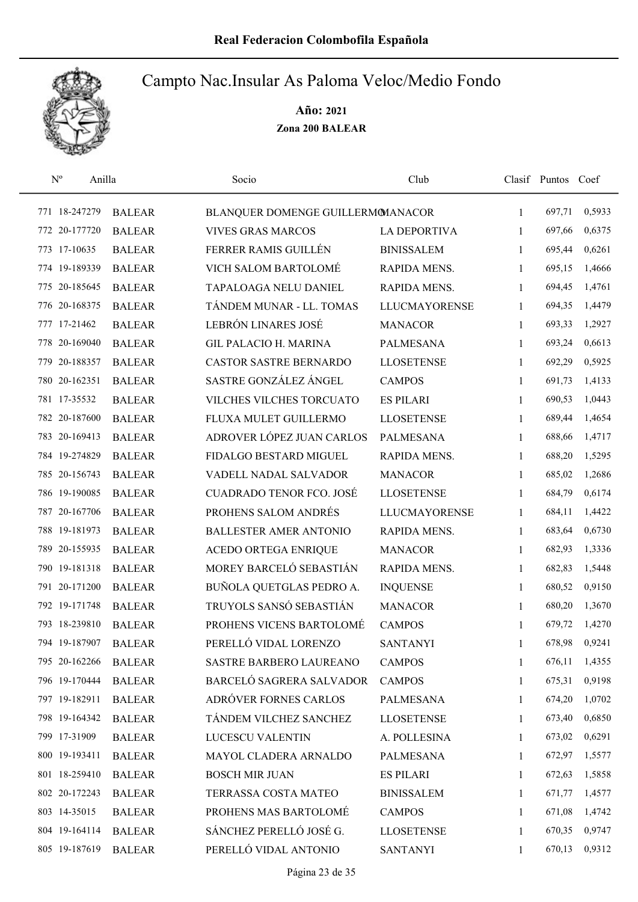Real Federacion Colombofila Española

# Campto Nac.Insular As Paloma Veloc/Medio Fondo

**Año: 2021**

**Zona 200 BALEAR**

| Nº | Anilla | | Socio | Club | Clasif | Puntos | Coef |
|---|---|---|---|---|---|---|---|
| 771 | 18-247279 | BALEAR | BLANQUER DOMENGE GUILLERMO | MANACOR | 1 | 697,71 | 0,5933 |
| 772 | 20-177720 | BALEAR | VIVES GRAS MARCOS | LA DEPORTIVA | 1 | 697,66 | 0,6375 |
| 773 | 17-10635 | BALEAR | FERRER RAMIS GUILLÉN | BINISSALEM | 1 | 695,44 | 0,6261 |
| 774 | 19-189339 | BALEAR | VICH SALOM BARTOLOMÉ | RAPIDA MENS. | 1 | 695,15 | 1,4666 |
| 775 | 20-185645 | BALEAR | TAPALOAGA NELU DANIEL | RAPIDA MENS. | 1 | 694,45 | 1,4761 |
| 776 | 20-168375 | BALEAR | TÁNDEM MUNAR - LL. TOMAS | LLUCMAYORENSE | 1 | 694,35 | 1,4479 |
| 777 | 17-21462 | BALEAR | LEBRÓN LINARES JOSÉ | MANACOR | 1 | 693,33 | 1,2927 |
| 778 | 20-169040 | BALEAR | GIL PALACIO H. MARINA | PALMESANA | 1 | 693,24 | 0,6613 |
| 779 | 20-188357 | BALEAR | CASTOR SASTRE BERNARDO | LLOSETENSE | 1 | 692,29 | 0,5925 |
| 780 | 20-162351 | BALEAR | SASTRE GONZÁLEZ ÁNGEL | CAMPOS | 1 | 691,73 | 1,4133 |
| 781 | 17-35532 | BALEAR | VILCHES VILCHES TORCUATO | ES PILARI | 1 | 690,53 | 1,0443 |
| 782 | 20-187600 | BALEAR | FLUXA MULET GUILLERMO | LLOSETENSE | 1 | 689,44 | 1,4654 |
| 783 | 20-169413 | BALEAR | ADROVER LÓPEZ JUAN CARLOS | PALMESANA | 1 | 688,66 | 1,4717 |
| 784 | 19-274829 | BALEAR | FIDALGO BESTARD MIGUEL | RAPIDA MENS. | 1 | 688,20 | 1,5295 |
| 785 | 20-156743 | BALEAR | VADELL NADAL SALVADOR | MANACOR | 1 | 685,02 | 1,2686 |
| 786 | 19-190085 | BALEAR | CUADRADO TENOR FCO. JOSÉ | LLOSETENSE | 1 | 684,79 | 0,6174 |
| 787 | 20-167706 | BALEAR | PROHENS SALOM ANDRÉS | LLUCMAYORENSE | 1 | 684,11 | 1,4422 |
| 788 | 19-181973 | BALEAR | BALLESTER AMER ANTONIO | RAPIDA MENS. | 1 | 683,64 | 0,6730 |
| 789 | 20-155935 | BALEAR | ACEDO ORTEGA ENRIQUE | MANACOR | 1 | 682,93 | 1,3336 |
| 790 | 19-181318 | BALEAR | MOREY BARCELÓ SEBASTIÁN | RAPIDA MENS. | 1 | 682,83 | 1,5448 |
| 791 | 20-171200 | BALEAR | BUÑOLA QUETGLAS PEDRO A. | INQUENSE | 1 | 680,52 | 0,9150 |
| 792 | 19-171748 | BALEAR | TRUYOLS SANSÓ SEBASTIÁN | MANACOR | 1 | 680,20 | 1,3670 |
| 793 | 18-239810 | BALEAR | PROHENS VICENS BARTOLOMÉ | CAMPOS | 1 | 679,72 | 1,4270 |
| 794 | 19-187907 | BALEAR | PERELLÓ VIDAL LORENZO | SANTANYI | 1 | 678,98 | 0,9241 |
| 795 | 20-162266 | BALEAR | SASTRE BARBERO LAUREANO | CAMPOS | 1 | 676,11 | 1,4355 |
| 796 | 19-170444 | BALEAR | BARCELÓ SAGRERA SALVADOR | CAMPOS | 1 | 675,31 | 0,9198 |
| 797 | 19-182911 | BALEAR | ADRÓVER FORNES CARLOS | PALMESANA | 1 | 674,20 | 1,0702 |
| 798 | 19-164342 | BALEAR | TÁNDEM VILCHEZ SANCHEZ | LLOSETENSE | 1 | 673,40 | 0,6850 |
| 799 | 17-31909 | BALEAR | LUCESCU VALENTIN | A. POLLESINA | 1 | 673,02 | 0,6291 |
| 800 | 19-193411 | BALEAR | MAYOL CLADERA ARNALDO | PALMESANA | 1 | 672,97 | 1,5577 |
| 801 | 18-259410 | BALEAR | BOSCH MIR JUAN | ES PILARI | 1 | 672,63 | 1,5858 |
| 802 | 20-172243 | BALEAR | TERRASSA COSTA MATEO | BINISSALEM | 1 | 671,77 | 1,4577 |
| 803 | 14-35015 | BALEAR | PROHENS MAS BARTOLOMÉ | CAMPOS | 1 | 671,08 | 1,4742 |
| 804 | 19-164114 | BALEAR | SÁNCHEZ PERELLÓ JOSÉ G. | LLOSETENSE | 1 | 670,35 | 0,9747 |
| 805 | 19-187619 | BALEAR | PERELLÓ VIDAL ANTONIO | SANTANYI | 1 | 670,13 | 0,9312 |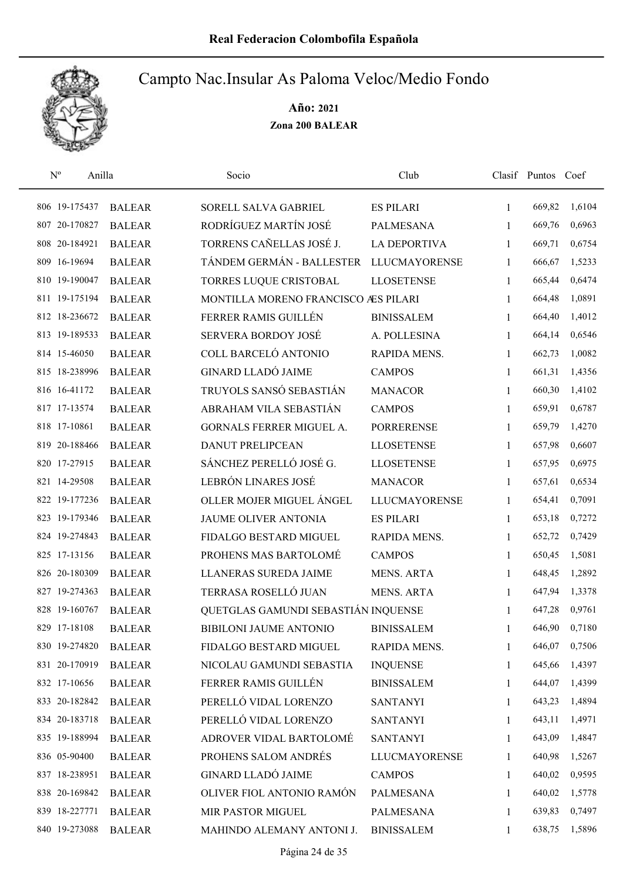# Real Federacion Colombofila Española

## Campto Nac.Insular As Paloma Veloc/Medio Fondo

**Año: 2021**

**Zona 200 BALEAR**

| Nº | Anilla | | Socio | Club | Clasif | Puntos | Coef |
|---|---|---|---|---|---|---|---|
| 806 | 19-175437 | BALEAR | SORELL SALVA GABRIEL | ES PILARI | 1 | 669,82 | 1,6104 |
| 807 | 20-170827 | BALEAR | RODRÍGUEZ MARTÍN JOSÉ | PALMESANA | 1 | 669,76 | 0,6963 |
| 808 | 20-184921 | BALEAR | TORRENS CAÑELLAS JOSÉ J. | LA DEPORTIVA | 1 | 669,71 | 0,6754 |
| 809 | 16-19694 | BALEAR | TÁNDEM GERMÁN - BALLESTER | LLUCMAYORENSE | 1 | 666,67 | 1,5233 |
| 810 | 19-190047 | BALEAR | TORRES LUQUE CRISTOBAL | LLOSETENSE | 1 | 665,44 | 0,6474 |
| 811 | 19-175194 | BALEAR | MONTILLA MORENO FRANCISCO A | ES PILARI | 1 | 664,48 | 1,0891 |
| 812 | 18-236672 | BALEAR | FERRER RAMIS GUILLÉN | BINISSALEM | 1 | 664,40 | 1,4012 |
| 813 | 19-189533 | BALEAR | SERVERA BORDOY JOSÉ | A. POLLESINA | 1 | 664,14 | 0,6546 |
| 814 | 15-46050 | BALEAR | COLL BARCELÓ ANTONIO | RAPIDA MENS. | 1 | 662,73 | 1,0082 |
| 815 | 18-238996 | BALEAR | GINARD LLADÓ JAIME | CAMPOS | 1 | 661,31 | 1,4356 |
| 816 | 16-41172 | BALEAR | TRUYOLS SANSÓ SEBASTIÁN | MANACOR | 1 | 660,30 | 1,4102 |
| 817 | 17-13574 | BALEAR | ABRAHAM VILA SEBASTIÁN | CAMPOS | 1 | 659,91 | 0,6787 |
| 818 | 17-10861 | BALEAR | GORNALS FERRER MIGUEL A. | PORRERENSE | 1 | 659,79 | 1,4270 |
| 819 | 20-188466 | BALEAR | DANUT PRELIPCEAN | LLOSETENSE | 1 | 657,98 | 0,6607 |
| 820 | 17-27915 | BALEAR | SÁNCHEZ PERELLÓ JOSÉ G. | LLOSETENSE | 1 | 657,95 | 0,6975 |
| 821 | 14-29508 | BALEAR | LEBRÓN LINARES JOSÉ | MANACOR | 1 | 657,61 | 0,6534 |
| 822 | 19-177236 | BALEAR | OLLER MOJER MIGUEL ÁNGEL | LLUCMAYORENSE | 1 | 654,41 | 0,7091 |
| 823 | 19-179346 | BALEAR | JAUME OLIVER ANTONIA | ES PILARI | 1 | 653,18 | 0,7272 |
| 824 | 19-274843 | BALEAR | FIDALGO BESTARD MIGUEL | RAPIDA MENS. | 1 | 652,72 | 0,7429 |
| 825 | 17-13156 | BALEAR | PROHENS MAS BARTOLOMÉ | CAMPOS | 1 | 650,45 | 1,5081 |
| 826 | 20-180309 | BALEAR | LLANERAS SUREDA JAIME | MENS. ARTA | 1 | 648,45 | 1,2892 |
| 827 | 19-274363 | BALEAR | TERRASA ROSELLÓ JUAN | MENS. ARTA | 1 | 647,94 | 1,3378 |
| 828 | 19-160767 | BALEAR | QUETGLAS GAMUNDI SEBASTIÁN | INQUENSE | 1 | 647,28 | 0,9761 |
| 829 | 17-18108 | BALEAR | BIBILONI JAUME ANTONIO | BINISSALEM | 1 | 646,90 | 0,7180 |
| 830 | 19-274820 | BALEAR | FIDALGO BESTARD MIGUEL | RAPIDA MENS. | 1 | 646,07 | 0,7506 |
| 831 | 20-170919 | BALEAR | NICOLAU GAMUNDI SEBASTIA | INQUENSE | 1 | 645,66 | 1,4397 |
| 832 | 17-10656 | BALEAR | FERRER RAMIS GUILLÉN | BINISSALEM | 1 | 644,07 | 1,4399 |
| 833 | 20-182842 | BALEAR | PERELLÓ VIDAL LORENZO | SANTANYI | 1 | 643,23 | 1,4894 |
| 834 | 20-183718 | BALEAR | PERELLÓ VIDAL LORENZO | SANTANYI | 1 | 643,11 | 1,4971 |
| 835 | 19-188994 | BALEAR | ADROVER VIDAL BARTOLOMÉ | SANTANYI | 1 | 643,09 | 1,4847 |
| 836 | 05-90400 | BALEAR | PROHENS SALOM ANDRÉS | LLUCMAYORENSE | 1 | 640,98 | 1,5267 |
| 837 | 18-238951 | BALEAR | GINARD LLADÓ JAIME | CAMPOS | 1 | 640,02 | 0,9595 |
| 838 | 20-169842 | BALEAR | OLIVER FIOL ANTONIO RAMÓN | PALMESANA | 1 | 640,02 | 1,5778 |
| 839 | 18-227771 | BALEAR | MIR PASTOR MIGUEL | PALMESANA | 1 | 639,83 | 0,7497 |
| 840 | 19-273088 | BALEAR | MAHINDO ALEMANY ANTONI J. | BINISSALEM | 1 | 638,75 | 1,5896 |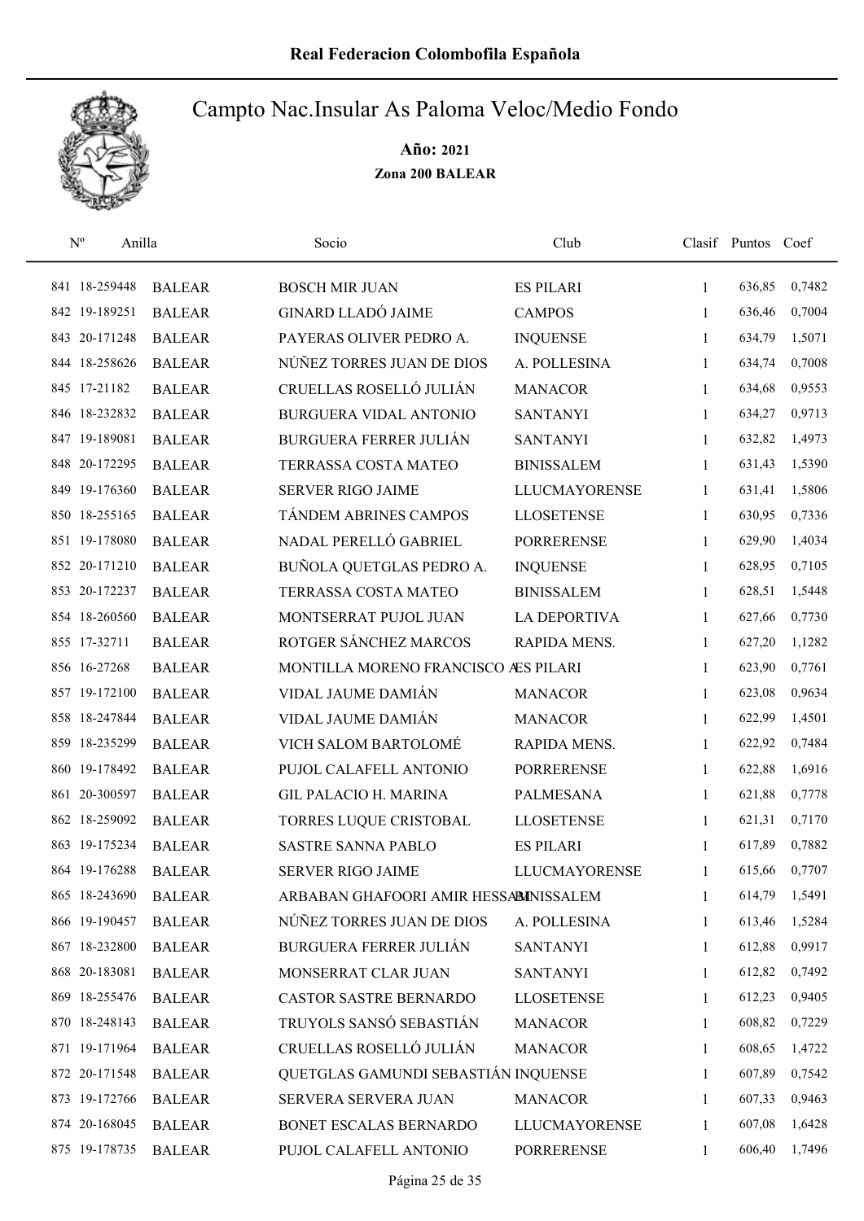# Real Federacion Colombofila Española

## Campto Nac.Insular As Paloma Veloc/Medio Fondo

**Año: 2021**

**Zona 200 BALEAR**

| Nº | Anilla | | Socio | Club | Clasif | Puntos | Coef |
|---|---|---|---|---|---|---|---|
| 841 | 18-259448 | BALEAR | BOSCH MIR JUAN | ES PILARI | 1 | 636,85 | 0,7482 |
| 842 | 19-189251 | BALEAR | GINARD LLADÓ JAIME | CAMPOS | 1 | 636,46 | 0,7004 |
| 843 | 20-171248 | BALEAR | PAYERAS OLIVER PEDRO A. | INQUENSE | 1 | 634,79 | 1,5071 |
| 844 | 18-258626 | BALEAR | NÚÑEZ TORRES JUAN DE DIOS | A. POLLESINA | 1 | 634,74 | 0,7008 |
| 845 | 17-21182 | BALEAR | CRUELLAS ROSELLÓ JULIÁN | MANACOR | 1 | 634,68 | 0,9553 |
| 846 | 18-232832 | BALEAR | BURGUERA VIDAL ANTONIO | SANTANYI | 1 | 634,27 | 0,9713 |
| 847 | 19-189081 | BALEAR | BURGUERA FERRER JULIÁN | SANTANYI | 1 | 632,82 | 1,4973 |
| 848 | 20-172295 | BALEAR | TERRASSA COSTA MATEO | BINISSALEM | 1 | 631,43 | 1,5390 |
| 849 | 19-176360 | BALEAR | SERVER RIGO JAIME | LLUCMAYORENSE | 1 | 631,41 | 1,5806 |
| 850 | 18-255165 | BALEAR | TÁNDEM ABRINES CAMPOS | LLOSETENSE | 1 | 630,95 | 0,7336 |
| 851 | 19-178080 | BALEAR | NADAL PERELLÓ GABRIEL | PORRERENSE | 1 | 629,90 | 1,4034 |
| 852 | 20-171210 | BALEAR | BUÑOLA QUETGLAS PEDRO A. | INQUENSE | 1 | 628,95 | 0,7105 |
| 853 | 20-172237 | BALEAR | TERRASSA COSTA MATEO | BINISSALEM | 1 | 628,51 | 1,5448 |
| 854 | 18-260560 | BALEAR | MONTSERRAT PUJOL JUAN | LA DEPORTIVA | 1 | 627,66 | 0,7730 |
| 855 | 17-32711 | BALEAR | ROTGER SÁNCHEZ MARCOS | RAPIDA MENS. | 1 | 627,20 | 1,1282 |
| 856 | 16-27268 | BALEAR | MONTILLA MORENO FRANCISCO A | ES PILARI | 1 | 623,90 | 0,7761 |
| 857 | 19-172100 | BALEAR | VIDAL JAUME DAMIÁN | MANACOR | 1 | 623,08 | 0,9634 |
| 858 | 18-247844 | BALEAR | VIDAL JAUME DAMIÁN | MANACOR | 1 | 622,99 | 1,4501 |
| 859 | 18-235299 | BALEAR | VICH SALOM BARTOLOMÉ | RAPIDA MENS. | 1 | 622,92 | 0,7484 |
| 860 | 19-178492 | BALEAR | PUJOL CALAFELL ANTONIO | PORRERENSE | 1 | 622,88 | 1,6916 |
| 861 | 20-300597 | BALEAR | GIL PALACIO H. MARINA | PALMESANA | 1 | 621,88 | 0,7778 |
| 862 | 18-259092 | BALEAR | TORRES LUQUE CRISTOBAL | LLOSETENSE | 1 | 621,31 | 0,7170 |
| 863 | 19-175234 | BALEAR | SASTRE SANNA PABLO | ES PILARI | 1 | 617,89 | 0,7882 |
| 864 | 19-176288 | BALEAR | SERVER RIGO JAIME | LLUCMAYORENSE | 1 | 615,66 | 0,7707 |
| 865 | 18-243690 | BALEAR | ARBABAN GHAFOORI AMIR HESSAM | BINISSALEM | 1 | 614,79 | 1,5491 |
| 866 | 19-190457 | BALEAR | NÚÑEZ TORRES JUAN DE DIOS | A. POLLESINA | 1 | 613,46 | 1,5284 |
| 867 | 18-232800 | BALEAR | BURGUERA FERRER JULIÁN | SANTANYI | 1 | 612,88 | 0,9917 |
| 868 | 20-183081 | BALEAR | MONSERRAT CLAR JUAN | SANTANYI | 1 | 612,82 | 0,7492 |
| 869 | 18-255476 | BALEAR | CASTOR SASTRE BERNARDO | LLOSETENSE | 1 | 612,23 | 0,9405 |
| 870 | 18-248143 | BALEAR | TRUYOLS SANSÓ SEBASTIÁN | MANACOR | 1 | 608,82 | 0,7229 |
| 871 | 19-171964 | BALEAR | CRUELLAS ROSELLÓ JULIÁN | MANACOR | 1 | 608,65 | 1,4722 |
| 872 | 20-171548 | BALEAR | QUETGLAS GAMUNDI SEBASTIÁN | INQUENSE | 1 | 607,89 | 0,7542 |
| 873 | 19-172766 | BALEAR | SERVERA SERVERA JUAN | MANACOR | 1 | 607,33 | 0,9463 |
| 874 | 20-168045 | BALEAR | BONET ESCALAS BERNARDO | LLUCMAYORENSE | 1 | 607,08 | 1,6428 |
| 875 | 19-178735 | BALEAR | PUJOL CALAFELL ANTONIO | PORRERENSE | 1 | 606,40 | 1,7496 |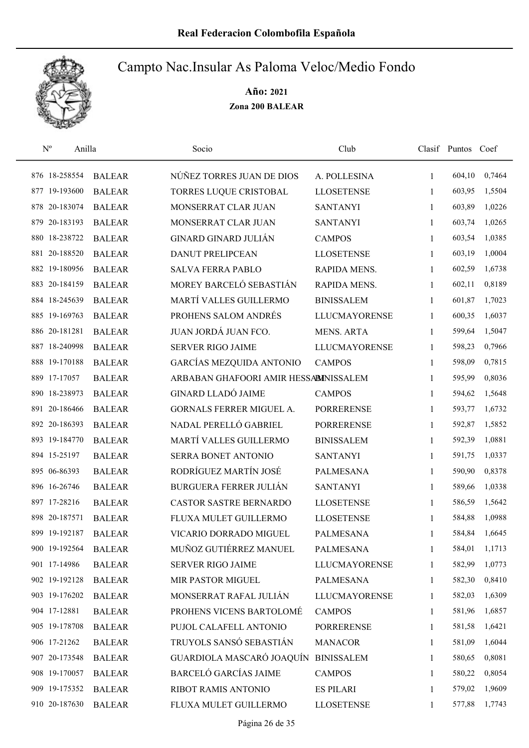# Real Federacion Colombofila Española

## Campto Nac.Insular As Paloma Veloc/Medio Fondo

**Año: 2021**

**Zona 200 BALEAR**

| Nº | Anilla | | Socio | Club | Clasif | Puntos | Coef |
|---|---|---|---|---|---|---|---|
| 876 | 18-258554 | BALEAR | NÚÑEZ TORRES JUAN DE DIOS | A. POLLESINA | 1 | 604,10 | 0,7464 |
| 877 | 19-193600 | BALEAR | TORRES LUQUE CRISTOBAL | LLOSETENSE | 1 | 603,95 | 1,5504 |
| 878 | 20-183074 | BALEAR | MONSERRAT CLAR JUAN | SANTANYI | 1 | 603,89 | 1,0226 |
| 879 | 20-183193 | BALEAR | MONSERRAT CLAR JUAN | SANTANYI | 1 | 603,74 | 1,0265 |
| 880 | 18-238722 | BALEAR | GINARD GINARD JULIÁN | CAMPOS | 1 | 603,54 | 1,0385 |
| 881 | 20-188520 | BALEAR | DANUT PRELIPCEAN | LLOSETENSE | 1 | 603,19 | 1,0004 |
| 882 | 19-180956 | BALEAR | SALVA FERRA PABLO | RAPIDA MENS. | 1 | 602,59 | 1,6738 |
| 883 | 20-184159 | BALEAR | MOREY BARCELÓ SEBASTIÁN | RAPIDA MENS. | 1 | 602,11 | 0,8189 |
| 884 | 18-245639 | BALEAR | MARTÍ VALLES GUILLERMO | BINISSALEM | 1 | 601,87 | 1,7023 |
| 885 | 19-169763 | BALEAR | PROHENS SALOM ANDRÉS | LLUCMAYORENSE | 1 | 600,35 | 1,6037 |
| 886 | 20-181281 | BALEAR | JUAN JORDÁ JUAN FCO. | MENS. ARTA | 1 | 599,64 | 1,5047 |
| 887 | 18-240998 | BALEAR | SERVER RIGO JAIME | LLUCMAYORENSE | 1 | 598,23 | 0,7966 |
| 888 | 19-170188 | BALEAR | GARCÍAS MEZQUIDA ANTONIO | CAMPOS | 1 | 598,09 | 0,7815 |
| 889 | 17-17057 | BALEAR | ARBABAN GHAFOORI AMIR HESSAM | BINISSALEM | 1 | 595,99 | 0,8036 |
| 890 | 18-238973 | BALEAR | GINARD LLADÓ JAIME | CAMPOS | 1 | 594,62 | 1,5648 |
| 891 | 20-186466 | BALEAR | GORNALS FERRER MIGUEL A. | PORRERENSE | 1 | 593,77 | 1,6732 |
| 892 | 20-186393 | BALEAR | NADAL PERELLÓ GABRIEL | PORRERENSE | 1 | 592,87 | 1,5852 |
| 893 | 19-184770 | BALEAR | MARTÍ VALLES GUILLERMO | BINISSALEM | 1 | 592,39 | 1,0881 |
| 894 | 15-25197 | BALEAR | SERRA BONET ANTONIO | SANTANYI | 1 | 591,75 | 1,0337 |
| 895 | 06-86393 | BALEAR | RODRÍGUEZ MARTÍN JOSÉ | PALMESANA | 1 | 590,90 | 0,8378 |
| 896 | 16-26746 | BALEAR | BURGUERA FERRER JULIÁN | SANTANYI | 1 | 589,66 | 1,0338 |
| 897 | 17-28216 | BALEAR | CASTOR SASTRE BERNARDO | LLOSETENSE | 1 | 586,59 | 1,5642 |
| 898 | 20-187571 | BALEAR | FLUXA MULET GUILLERMO | LLOSETENSE | 1 | 584,88 | 1,0988 |
| 899 | 19-192187 | BALEAR | VICARIO DORRADO MIGUEL | PALMESANA | 1 | 584,84 | 1,6645 |
| 900 | 19-192564 | BALEAR | MUÑOZ GUTIÉRREZ MANUEL | PALMESANA | 1 | 584,01 | 1,1713 |
| 901 | 17-14986 | BALEAR | SERVER RIGO JAIME | LLUCMAYORENSE | 1 | 582,99 | 1,0773 |
| 902 | 19-192128 | BALEAR | MIR PASTOR MIGUEL | PALMESANA | 1 | 582,30 | 0,8410 |
| 903 | 19-176202 | BALEAR | MONSERRAT RAFAL JULIÁN | LLUCMAYORENSE | 1 | 582,03 | 1,6309 |
| 904 | 17-12881 | BALEAR | PROHENS VICENS BARTOLOMÉ | CAMPOS | 1 | 581,96 | 1,6857 |
| 905 | 19-178708 | BALEAR | PUJOL CALAFELL ANTONIO | PORRERENSE | 1 | 581,58 | 1,6421 |
| 906 | 17-21262 | BALEAR | TRUYOLS SANSÓ SEBASTIÁN | MANACOR | 1 | 581,09 | 1,6044 |
| 907 | 20-173548 | BALEAR | GUARDIOLA MASCARÓ JOAQUÍN | BINISSALEM | 1 | 580,65 | 0,8081 |
| 908 | 19-170057 | BALEAR | BARCELÓ GARCÍAS JAIME | CAMPOS | 1 | 580,22 | 0,8054 |
| 909 | 19-175352 | BALEAR | RIBOT RAMIS ANTONIO | ES PILARI | 1 | 579,02 | 1,9609 |
| 910 | 20-187630 | BALEAR | FLUXA MULET GUILLERMO | LLOSETENSE | 1 | 577,88 | 1,7743 |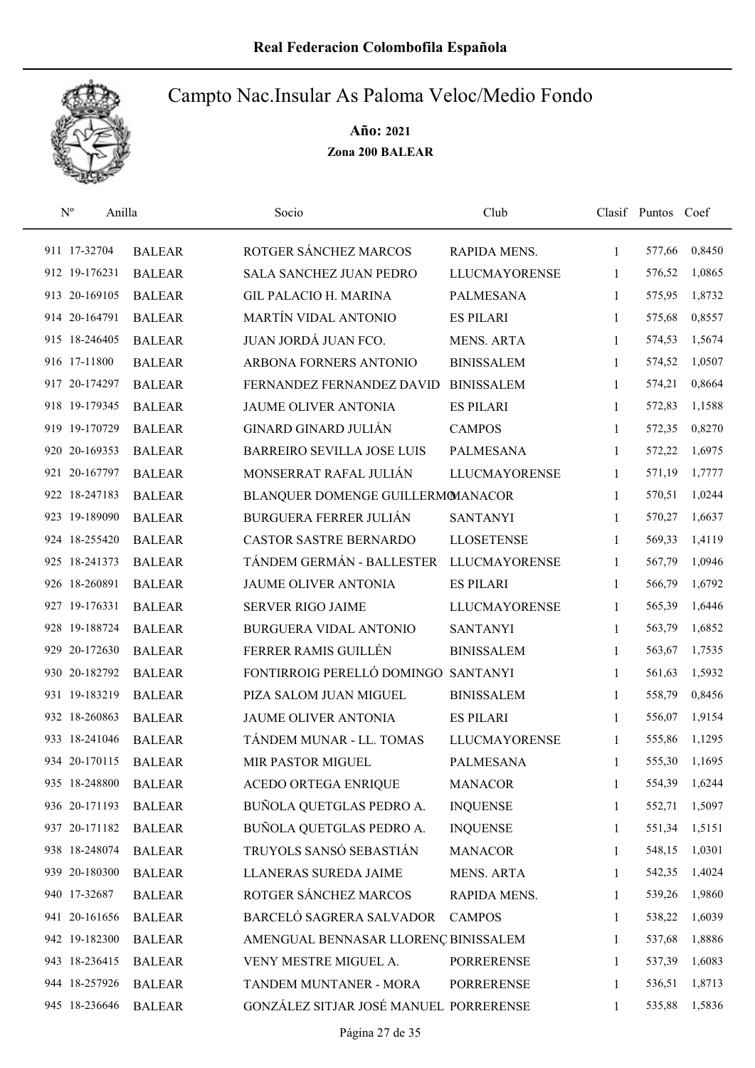# Real Federacion Colombofila Española

## Campto Nac.Insular As Paloma Veloc/Medio Fondo

**Año: 2021**

**Zona 200 BALEAR**

| Nº | Anilla | | Socio | Club | Clasif | Puntos | Coef |
|---|---|---|---|---|---|---|---|
| 911 | 17-32704 | BALEAR | ROTGER SÁNCHEZ MARCOS | RAPIDA MENS. | 1 | 577,66 | 0,8450 |
| 912 | 19-176231 | BALEAR | SALA SANCHEZ JUAN PEDRO | LLUCMAYORENSE | 1 | 576,52 | 1,0865 |
| 913 | 20-169105 | BALEAR | GIL PALACIO H. MARINA | PALMESANA | 1 | 575,95 | 1,8732 |
| 914 | 20-164791 | BALEAR | MARTÍN VIDAL ANTONIO | ES PILARI | 1 | 575,68 | 0,8557 |
| 915 | 18-246405 | BALEAR | JUAN JORDÁ JUAN FCO. | MENS. ARTA | 1 | 574,53 | 1,5674 |
| 916 | 17-11800 | BALEAR | ARBONA FORNERS ANTONIO | BINISSALEM | 1 | 574,52 | 1,0507 |
| 917 | 20-174297 | BALEAR | FERNANDEZ FERNANDEZ DAVID | BINISSALEM | 1 | 574,21 | 0,8664 |
| 918 | 19-179345 | BALEAR | JAUME OLIVER ANTONIA | ES PILARI | 1 | 572,83 | 1,1588 |
| 919 | 19-170729 | BALEAR | GINARD GINARD JULIÁN | CAMPOS | 1 | 572,35 | 0,8270 |
| 920 | 20-169353 | BALEAR | BARREIRO SEVILLA JOSE LUIS | PALMESANA | 1 | 572,22 | 1,6975 |
| 921 | 20-167797 | BALEAR | MONSERRAT RAFAL JULIÁN | LLUCMAYORENSE | 1 | 571,19 | 1,7777 |
| 922 | 18-247183 | BALEAR | BLANQUER DOMENGE GUILLERMO | MANACOR | 1 | 570,51 | 1,0244 |
| 923 | 19-189090 | BALEAR | BURGUERA FERRER JULIÁN | SANTANYI | 1 | 570,27 | 1,6637 |
| 924 | 18-255420 | BALEAR | CASTOR SASTRE BERNARDO | LLOSETENSE | 1 | 569,33 | 1,4119 |
| 925 | 18-241373 | BALEAR | TÁNDEM GERMÁN - BALLESTER | LLUCMAYORENSE | 1 | 567,79 | 1,0946 |
| 926 | 18-260891 | BALEAR | JAUME OLIVER ANTONIA | ES PILARI | 1 | 566,79 | 1,6792 |
| 927 | 19-176331 | BALEAR | SERVER RIGO JAIME | LLUCMAYORENSE | 1 | 565,39 | 1,6446 |
| 928 | 19-188724 | BALEAR | BURGUERA VIDAL ANTONIO | SANTANYI | 1 | 563,79 | 1,6852 |
| 929 | 20-172630 | BALEAR | FERRER RAMIS GUILLÉN | BINISSALEM | 1 | 563,67 | 1,7535 |
| 930 | 20-182792 | BALEAR | FONTIRROIG PERELLÓ DOMINGO | SANTANYI | 1 | 561,63 | 1,5932 |
| 931 | 19-183219 | BALEAR | PIZA SALOM JUAN MIGUEL | BINISSALEM | 1 | 558,79 | 0,8456 |
| 932 | 18-260863 | BALEAR | JAUME OLIVER ANTONIA | ES PILARI | 1 | 556,07 | 1,9154 |
| 933 | 18-241046 | BALEAR | TÁNDEM MUNAR - LL. TOMAS | LLUCMAYORENSE | 1 | 555,86 | 1,1295 |
| 934 | 20-170115 | BALEAR | MIR PASTOR MIGUEL | PALMESANA | 1 | 555,30 | 1,1695 |
| 935 | 18-248800 | BALEAR | ACEDO ORTEGA ENRIQUE | MANACOR | 1 | 554,39 | 1,6244 |
| 936 | 20-171193 | BALEAR | BUÑOLA QUETGLAS PEDRO A. | INQUENSE | 1 | 552,71 | 1,5097 |
| 937 | 20-171182 | BALEAR | BUÑOLA QUETGLAS PEDRO A. | INQUENSE | 1 | 551,34 | 1,5151 |
| 938 | 18-248074 | BALEAR | TRUYOLS SANSÓ SEBASTIÁN | MANACOR | 1 | 548,15 | 1,0301 |
| 939 | 20-180300 | BALEAR | LLANERAS SUREDA JAIME | MENS. ARTA | 1 | 542,35 | 1,4024 |
| 940 | 17-32687 | BALEAR | ROTGER SÁNCHEZ MARCOS | RAPIDA MENS. | 1 | 539,26 | 1,9860 |
| 941 | 20-161656 | BALEAR | BARCELÓ SAGRERA SALVADOR | CAMPOS | 1 | 538,22 | 1,6039 |
| 942 | 19-182300 | BALEAR | AMENGUAL BENNASAR LLORENÇ | BINISSALEM | 1 | 537,68 | 1,8886 |
| 943 | 18-236415 | BALEAR | VENY MESTRE MIGUEL A. | PORRERENSE | 1 | 537,39 | 1,6083 |
| 944 | 18-257926 | BALEAR | TANDEM MUNTANER - MORA | PORRERENSE | 1 | 536,51 | 1,8713 |
| 945 | 18-236646 | BALEAR | GONZÁLEZ SITJAR JOSÉ MANUEL | PORRERENSE | 1 | 535,88 | 1,5836 |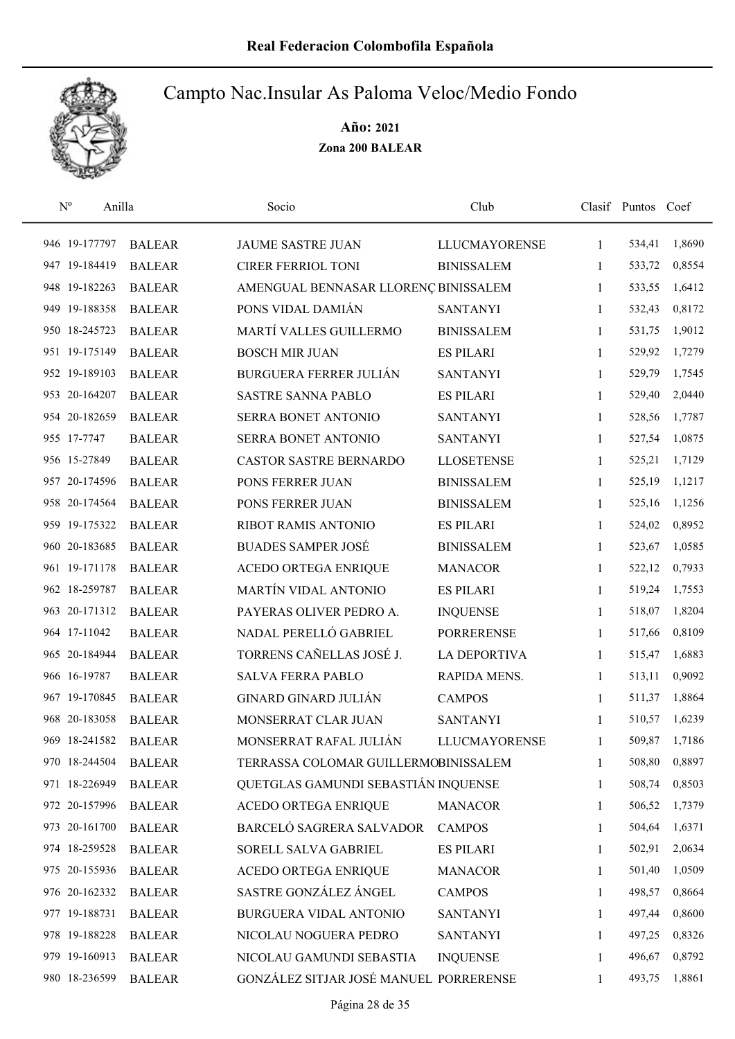# Real Federacion Colombofila Española

## Campto Nac.Insular As Paloma Veloc/Medio Fondo

**Año: 2021**

**Zona 200 BALEAR**

| Nº | Anilla | | Socio | Club | Clasif | Puntos | Coef |
|---|---|---|---|---|---|---|---|
| 946 | 19-177797 | BALEAR | JAUME SASTRE JUAN | LLUCMAYORENSE | 1 | 534,41 | 1,8690 |
| 947 | 19-184419 | BALEAR | CIRER FERRIOL TONI | BINISSALEM | 1 | 533,72 | 0,8554 |
| 948 | 19-182263 | BALEAR | AMENGUAL BENNASAR LLORENÇ | BINISSALEM | 1 | 533,55 | 1,6412 |
| 949 | 19-188358 | BALEAR | PONS VIDAL DAMIÁN | SANTANYI | 1 | 532,43 | 0,8172 |
| 950 | 18-245723 | BALEAR | MARTÍ VALLES GUILLERMO | BINISSALEM | 1 | 531,75 | 1,9012 |
| 951 | 19-175149 | BALEAR | BOSCH MIR JUAN | ES PILARI | 1 | 529,92 | 1,7279 |
| 952 | 19-189103 | BALEAR | BURGUERA FERRER JULIÁN | SANTANYI | 1 | 529,79 | 1,7545 |
| 953 | 20-164207 | BALEAR | SASTRE SANNA PABLO | ES PILARI | 1 | 529,40 | 2,0440 |
| 954 | 20-182659 | BALEAR | SERRA BONET ANTONIO | SANTANYI | 1 | 528,56 | 1,7787 |
| 955 | 17-7747 | BALEAR | SERRA BONET ANTONIO | SANTANYI | 1 | 527,54 | 1,0875 |
| 956 | 15-27849 | BALEAR | CASTOR SASTRE BERNARDO | LLOSETENSE | 1 | 525,21 | 1,7129 |
| 957 | 20-174596 | BALEAR | PONS FERRER JUAN | BINISSALEM | 1 | 525,19 | 1,1217 |
| 958 | 20-174564 | BALEAR | PONS FERRER JUAN | BINISSALEM | 1 | 525,16 | 1,1256 |
| 959 | 19-175322 | BALEAR | RIBOT RAMIS ANTONIO | ES PILARI | 1 | 524,02 | 0,8952 |
| 960 | 20-183685 | BALEAR | BUADES SAMPER JOSÉ | BINISSALEM | 1 | 523,67 | 1,0585 |
| 961 | 19-171178 | BALEAR | ACEDO ORTEGA ENRIQUE | MANACOR | 1 | 522,12 | 0,7933 |
| 962 | 18-259787 | BALEAR | MARTÍN VIDAL ANTONIO | ES PILARI | 1 | 519,24 | 1,7553 |
| 963 | 20-171312 | BALEAR | PAYERAS OLIVER PEDRO A. | INQUENSE | 1 | 518,07 | 1,8204 |
| 964 | 17-11042 | BALEAR | NADAL PERELLÓ GABRIEL | PORRERENSE | 1 | 517,66 | 0,8109 |
| 965 | 20-184944 | BALEAR | TORRENS CAÑELLAS JOSÉ J. | LA DEPORTIVA | 1 | 515,47 | 1,6883 |
| 966 | 16-19787 | BALEAR | SALVA FERRA PABLO | RAPIDA MENS. | 1 | 513,11 | 0,9092 |
| 967 | 19-170845 | BALEAR | GINARD GINARD JULIÁN | CAMPOS | 1 | 511,37 | 1,8864 |
| 968 | 20-183058 | BALEAR | MONSERRAT CLAR JUAN | SANTANYI | 1 | 510,57 | 1,6239 |
| 969 | 18-241582 | BALEAR | MONSERRAT RAFAL JULIÁN | LLUCMAYORENSE | 1 | 509,87 | 1,7186 |
| 970 | 18-244504 | BALEAR | TERRASSA COLOMAR GUILLERMO | BINISSALEM | 1 | 508,80 | 0,8897 |
| 971 | 18-226949 | BALEAR | QUETGLAS GAMUNDI SEBASTIÁN | INQUENSE | 1 | 508,74 | 0,8503 |
| 972 | 20-157996 | BALEAR | ACEDO ORTEGA ENRIQUE | MANACOR | 1 | 506,52 | 1,7379 |
| 973 | 20-161700 | BALEAR | BARCELÓ SAGRERA SALVADOR | CAMPOS | 1 | 504,64 | 1,6371 |
| 974 | 18-259528 | BALEAR | SORELL SALVA GABRIEL | ES PILARI | 1 | 502,91 | 2,0634 |
| 975 | 20-155936 | BALEAR | ACEDO ORTEGA ENRIQUE | MANACOR | 1 | 501,40 | 1,0509 |
| 976 | 20-162332 | BALEAR | SASTRE GONZÁLEZ ÁNGEL | CAMPOS | 1 | 498,57 | 0,8664 |
| 977 | 19-188731 | BALEAR | BURGUERA VIDAL ANTONIO | SANTANYI | 1 | 497,44 | 0,8600 |
| 978 | 19-188228 | BALEAR | NICOLAU NOGUERA PEDRO | SANTANYI | 1 | 497,25 | 0,8326 |
| 979 | 19-160913 | BALEAR | NICOLAU GAMUNDI SEBASTIA | INQUENSE | 1 | 496,67 | 0,8792 |
| 980 | 18-236599 | BALEAR | GONZÁLEZ SITJAR JOSÉ MANUEL | PORRERENSE | 1 | 493,75 | 1,8861 |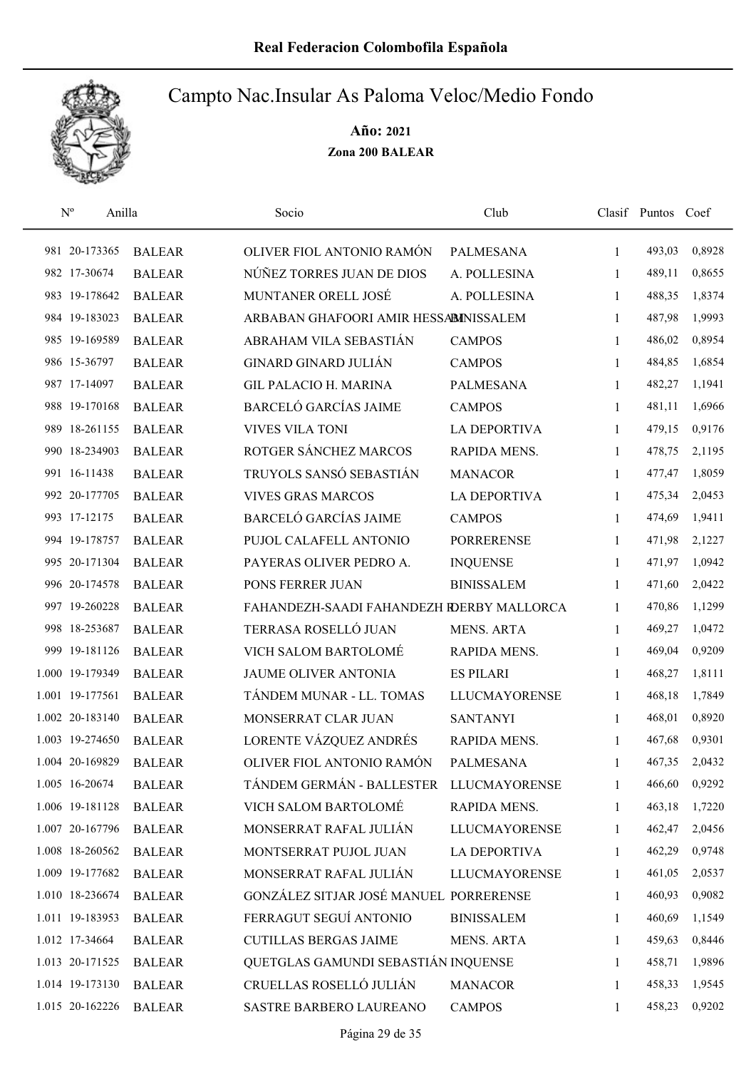# Real Federacion Colombofila Española

## Campto Nac.Insular As Paloma Veloc/Medio Fondo

**Año: 2021**

**Zona 200 BALEAR**

| Nº | Anilla | | Socio | Club | Clasif | Puntos | Coef |
|---|---|---|---|---|---|---|---|
| 981 | 20-173365 | BALEAR | OLIVER FIOL ANTONIO RAMÓN | PALMESANA | 1 | 493,03 | 0,8928 |
| 982 | 17-30674 | BALEAR | NÚÑEZ TORRES JUAN DE DIOS | A. POLLESINA | 1 | 489,11 | 0,8655 |
| 983 | 19-178642 | BALEAR | MUNTANER ORELL JOSÉ | A. POLLESINA | 1 | 488,35 | 1,8374 |
| 984 | 19-183023 | BALEAR | ARBABAN GHAFOORI AMIR HESSAM | BINISSALEM | 1 | 487,98 | 1,9993 |
| 985 | 19-169589 | BALEAR | ABRAHAM VILA SEBASTIÁN | CAMPOS | 1 | 486,02 | 0,8954 |
| 986 | 15-36797 | BALEAR | GINARD GINARD JULIÁN | CAMPOS | 1 | 484,85 | 1,6854 |
| 987 | 17-14097 | BALEAR | GIL PALACIO H. MARINA | PALMESANA | 1 | 482,27 | 1,1941 |
| 988 | 19-170168 | BALEAR | BARCELÓ GARCÍAS JAIME | CAMPOS | 1 | 481,11 | 1,6966 |
| 989 | 18-261155 | BALEAR | VIVES VILA TONI | LA DEPORTIVA | 1 | 479,15 | 0,9176 |
| 990 | 18-234903 | BALEAR | ROTGER SÁNCHEZ MARCOS | RAPIDA MENS. | 1 | 478,75 | 2,1195 |
| 991 | 16-11438 | BALEAR | TRUYOLS SANSÓ SEBASTIÁN | MANACOR | 1 | 477,47 | 1,8059 |
| 992 | 20-177705 | BALEAR | VIVES GRAS MARCOS | LA DEPORTIVA | 1 | 475,34 | 2,0453 |
| 993 | 17-12175 | BALEAR | BARCELÓ GARCÍAS JAIME | CAMPOS | 1 | 474,69 | 1,9411 |
| 994 | 19-178757 | BALEAR | PUJOL CALAFELL ANTONIO | PORRERENSE | 1 | 471,98 | 2,1227 |
| 995 | 20-171304 | BALEAR | PAYERAS OLIVER PEDRO A. | INQUENSE | 1 | 471,97 | 1,0942 |
| 996 | 20-174578 | BALEAR | PONS FERRER JUAN | BINISSALEM | 1 | 471,60 | 2,0422 |
| 997 | 19-260228 | BALEAR | FAHANDEZH-SAADI FAHANDEZH R | DERBY MALLORCA | 1 | 470,86 | 1,1299 |
| 998 | 18-253687 | BALEAR | TERRASA ROSELLÓ JUAN | MENS. ARTA | 1 | 469,27 | 1,0472 |
| 999 | 19-181126 | BALEAR | VICH SALOM BARTOLOMÉ | RAPIDA MENS. | 1 | 469,04 | 0,9209 |
| 1.000 | 19-179349 | BALEAR | JAUME OLIVER ANTONIA | ES PILARI | 1 | 468,27 | 1,8111 |
| 1.001 | 19-177561 | BALEAR | TÁNDEM MUNAR - LL. TOMAS | LLUCMAYORENSE | 1 | 468,18 | 1,7849 |
| 1.002 | 20-183140 | BALEAR | MONSERRAT CLAR JUAN | SANTANYI | 1 | 468,01 | 0,8920 |
| 1.003 | 19-274650 | BALEAR | LORENTE VÁZQUEZ ANDRÉS | RAPIDA MENS. | 1 | 467,68 | 0,9301 |
| 1.004 | 20-169829 | BALEAR | OLIVER FIOL ANTONIO RAMÓN | PALMESANA | 1 | 467,35 | 2,0432 |
| 1.005 | 16-20674 | BALEAR | TÁNDEM GERMÁN - BALLESTER | LLUCMAYORENSE | 1 | 466,60 | 0,9292 |
| 1.006 | 19-181128 | BALEAR | VICH SALOM BARTOLOMÉ | RAPIDA MENS. | 1 | 463,18 | 1,7220 |
| 1.007 | 20-167796 | BALEAR | MONSERRAT RAFAL JULIÁN | LLUCMAYORENSE | 1 | 462,47 | 2,0456 |
| 1.008 | 18-260562 | BALEAR | MONTSERRAT PUJOL JUAN | LA DEPORTIVA | 1 | 462,29 | 0,9748 |
| 1.009 | 19-177682 | BALEAR | MONSERRAT RAFAL JULIÁN | LLUCMAYORENSE | 1 | 461,05 | 2,0537 |
| 1.010 | 18-236674 | BALEAR | GONZÁLEZ SITJAR JOSÉ MANUEL | PORRERENSE | 1 | 460,93 | 0,9082 |
| 1.011 | 19-183953 | BALEAR | FERRAGUT SEGUÍ ANTONIO | BINISSALEM | 1 | 460,69 | 1,1549 |
| 1.012 | 17-34664 | BALEAR | CUTILLAS BERGAS JAIME | MENS. ARTA | 1 | 459,63 | 0,8446 |
| 1.013 | 20-171525 | BALEAR | QUETGLAS GAMUNDI SEBASTIÁN | INQUENSE | 1 | 458,71 | 1,9896 |
| 1.014 | 19-173130 | BALEAR | CRUELLAS ROSELLÓ JULIÁN | MANACOR | 1 | 458,33 | 1,9545 |
| 1.015 | 20-162226 | BALEAR | SASTRE BARBERO LAUREANO | CAMPOS | 1 | 458,23 | 0,9202 |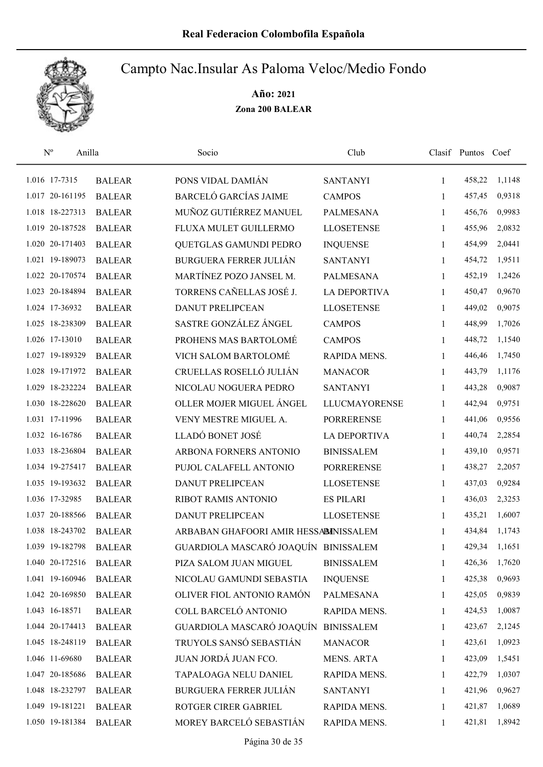**Real Federacion Colombofila Española**

# Campto Nac.Insular As Paloma Veloc/Medio Fondo

**Año: 2021**

**Zona 200 BALEAR**

| Nº | Anilla | | Socio | Club | Clasif | Puntos | Coef |
|---|---|---|---|---|---|---|---|
| 1.016 | 17-7315 | BALEAR | PONS VIDAL DAMIÁN | SANTANYI | 1 | 458,22 | 1,1148 |
| 1.017 | 20-161195 | BALEAR | BARCELÓ GARCÍAS JAIME | CAMPOS | 1 | 457,45 | 0,9318 |
| 1.018 | 18-227313 | BALEAR | MUÑOZ GUTIÉRREZ MANUEL | PALMESANA | 1 | 456,76 | 0,9983 |
| 1.019 | 20-187528 | BALEAR | FLUXA MULET GUILLERMO | LLOSETENSE | 1 | 455,96 | 2,0832 |
| 1.020 | 20-171403 | BALEAR | QUETGLAS GAMUNDI PEDRO | INQUENSE | 1 | 454,99 | 2,0441 |
| 1.021 | 19-189073 | BALEAR | BURGUERA FERRER JULIÁN | SANTANYI | 1 | 454,72 | 1,9511 |
| 1.022 | 20-170574 | BALEAR | MARTÍNEZ POZO JANSEL M. | PALMESANA | 1 | 452,19 | 1,2426 |
| 1.023 | 20-184894 | BALEAR | TORRENS CAÑELLAS JOSÉ J. | LA DEPORTIVA | 1 | 450,47 | 0,9670 |
| 1.024 | 17-36932 | BALEAR | DANUT PRELIPCEAN | LLOSETENSE | 1 | 449,02 | 0,9075 |
| 1.025 | 18-238309 | BALEAR | SASTRE GONZÁLEZ ÁNGEL | CAMPOS | 1 | 448,99 | 1,7026 |
| 1.026 | 17-13010 | BALEAR | PROHENS MAS BARTOLOMÉ | CAMPOS | 1 | 448,72 | 1,1540 |
| 1.027 | 19-189329 | BALEAR | VICH SALOM BARTOLOMÉ | RAPIDA MENS. | 1 | 446,46 | 1,7450 |
| 1.028 | 19-171972 | BALEAR | CRUELLAS ROSELLÓ JULIÁN | MANACOR | 1 | 443,79 | 1,1176 |
| 1.029 | 18-232224 | BALEAR | NICOLAU NOGUERA PEDRO | SANTANYI | 1 | 443,28 | 0,9087 |
| 1.030 | 18-228620 | BALEAR | OLLER MOJER MIGUEL ÁNGEL | LLUCMAYORENSE | 1 | 442,94 | 0,9751 |
| 1.031 | 17-11996 | BALEAR | VENY MESTRE MIGUEL A. | PORRERENSE | 1 | 441,06 | 0,9556 |
| 1.032 | 16-16786 | BALEAR | LLADÓ BONET JOSÉ | LA DEPORTIVA | 1 | 440,74 | 2,2854 |
| 1.033 | 18-236804 | BALEAR | ARBONA FORNERS ANTONIO | BINISSALEM | 1 | 439,10 | 0,9571 |
| 1.034 | 19-275417 | BALEAR | PUJOL CALAFELL ANTONIO | PORRERENSE | 1 | 438,27 | 2,2057 |
| 1.035 | 19-193632 | BALEAR | DANUT PRELIPCEAN | LLOSETENSE | 1 | 437,03 | 0,9284 |
| 1.036 | 17-32985 | BALEAR | RIBOT RAMIS ANTONIO | ES PILARI | 1 | 436,03 | 2,3253 |
| 1.037 | 20-188566 | BALEAR | DANUT PRELIPCEAN | LLOSETENSE | 1 | 435,21 | 1,6007 |
| 1.038 | 18-243702 | BALEAR | ARBABAN GHAFOORI AMIR HESSAM | BINISSALEM | 1 | 434,84 | 1,1743 |
| 1.039 | 19-182798 | BALEAR | GUARDIOLA MASCARÓ JOAQUÍN | BINISSALEM | 1 | 429,34 | 1,1651 |
| 1.040 | 20-172516 | BALEAR | PIZA SALOM JUAN MIGUEL | BINISSALEM | 1 | 426,36 | 1,7620 |
| 1.041 | 19-160946 | BALEAR | NICOLAU GAMUNDI SEBASTIA | INQUENSE | 1 | 425,38 | 0,9693 |
| 1.042 | 20-169850 | BALEAR | OLIVER FIOL ANTONIO RAMÓN | PALMESANA | 1 | 425,05 | 0,9839 |
| 1.043 | 16-18571 | BALEAR | COLL BARCELÓ ANTONIO | RAPIDA MENS. | 1 | 424,53 | 1,0087 |
| 1.044 | 20-174413 | BALEAR | GUARDIOLA MASCARÓ JOAQUÍN | BINISSALEM | 1 | 423,67 | 2,1245 |
| 1.045 | 18-248119 | BALEAR | TRUYOLS SANSÓ SEBASTIÁN | MANACOR | 1 | 423,61 | 1,0923 |
| 1.046 | 11-69680 | BALEAR | JUAN JORDÁ JUAN FCO. | MENS. ARTA | 1 | 423,09 | 1,5451 |
| 1.047 | 20-185686 | BALEAR | TAPALOAGA NELU DANIEL | RAPIDA MENS. | 1 | 422,79 | 1,0307 |
| 1.048 | 18-232797 | BALEAR | BURGUERA FERRER JULIÁN | SANTANYI | 1 | 421,96 | 0,9627 |
| 1.049 | 19-181221 | BALEAR | ROTGER CIRER GABRIEL | RAPIDA MENS. | 1 | 421,87 | 1,0689 |
| 1.050 | 19-181384 | BALEAR | MOREY BARCELÓ SEBASTIÁN | RAPIDA MENS. | 1 | 421,81 | 1,8942 |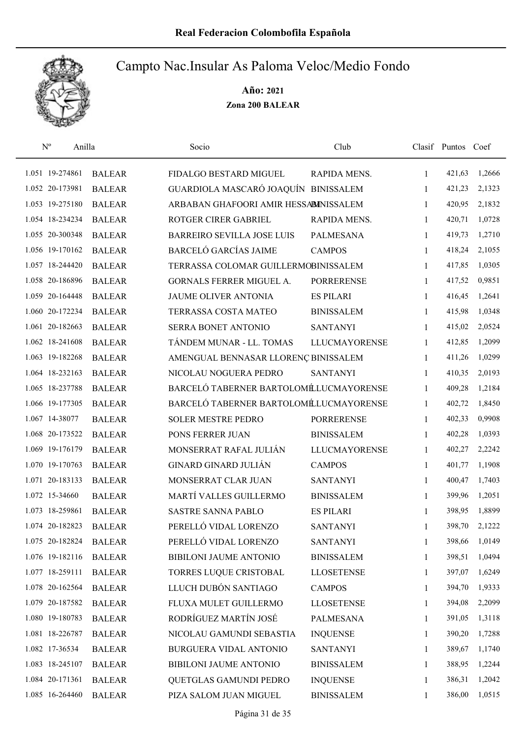# Real Federacion Colombofila Española

## Campto Nac.Insular As Paloma Veloc/Medio Fondo

**Año: 2021**

**Zona 200 BALEAR**

| Nº | Anilla | | Socio | Club | Clasif | Puntos | Coef |
|---|---|---|---|---|---|---|---|
| 1.051 | 19-274861 | BALEAR | FIDALGO BESTARD MIGUEL | RAPIDA MENS. | 1 | 421,63 | 1,2666 |
| 1.052 | 20-173981 | BALEAR | GUARDIOLA MASCARÓ JOAQUÍN | BINISSALEM | 1 | 421,23 | 2,1323 |
| 1.053 | 19-275180 | BALEAR | ARBABAN GHAFOORI AMIR HESSAM | BINISSALEM | 1 | 420,95 | 2,1832 |
| 1.054 | 18-234234 | BALEAR | ROTGER CIRER GABRIEL | RAPIDA MENS. | 1 | 420,71 | 1,0728 |
| 1.055 | 20-300348 | BALEAR | BARREIRO SEVILLA JOSE LUIS | PALMESANA | 1 | 419,73 | 1,2710 |
| 1.056 | 19-170162 | BALEAR | BARCELÓ GARCÍAS JAIME | CAMPOS | 1 | 418,24 | 2,1055 |
| 1.057 | 18-244420 | BALEAR | TERRASSA COLOMAR GUILLERMO | BINISSALEM | 1 | 417,85 | 1,0305 |
| 1.058 | 20-186896 | BALEAR | GORNALS FERRER MIGUEL A. | PORRERENSE | 1 | 417,52 | 0,9851 |
| 1.059 | 20-164448 | BALEAR | JAUME OLIVER ANTONIA | ES PILARI | 1 | 416,45 | 1,2641 |
| 1.060 | 20-172234 | BALEAR | TERRASSA COSTA MATEO | BINISSALEM | 1 | 415,98 | 1,0348 |
| 1.061 | 20-182663 | BALEAR | SERRA BONET ANTONIO | SANTANYI | 1 | 415,02 | 2,0524 |
| 1.062 | 18-241608 | BALEAR | TÁNDEM MUNAR - LL. TOMAS | LLUCMAYORENSE | 1 | 412,85 | 1,2099 |
| 1.063 | 19-182268 | BALEAR | AMENGUAL BENNASAR LLORENÇ | BINISSALEM | 1 | 411,26 | 1,0299 |
| 1.064 | 18-232163 | BALEAR | NICOLAU NOGUERA PEDRO | SANTANYI | 1 | 410,35 | 2,0193 |
| 1.065 | 18-237788 | BALEAR | BARCELÓ TABERNER BARTOLOMÉ | LLUCMAYORENSE | 1 | 409,28 | 1,2184 |
| 1.066 | 19-177305 | BALEAR | BARCELÓ TABERNER BARTOLOMÉ | LLUCMAYORENSE | 1 | 402,72 | 1,8450 |
| 1.067 | 14-38077 | BALEAR | SOLER MESTRE PEDRO | PORRERENSE | 1 | 402,33 | 0,9908 |
| 1.068 | 20-173522 | BALEAR | PONS FERRER JUAN | BINISSALEM | 1 | 402,28 | 1,0393 |
| 1.069 | 19-176179 | BALEAR | MONSERRAT RAFAL JULIÁN | LLUCMAYORENSE | 1 | 402,27 | 2,2242 |
| 1.070 | 19-170763 | BALEAR | GINARD GINARD JULIÁN | CAMPOS | 1 | 401,77 | 1,1908 |
| 1.071 | 20-183133 | BALEAR | MONSERRAT CLAR JUAN | SANTANYI | 1 | 400,47 | 1,7403 |
| 1.072 | 15-34660 | BALEAR | MARTÍ VALLES GUILLERMO | BINISSALEM | 1 | 399,96 | 1,2051 |
| 1.073 | 18-259861 | BALEAR | SASTRE SANNA PABLO | ES PILARI | 1 | 398,95 | 1,8899 |
| 1.074 | 20-182823 | BALEAR | PERELLÓ VIDAL LORENZO | SANTANYI | 1 | 398,70 | 2,1222 |
| 1.075 | 20-182824 | BALEAR | PERELLÓ VIDAL LORENZO | SANTANYI | 1 | 398,66 | 1,0149 |
| 1.076 | 19-182116 | BALEAR | BIBILONI JAUME ANTONIO | BINISSALEM | 1 | 398,51 | 1,0494 |
| 1.077 | 18-259111 | BALEAR | TORRES LUQUE CRISTOBAL | LLOSETENSE | 1 | 397,07 | 1,6249 |
| 1.078 | 20-162564 | BALEAR | LLUCH DUBÓN SANTIAGO | CAMPOS | 1 | 394,70 | 1,9333 |
| 1.079 | 20-187582 | BALEAR | FLUXA MULET GUILLERMO | LLOSETENSE | 1 | 394,08 | 2,2099 |
| 1.080 | 19-180783 | BALEAR | RODRÍGUEZ MARTÍN JOSÉ | PALMESANA | 1 | 391,05 | 1,3118 |
| 1.081 | 18-226787 | BALEAR | NICOLAU GAMUNDI SEBASTIA | INQUENSE | 1 | 390,20 | 1,7288 |
| 1.082 | 17-36534 | BALEAR | BURGUERA VIDAL ANTONIO | SANTANYI | 1 | 389,67 | 1,1740 |
| 1.083 | 18-245107 | BALEAR | BIBILONI JAUME ANTONIO | BINISSALEM | 1 | 388,95 | 1,2244 |
| 1.084 | 20-171361 | BALEAR | QUETGLAS GAMUNDI PEDRO | INQUENSE | 1 | 386,31 | 1,2042 |
| 1.085 | 16-264460 | BALEAR | PIZA SALOM JUAN MIGUEL | BINISSALEM | 1 | 386,00 | 1,0515 |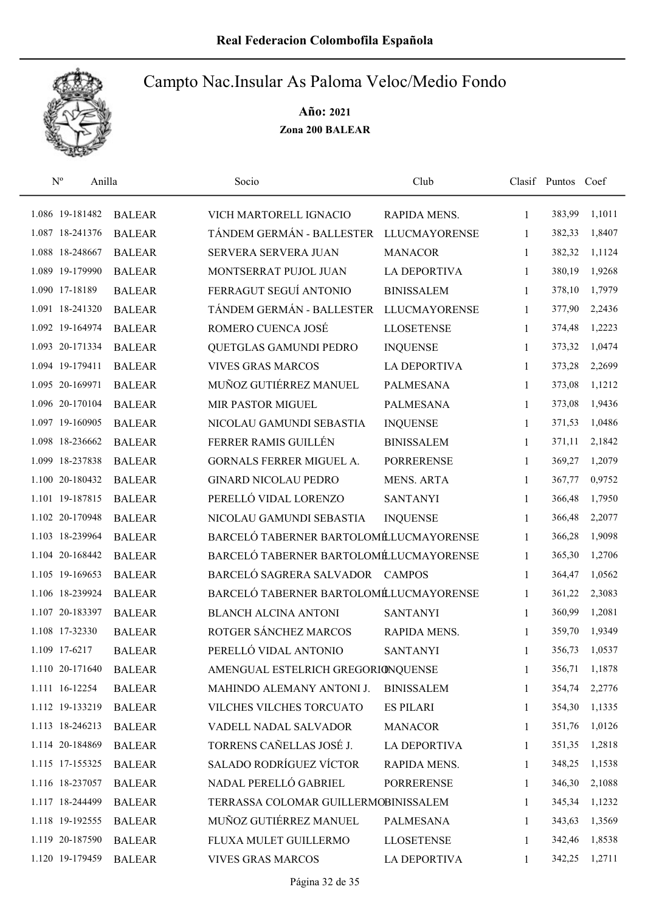# Campto Nac.Insular As Paloma Veloc/Medio Fondo

**Año: 2021**

**Zona 200 BALEAR**

| Nº | Anilla | | Socio | Club | Clasif | Puntos | Coef |
|---|---|---|---|---|---|---|---|
| 1.086 | 19-181482 | BALEAR | VICH MARTORELL IGNACIO | RAPIDA MENS. | 1 | 383,99 | 1,1011 |
| 1.087 | 18-241376 | BALEAR | TÁNDEM GERMÁN - BALLESTER | LLUCMAYORENSE | 1 | 382,33 | 1,8407 |
| 1.088 | 18-248667 | BALEAR | SERVERA SERVERA JUAN | MANACOR | 1 | 382,32 | 1,1124 |
| 1.089 | 19-179990 | BALEAR | MONTSERRAT PUJOL JUAN | LA DEPORTIVA | 1 | 380,19 | 1,9268 |
| 1.090 | 17-18189 | BALEAR | FERRAGUT SEGUÍ ANTONIO | BINISSALEM | 1 | 378,10 | 1,7979 |
| 1.091 | 18-241320 | BALEAR | TÁNDEM GERMÁN - BALLESTER | LLUCMAYORENSE | 1 | 377,90 | 2,2436 |
| 1.092 | 19-164974 | BALEAR | ROMERO CUENCA JOSÉ | LLOSETENSE | 1 | 374,48 | 1,2223 |
| 1.093 | 20-171334 | BALEAR | QUETGLAS GAMUNDI PEDRO | INQUENSE | 1 | 373,32 | 1,0474 |
| 1.094 | 19-179411 | BALEAR | VIVES GRAS MARCOS | LA DEPORTIVA | 1 | 373,28 | 2,2699 |
| 1.095 | 20-169971 | BALEAR | MUÑOZ GUTIÉRREZ MANUEL | PALMESANA | 1 | 373,08 | 1,1212 |
| 1.096 | 20-170104 | BALEAR | MIR PASTOR MIGUEL | PALMESANA | 1 | 373,08 | 1,9436 |
| 1.097 | 19-160905 | BALEAR | NICOLAU GAMUNDI SEBASTIA | INQUENSE | 1 | 371,53 | 1,0486 |
| 1.098 | 18-236662 | BALEAR | FERRER RAMIS GUILLÉN | BINISSALEM | 1 | 371,11 | 2,1842 |
| 1.099 | 18-237838 | BALEAR | GORNALS FERRER MIGUEL A. | PORRERENSE | 1 | 369,27 | 1,2079 |
| 1.100 | 20-180432 | BALEAR | GINARD NICOLAU PEDRO | MENS. ARTA | 1 | 367,77 | 0,9752 |
| 1.101 | 19-187815 | BALEAR | PERELLÓ VIDAL LORENZO | SANTANYI | 1 | 366,48 | 1,7950 |
| 1.102 | 20-170948 | BALEAR | NICOLAU GAMUNDI SEBASTIA | INQUENSE | 1 | 366,48 | 2,2077 |
| 1.103 | 18-239964 | BALEAR | BARCELÓ TABERNER BARTOLOMÉ | LLUCMAYORENSE | 1 | 366,28 | 1,9098 |
| 1.104 | 20-168442 | BALEAR | BARCELÓ TABERNER BARTOLOMÉ | LLUCMAYORENSE | 1 | 365,30 | 1,2706 |
| 1.105 | 19-169653 | BALEAR | BARCELÓ SAGRERA SALVADOR | CAMPOS | 1 | 364,47 | 1,0562 |
| 1.106 | 18-239924 | BALEAR | BARCELÓ TABERNER BARTOLOMÉ | LLUCMAYORENSE | 1 | 361,22 | 2,3083 |
| 1.107 | 20-183397 | BALEAR | BLANCH ALCINA ANTONI | SANTANYI | 1 | 360,99 | 1,2081 |
| 1.108 | 17-32330 | BALEAR | ROTGER SÁNCHEZ MARCOS | RAPIDA MENS. | 1 | 359,70 | 1,9349 |
| 1.109 | 17-6217 | BALEAR | PERELLÓ VIDAL ANTONIO | SANTANYI | 1 | 356,73 | 1,0537 |
| 1.110 | 20-171640 | BALEAR | AMENGUAL ESTELRICH GREGORIO | INQUENSE | 1 | 356,71 | 1,1878 |
| 1.111 | 16-12254 | BALEAR | MAHINDO ALEMANY ANTONI J. | BINISSALEM | 1 | 354,74 | 2,2776 |
| 1.112 | 19-133219 | BALEAR | VILCHES VILCHES TORCUATO | ES PILARI | 1 | 354,30 | 1,1335 |
| 1.113 | 18-246213 | BALEAR | VADELL NADAL SALVADOR | MANACOR | 1 | 351,76 | 1,0126 |
| 1.114 | 20-184869 | BALEAR | TORRENS CAÑELLAS JOSÉ J. | LA DEPORTIVA | 1 | 351,35 | 1,2818 |
| 1.115 | 17-155325 | BALEAR | SALADO RODRÍGUEZ VÍCTOR | RAPIDA MENS. | 1 | 348,25 | 1,1538 |
| 1.116 | 18-237057 | BALEAR | NADAL PERELLÓ GABRIEL | PORRERENSE | 1 | 346,30 | 2,1088 |
| 1.117 | 18-244499 | BALEAR | TERRASSA COLOMAR GUILLERMO | BINISSALEM | 1 | 345,34 | 1,1232 |
| 1.118 | 19-192555 | BALEAR | MUÑOZ GUTIÉRREZ MANUEL | PALMESANA | 1 | 343,63 | 1,3569 |
| 1.119 | 20-187590 | BALEAR | FLUXA MULET GUILLERMO | LLOSETENSE | 1 | 342,46 | 1,8538 |
| 1.120 | 19-179459 | BALEAR | VIVES GRAS MARCOS | LA DEPORTIVA | 1 | 342,25 | 1,2711 |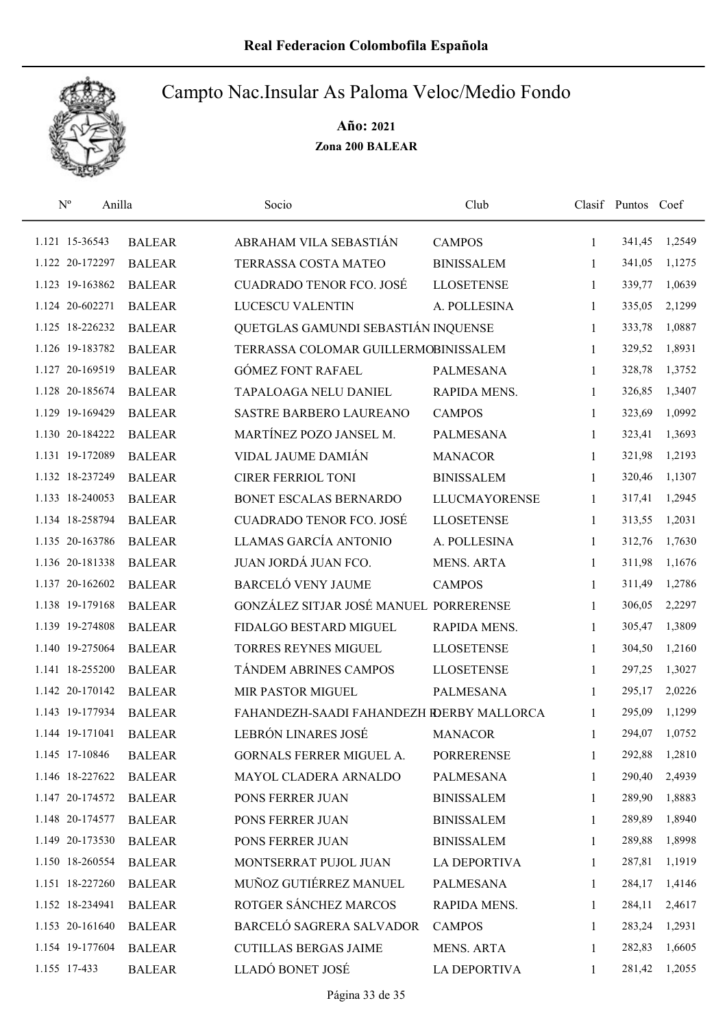Real Federacion Colombofila Española

# Campto Nac.Insular As Paloma Veloc/Medio Fondo

**Año: 2021**

**Zona 200 BALEAR**

| Nº | Anilla | | Socio | Club | Clasif | Puntos | Coef |
|---|---|---|---|---|---|---|---|
| 1.121 | 15-36543 | BALEAR | ABRAHAM VILA SEBASTIÁN | CAMPOS | 1 | 341,45 | 1,2549 |
| 1.122 | 20-172297 | BALEAR | TERRASSA COSTA MATEO | BINISSALEM | 1 | 341,05 | 1,1275 |
| 1.123 | 19-163862 | BALEAR | CUADRADO TENOR FCO. JOSÉ | LLOSETENSE | 1 | 339,77 | 1,0639 |
| 1.124 | 20-602271 | BALEAR | LUCESCU VALENTIN | A. POLLESINA | 1 | 335,05 | 2,1299 |
| 1.125 | 18-226232 | BALEAR | QUETGLAS GAMUNDI SEBASTIÁN | INQUENSE | 1 | 333,78 | 1,0887 |
| 1.126 | 19-183782 | BALEAR | TERRASSA COLOMAR GUILLERMO | BINISSALEM | 1 | 329,52 | 1,8931 |
| 1.127 | 20-169519 | BALEAR | GÓMEZ FONT RAFAEL | PALMESANA | 1 | 328,78 | 1,3752 |
| 1.128 | 20-185674 | BALEAR | TAPALOAGA NELU DANIEL | RAPIDA MENS. | 1 | 326,85 | 1,3407 |
| 1.129 | 19-169429 | BALEAR | SASTRE BARBERO LAUREANO | CAMPOS | 1 | 323,69 | 1,0992 |
| 1.130 | 20-184222 | BALEAR | MARTÍNEZ POZO JANSEL M. | PALMESANA | 1 | 323,41 | 1,3693 |
| 1.131 | 19-172089 | BALEAR | VIDAL JAUME DAMIÁN | MANACOR | 1 | 321,98 | 1,2193 |
| 1.132 | 18-237249 | BALEAR | CIRER FERRIOL TONI | BINISSALEM | 1 | 320,46 | 1,1307 |
| 1.133 | 18-240053 | BALEAR | BONET ESCALAS BERNARDO | LLUCMAYORENSE | 1 | 317,41 | 1,2945 |
| 1.134 | 18-258794 | BALEAR | CUADRADO TENOR FCO. JOSÉ | LLOSETENSE | 1 | 313,55 | 1,2031 |
| 1.135 | 20-163786 | BALEAR | LLAMAS GARCÍA ANTONIO | A. POLLESINA | 1 | 312,76 | 1,7630 |
| 1.136 | 20-181338 | BALEAR | JUAN JORDÁ JUAN FCO. | MENS. ARTA | 1 | 311,98 | 1,1676 |
| 1.137 | 20-162602 | BALEAR | BARCELÓ VENY JAUME | CAMPOS | 1 | 311,49 | 1,2786 |
| 1.138 | 19-179168 | BALEAR | GONZÁLEZ SITJAR JOSÉ MANUEL | PORRERENSE | 1 | 306,05 | 2,2297 |
| 1.139 | 19-274808 | BALEAR | FIDALGO BESTARD MIGUEL | RAPIDA MENS. | 1 | 305,47 | 1,3809 |
| 1.140 | 19-275064 | BALEAR | TORRES REYNES MIGUEL | LLOSETENSE | 1 | 304,50 | 1,2160 |
| 1.141 | 18-255200 | BALEAR | TÁNDEM ABRINES CAMPOS | LLOSETENSE | 1 | 297,25 | 1,3027 |
| 1.142 | 20-170142 | BALEAR | MIR PASTOR MIGUEL | PALMESANA | 1 | 295,17 | 2,0226 |
| 1.143 | 19-177934 | BALEAR | FAHANDEZH-SAADI FAHANDEZH R | DERBY MALLORCA | 1 | 295,09 | 1,1299 |
| 1.144 | 19-171041 | BALEAR | LEBRÓN LINARES JOSÉ | MANACOR | 1 | 294,07 | 1,0752 |
| 1.145 | 17-10846 | BALEAR | GORNALS FERRER MIGUEL A. | PORRERENSE | 1 | 292,88 | 1,2810 |
| 1.146 | 18-227622 | BALEAR | MAYOL CLADERA ARNALDO | PALMESANA | 1 | 290,40 | 2,4939 |
| 1.147 | 20-174572 | BALEAR | PONS FERRER JUAN | BINISSALEM | 1 | 289,90 | 1,8883 |
| 1.148 | 20-174577 | BALEAR | PONS FERRER JUAN | BINISSALEM | 1 | 289,89 | 1,8940 |
| 1.149 | 20-173530 | BALEAR | PONS FERRER JUAN | BINISSALEM | 1 | 289,88 | 1,8998 |
| 1.150 | 18-260554 | BALEAR | MONTSERRAT PUJOL JUAN | LA DEPORTIVA | 1 | 287,81 | 1,1919 |
| 1.151 | 18-227260 | BALEAR | MUÑOZ GUTIÉRREZ MANUEL | PALMESANA | 1 | 284,17 | 1,4146 |
| 1.152 | 18-234941 | BALEAR | ROTGER SÁNCHEZ MARCOS | RAPIDA MENS. | 1 | 284,11 | 2,4617 |
| 1.153 | 20-161640 | BALEAR | BARCELÓ SAGRERA SALVADOR | CAMPOS | 1 | 283,24 | 1,2931 |
| 1.154 | 19-177604 | BALEAR | CUTILLAS BERGAS JAIME | MENS. ARTA | 1 | 282,83 | 1,6605 |
| 1.155 | 17-433 | BALEAR | LLADÓ BONET JOSÉ | LA DEPORTIVA | 1 | 281,42 | 1,2055 |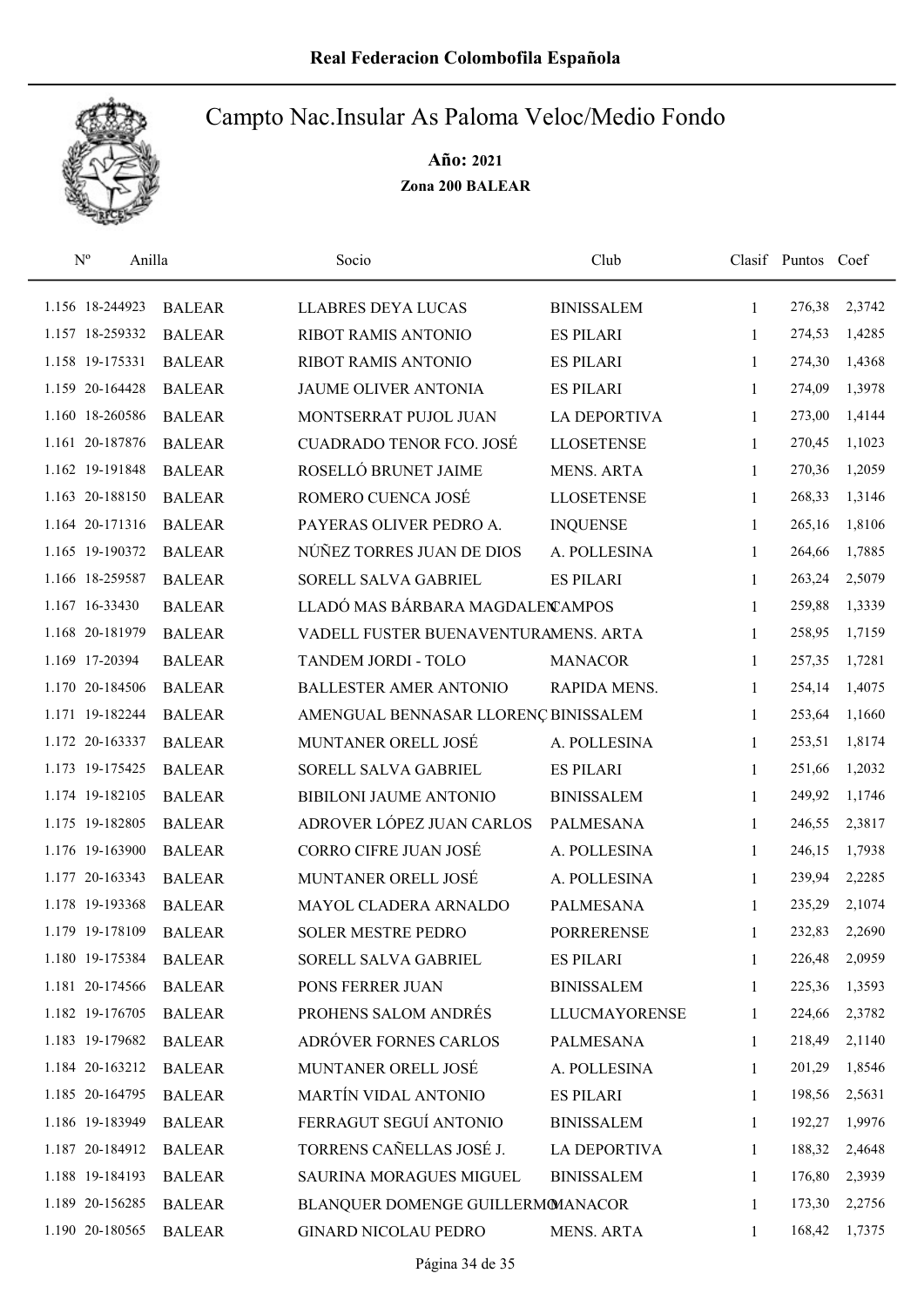# Real Federacion Colombofila Española

## Campto Nac.Insular As Paloma Veloc/Medio Fondo

**Año: 2021**

**Zona 200 BALEAR**

| Nº | Anilla | | Socio | Club | Clasif | Puntos | Coef |
|---|---|---|---|---|---|---|---|
| 1.156 | 18-244923 | BALEAR | LLABRES DEYA LUCAS | BINISSALEM | 1 | 276,38 | 2,3742 |
| 1.157 | 18-259332 | BALEAR | RIBOT RAMIS ANTONIO | ES PILARI | 1 | 274,53 | 1,4285 |
| 1.158 | 19-175331 | BALEAR | RIBOT RAMIS ANTONIO | ES PILARI | 1 | 274,30 | 1,4368 |
| 1.159 | 20-164428 | BALEAR | JAUME OLIVER ANTONIA | ES PILARI | 1 | 274,09 | 1,3978 |
| 1.160 | 18-260586 | BALEAR | MONTSERRAT PUJOL JUAN | LA DEPORTIVA | 1 | 273,00 | 1,4144 |
| 1.161 | 20-187876 | BALEAR | CUADRADO TENOR FCO. JOSÉ | LLOSETENSE | 1 | 270,45 | 1,1023 |
| 1.162 | 19-191848 | BALEAR | ROSELLÓ BRUNET JAIME | MENS. ARTA | 1 | 270,36 | 1,2059 |
| 1.163 | 20-188150 | BALEAR | ROMERO CUENCA JOSÉ | LLOSETENSE | 1 | 268,33 | 1,3146 |
| 1.164 | 20-171316 | BALEAR | PAYERAS OLIVER PEDRO A. | INQUENSE | 1 | 265,16 | 1,8106 |
| 1.165 | 19-190372 | BALEAR | NÚÑEZ TORRES JUAN DE DIOS | A. POLLESINA | 1 | 264,66 | 1,7885 |
| 1.166 | 18-259587 | BALEAR | SORELL SALVA GABRIEL | ES PILARI | 1 | 263,24 | 2,5079 |
| 1.167 | 16-33430 | BALEAR | LLADÓ MAS BÁRBARA MAGDALEN | CAMPOS | 1 | 259,88 | 1,3339 |
| 1.168 | 20-181979 | BALEAR | VADELL FUSTER BUENAVENTURA | MENS. ARTA | 1 | 258,95 | 1,7159 |
| 1.169 | 17-20394 | BALEAR | TANDEM JORDI - TOLO | MANACOR | 1 | 257,35 | 1,7281 |
| 1.170 | 20-184506 | BALEAR | BALLESTER AMER ANTONIO | RAPIDA MENS. | 1 | 254,14 | 1,4075 |
| 1.171 | 19-182244 | BALEAR | AMENGUAL BENNASAR LLORENÇ | BINISSALEM | 1 | 253,64 | 1,1660 |
| 1.172 | 20-163337 | BALEAR | MUNTANER ORELL JOSÉ | A. POLLESINA | 1 | 253,51 | 1,8174 |
| 1.173 | 19-175425 | BALEAR | SORELL SALVA GABRIEL | ES PILARI | 1 | 251,66 | 1,2032 |
| 1.174 | 19-182105 | BALEAR | BIBILONI JAUME ANTONIO | BINISSALEM | 1 | 249,92 | 1,1746 |
| 1.175 | 19-182805 | BALEAR | ADROVER LÓPEZ JUAN CARLOS | PALMESANA | 1 | 246,55 | 2,3817 |
| 1.176 | 19-163900 | BALEAR | CORRO CIFRE JUAN JOSÉ | A. POLLESINA | 1 | 246,15 | 1,7938 |
| 1.177 | 20-163343 | BALEAR | MUNTANER ORELL JOSÉ | A. POLLESINA | 1 | 239,94 | 2,2285 |
| 1.178 | 19-193368 | BALEAR | MAYOL CLADERA ARNALDO | PALMESANA | 1 | 235,29 | 2,1074 |
| 1.179 | 19-178109 | BALEAR | SOLER MESTRE PEDRO | PORRERENSE | 1 | 232,83 | 2,2690 |
| 1.180 | 19-175384 | BALEAR | SORELL SALVA GABRIEL | ES PILARI | 1 | 226,48 | 2,0959 |
| 1.181 | 20-174566 | BALEAR | PONS FERRER JUAN | BINISSALEM | 1 | 225,36 | 1,3593 |
| 1.182 | 19-176705 | BALEAR | PROHENS SALOM ANDRÉS | LLUCMAYORENSE | 1 | 224,66 | 2,3782 |
| 1.183 | 19-179682 | BALEAR | ADRÓVER FORNES CARLOS | PALMESANA | 1 | 218,49 | 2,1140 |
| 1.184 | 20-163212 | BALEAR | MUNTANER ORELL JOSÉ | A. POLLESINA | 1 | 201,29 | 1,8546 |
| 1.185 | 20-164795 | BALEAR | MARTÍN VIDAL ANTONIO | ES PILARI | 1 | 198,56 | 2,5631 |
| 1.186 | 19-183949 | BALEAR | FERRAGUT SEGUÍ ANTONIO | BINISSALEM | 1 | 192,27 | 1,9976 |
| 1.187 | 20-184912 | BALEAR | TORRENS CAÑELLAS JOSÉ J. | LA DEPORTIVA | 1 | 188,32 | 2,4648 |
| 1.188 | 19-184193 | BALEAR | SAURINA MORAGUES MIGUEL | BINISSALEM | 1 | 176,80 | 2,3939 |
| 1.189 | 20-156285 | BALEAR | BLANQUER DOMENGE GUILLERMO | MANACOR | 1 | 173,30 | 2,2756 |
| 1.190 | 20-180565 | BALEAR | GINARD NICOLAU PEDRO | MENS. ARTA | 1 | 168,42 | 1,7375 |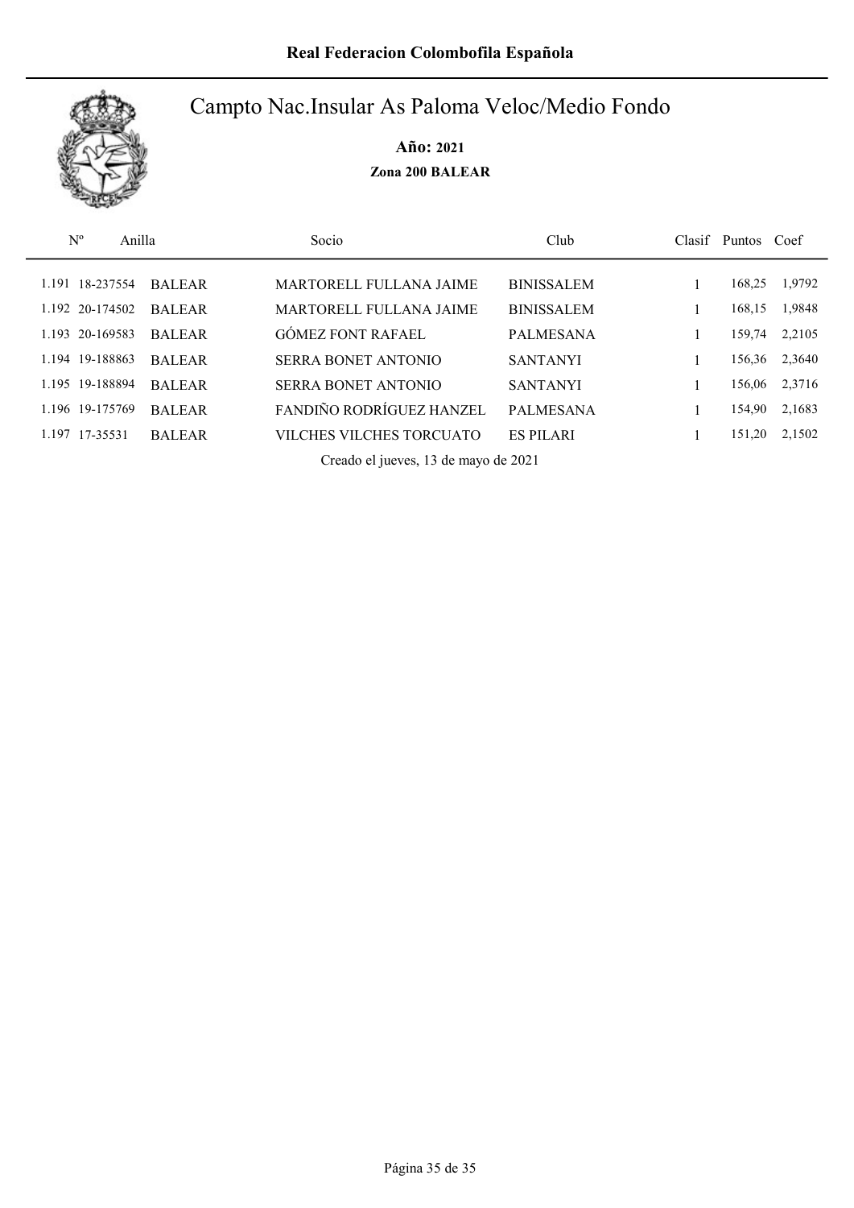# Real Federacion Colombofila Española

## Campto Nac.Insular As Paloma Veloc/Medio Fondo

**Año: 2021**

**Zona 200 BALEAR**

| Nº | Anilla | | Socio | Club | Clasif | Puntos | Coef |
|---|---|---|---|---|---|---|---|
| 1.191 | 18-237554 | BALEAR | MARTORELL FULLANA JAIME | BINISSALEM | 1 | 168,25 | 1,9792 |
| 1.192 | 20-174502 | BALEAR | MARTORELL FULLANA JAIME | BINISSALEM | 1 | 168,15 | 1,9848 |
| 1.193 | 20-169583 | BALEAR | GÓMEZ FONT RAFAEL | PALMESANA | 1 | 159,74 | 2,2105 |
| 1.194 | 19-188863 | BALEAR | SERRA BONET ANTONIO | SANTANYI | 1 | 156,36 | 2,3640 |
| 1.195 | 19-188894 | BALEAR | SERRA BONET ANTONIO | SANTANYI | 1 | 156,06 | 2,3716 |
| 1.196 | 19-175769 | BALEAR | FANDIÑO RODRÍGUEZ HANZEL | PALMESANA | 1 | 154,90 | 2,1683 |
| 1.197 | 17-35531 | BALEAR | VILCHES VILCHES TORCUATO | ES PILARI | 1 | 151,20 | 2,1502 |

Creado el jueves, 13 de mayo de 2021